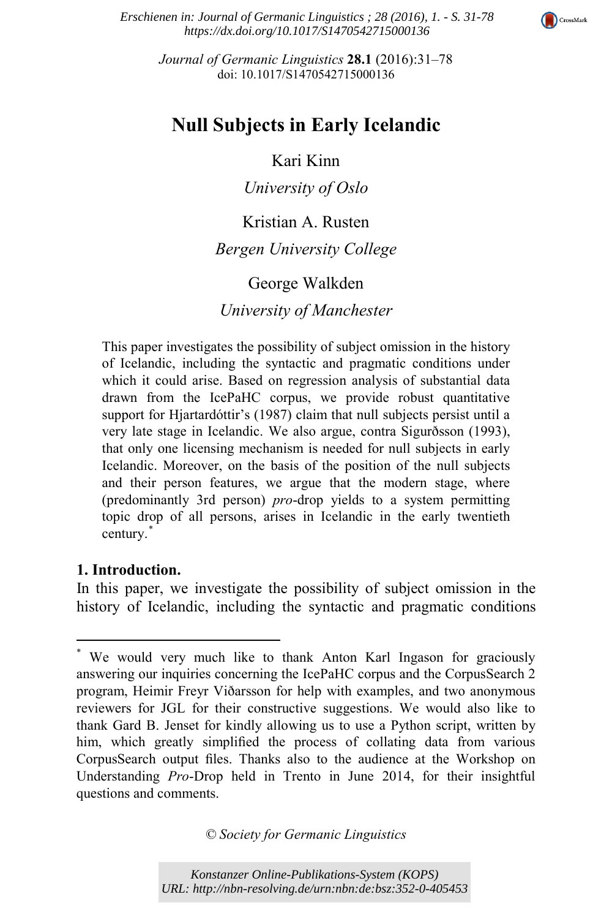# Null Subjects in Early Icelandic

Kari Kinn

*University of Oslo*

Kristian A. Rusten

*Bergen University College*

George Walkden

*University of Manchester*

This paper investigates the possibility of subject omission in the history of Icelandic, including the syntactic and pragmatic conditions under which it could arise. Based on regression analysis of substantial data drawn from the IcePaHC corpus, we provide robust quantitative support for Hjartardóttir's (1987) claim that null subjects persist until a very late stage in Icelandic. We also argue, contra Sigurðsson (1993), that only one licensing mechanism is needed for null subjects in early Icelandic. Moreover, on the basis of the position of the null subjects and their person features, we argue that the modern stage, where (predominantly 3rd person) *pro*-drop yields to a system permitting topic drop of all persons, arises in Icelandic in the early twentieth century.*

## 1. Introduction.

In this paper, we investigate the possibility of subject omission in the history of Icelandic, including the syntactic and pragmatic conditions

---

* We would very much like to thank Anton Karl Ingason for graciously answering our inquiries concerning the IcePaHC corpus and the CorpusSearch 2 program, Heimir Freyr Viðarsson for help with examples, and two anonymous reviewers for JGL for their constructive suggestions. We would also like to thank Gard B. Jenset for kindly allowing us to use a Python script, written by him, which greatly simplified the process of collating data from various CorpusSearch output files. Thanks also to the audience at the Workshop on Understanding *Pro*-Drop held in Trento in June 2014, for their insightful questions and comments.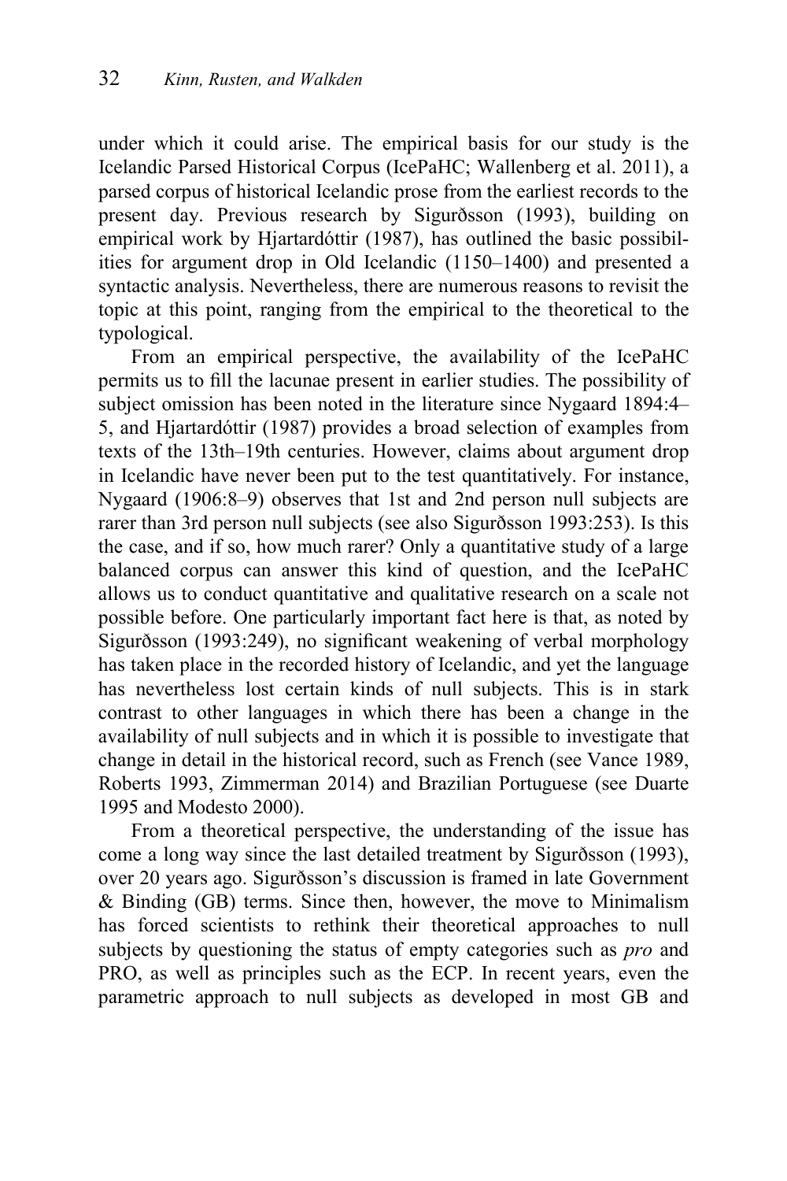under which it could arise. The empirical basis for our study is the Icelandic Parsed Historical Corpus (IcePaHC; Wallenberg et al. 2011), a parsed corpus of historical Icelandic prose from the earliest records to the present day. Previous research by Sigurðsson (1993), building on empirical work by Hjartardóttir (1987), has outlined the basic possibilities for argument drop in Old Icelandic (1150–1400) and presented a syntactic analysis. Nevertheless, there are numerous reasons to revisit the topic at this point, ranging from the empirical to the theoretical to the typological.

From an empirical perspective, the availability of the IcePaHC permits us to fill the lacunae present in earlier studies. The possibility of subject omission has been noted in the literature since Nygaard 1894:4–5, and Hjartardóttir (1987) provides a broad selection of examples from texts of the 13th–19th centuries. However, claims about argument drop in Icelandic have never been put to the test quantitatively. For instance, Nygaard (1906:8–9) observes that 1st and 2nd person null subjects are rarer than 3rd person null subjects (see also Sigurðsson 1993:253). Is this the case, and if so, how much rarer? Only a quantitative study of a large balanced corpus can answer this kind of question, and the IcePaHC allows us to conduct quantitative and qualitative research on a scale not possible before. One particularly important fact here is that, as noted by Sigurðsson (1993:249), no significant weakening of verbal morphology has taken place in the recorded history of Icelandic, and yet the language has nevertheless lost certain kinds of null subjects. This is in stark contrast to other languages in which there has been a change in the availability of null subjects and in which it is possible to investigate that change in detail in the historical record, such as French (see Vance 1989, Roberts 1993, Zimmerman 2014) and Brazilian Portuguese (see Duarte 1995 and Modesto 2000).

From a theoretical perspective, the understanding of the issue has come a long way since the last detailed treatment by Sigurðsson (1993), over 20 years ago. Sigurðsson's discussion is framed in late Government & Binding (GB) terms. Since then, however, the move to Minimalism has forced scientists to rethink their theoretical approaches to null subjects by questioning the status of empty categories such as *pro* and PRO, as well as principles such as the ECP. In recent years, even the parametric approach to null subjects as developed in most GB and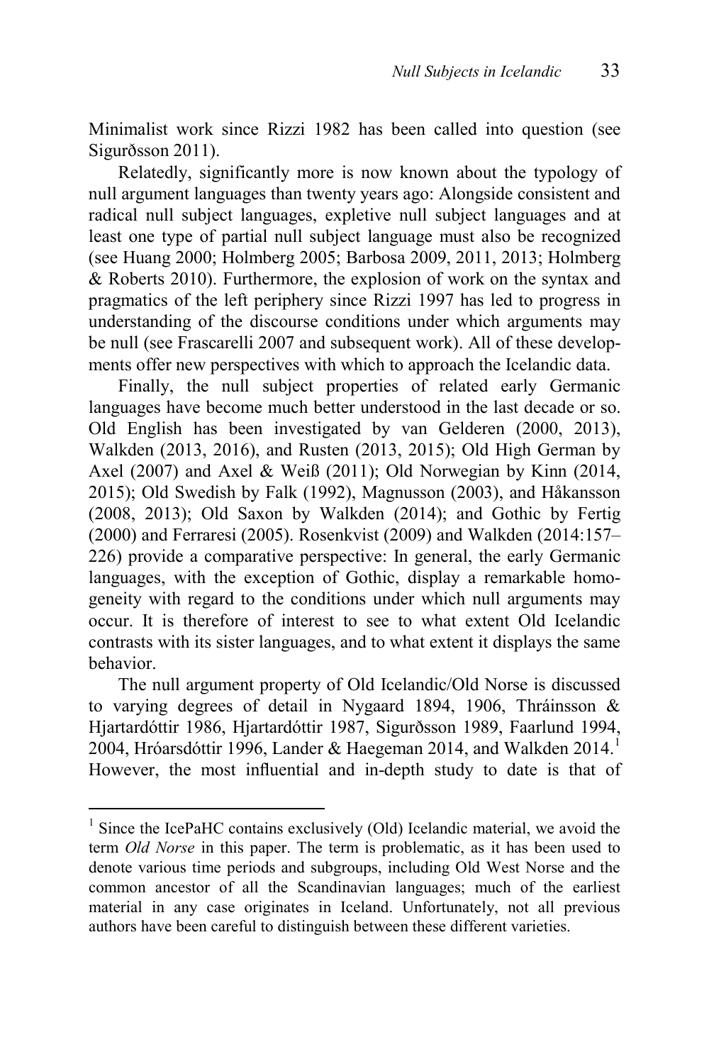Minimalist work since Rizzi 1982 has been called into question (see Sigurðsson 2011).

Relatedly, significantly more is now known about the typology of null argument languages than twenty years ago: Alongside consistent and radical null subject languages, expletive null subject languages and at least one type of partial null subject language must also be recognized (see Huang 2000; Holmberg 2005; Barbosa 2009, 2011, 2013; Holmberg & Roberts 2010). Furthermore, the explosion of work on the syntax and pragmatics of the left periphery since Rizzi 1997 has led to progress in understanding of the discourse conditions under which arguments may be null (see Frascarelli 2007 and subsequent work). All of these developments offer new perspectives with which to approach the Icelandic data.

Finally, the null subject properties of related early Germanic languages have become much better understood in the last decade or so. Old English has been investigated by van Gelderen (2000, 2013), Walkden (2013, 2016), and Rusten (2013, 2015); Old High German by Axel (2007) and Axel & Weiß (2011); Old Norwegian by Kinn (2014, 2015); Old Swedish by Falk (1992), Magnusson (2003), and Håkansson (2008, 2013); Old Saxon by Walkden (2014); and Gothic by Fertig (2000) and Ferraresi (2005). Rosenkvist (2009) and Walkden (2014:157–226) provide a comparative perspective: In general, the early Germanic languages, with the exception of Gothic, display a remarkable homogeneity with regard to the conditions under which null arguments may occur. It is therefore of interest to see to what extent Old Icelandic contrasts with its sister languages, and to what extent it displays the same behavior.

The null argument property of Old Icelandic/Old Norse is discussed to varying degrees of detail in Nygaard 1894, 1906, Thráinsson & Hjartardóttir 1986, Hjartardóttir 1987, Sigurðsson 1989, Faarlund 1994, 2004, Hróarsdóttir 1996, Lander & Haegeman 2014, and Walkden 2014.[1] However, the most influential and in-depth study to date is that of

[1] Since the IcePaHC contains exclusively (Old) Icelandic material, we avoid the term *Old Norse* in this paper. The term is problematic, as it has been used to denote various time periods and subgroups, including Old West Norse and the common ancestor of all the Scandinavian languages; much of the earliest material in any case originates in Iceland. Unfortunately, not all previous authors have been careful to distinguish between these different varieties.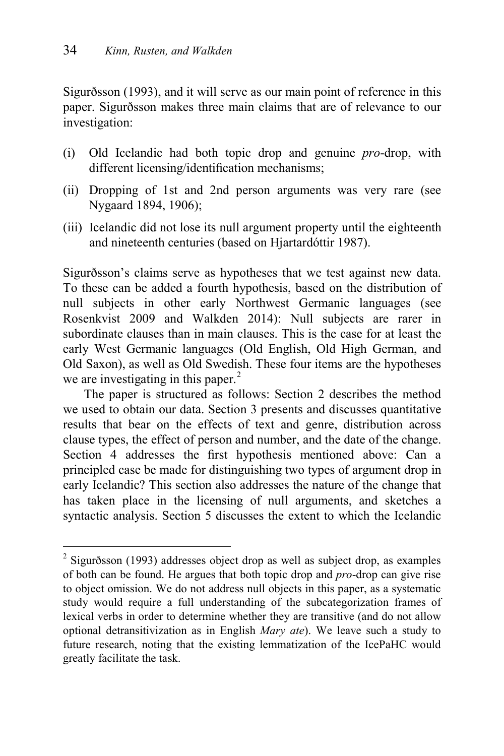Sigurðsson (1993), and it will serve as our main point of reference in this paper. Sigurðsson makes three main claims that are of relevance to our investigation:

(i) Old Icelandic had both topic drop and genuine *pro*-drop, with different licensing/identification mechanisms;

(ii) Dropping of 1st and 2nd person arguments was very rare (see Nygaard 1894, 1906);

(iii) Icelandic did not lose its null argument property until the eighteenth and nineteenth centuries (based on Hjartardóttir 1987).

Sigurðsson's claims serve as hypotheses that we test against new data. To these can be added a fourth hypothesis, based on the distribution of null subjects in other early Northwest Germanic languages (see Rosenkvist 2009 and Walkden 2014): Null subjects are rarer in subordinate clauses than in main clauses. This is the case for at least the early West Germanic languages (Old English, Old High German, and Old Saxon), as well as Old Swedish. These four items are the hypotheses we are investigating in this paper.[2]

The paper is structured as follows: Section 2 describes the method we used to obtain our data. Section 3 presents and discusses quantitative results that bear on the effects of text and genre, distribution across clause types, the effect of person and number, and the date of the change. Section 4 addresses the first hypothesis mentioned above: Can a principled case be made for distinguishing two types of argument drop in early Icelandic? This section also addresses the nature of the change that has taken place in the licensing of null arguments, and sketches a syntactic analysis. Section 5 discusses the extent to which the Icelandic

[2] Sigurðsson (1993) addresses object drop as well as subject drop, as examples of both can be found. He argues that both topic drop and *pro*-drop can give rise to object omission. We do not address null objects in this paper, as a systematic study would require a full understanding of the subcategorization frames of lexical verbs in order to determine whether they are transitive (and do not allow optional detransitivization as in English *Mary ate*). We leave such a study to future research, noting that the existing lemmatization of the IcePaHC would greatly facilitate the task.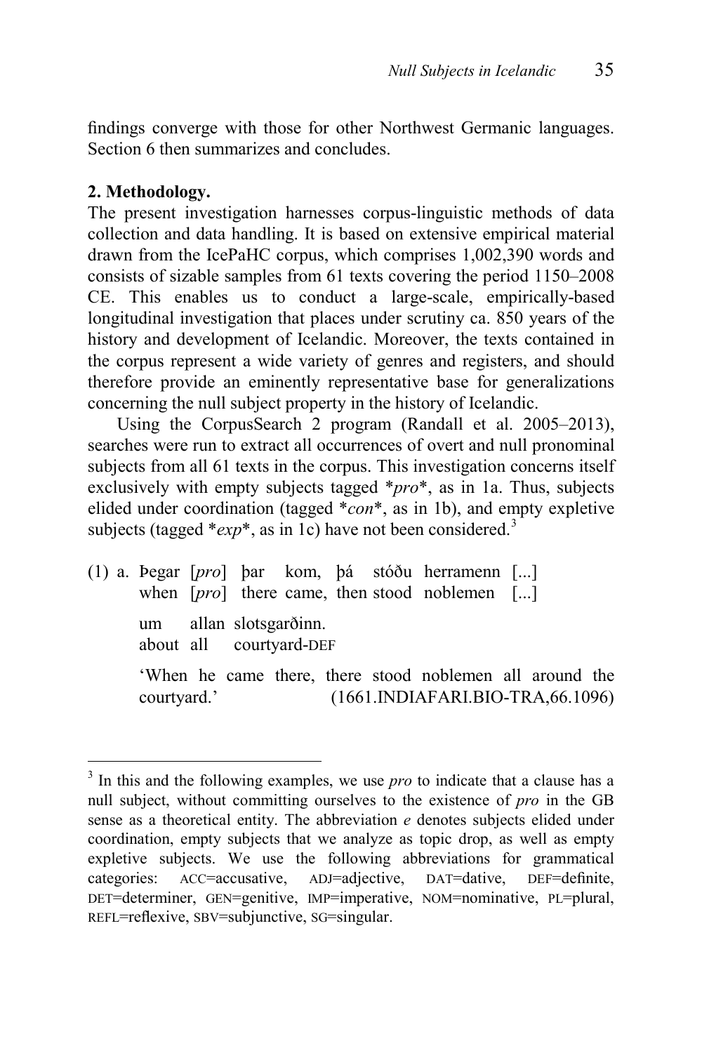findings converge with those for other Northwest Germanic languages. Section 6 then summarizes and concludes.

**2. Methodology.**

The present investigation harnesses corpus-linguistic methods of data collection and data handling. It is based on extensive empirical material drawn from the IcePaHC corpus, which comprises 1,002,390 words and consists of sizable samples from 61 texts covering the period 1150–2008 CE. This enables us to conduct a large-scale, empirically-based longitudinal investigation that places under scrutiny ca. 850 years of the history and development of Icelandic. Moreover, the texts contained in the corpus represent a wide variety of genres and registers, and should therefore provide an eminently representative base for generalizations concerning the null subject property in the history of Icelandic.

Using the CorpusSearch 2 program (Randall et al. 2005–2013), searches were run to extract all occurrences of overt and null pronominal subjects from all 61 texts in the corpus. This investigation concerns itself exclusively with empty subjects tagged \**pro*\*, as in 1a. Thus, subjects elided under coordination (tagged \**con*\*, as in 1b), and empty expletive subjects (tagged \**exp*\*, as in 1c) have not been considered.[3]

(1) a. Þegar [*pro*] þar kom, þá stóðu herramenn [...]
when [*pro*] there came, then stood noblemen [...]

um allan slotsgarðinn.
about all courtyard-DEF

'When he came there, there stood noblemen all around the courtyard.' (1661.INDIAFARI.BIO-TRA,66.1096)

---

[3] In this and the following examples, we use *pro* to indicate that a clause has a null subject, without committing ourselves to the existence of *pro* in the GB sense as a theoretical entity. The abbreviation *e* denotes subjects elided under coordination, empty subjects that we analyze as topic drop, as well as empty expletive subjects. We use the following abbreviations for grammatical categories: ACC=accusative, ADJ=adjective, DAT=dative, DEF=definite, DET=determiner, GEN=genitive, IMP=imperative, NOM=nominative, PL=plural, REFL=reflexive, SBV=subjunctive, SG=singular.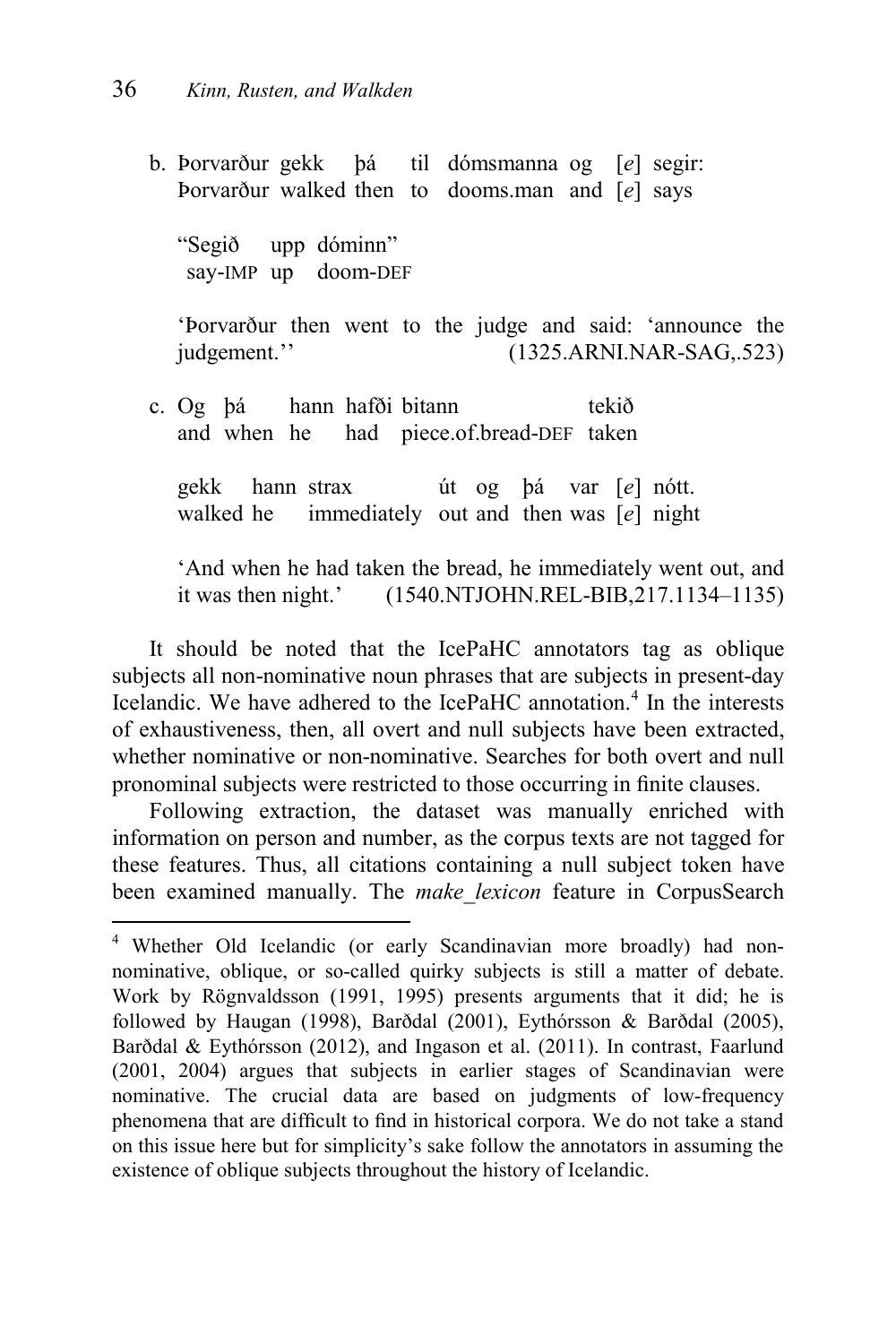b. Þorvarður gekk þá til dómsmanna og [*e*] segir:  
   Þorvarður walked then to dooms.man and [*e*] says

   "Segið upp dóminn"  
   say-IMP up doom-DEF

   'Þorvarður then went to the judge and said: 'announce the judgement.'' (1325.ARNI.NAR-SAG,.523)

c. Og þá hann hafði bitann tekið  
   and when he had piece.of.bread-DEF taken

   gekk hann strax út og þá var [*e*] nótt.  
   walked he immediately out and then was [*e*] night

   'And when he had taken the bread, he immediately went out, and it was then night.' (1540.NTJOHN.REL-BIB,217.1134–1135)

It should be noted that the IcePaHC annotators tag as oblique subjects all non-nominative noun phrases that are subjects in present-day Icelandic. We have adhered to the IcePaHC annotation.[4] In the interests of exhaustiveness, then, all overt and null subjects have been extracted, whether nominative or non-nominative. Searches for both overt and null pronominal subjects were restricted to those occurring in finite clauses.

Following extraction, the dataset was manually enriched with information on person and number, as the corpus texts are not tagged for these features. Thus, all citations containing a null subject token have been examined manually. The *make_lexicon* feature in CorpusSearch

[4] Whether Old Icelandic (or early Scandinavian more broadly) had non-nominative, oblique, or so-called quirky subjects is still a matter of debate. Work by Rögnvaldsson (1991, 1995) presents arguments that it did; he is followed by Haugan (1998), Barðdal (2001), Eythórsson & Barðdal (2005), Barðdal & Eythórsson (2012), and Ingason et al. (2011). In contrast, Faarlund (2001, 2004) argues that subjects in earlier stages of Scandinavian were nominative. The crucial data are based on judgments of low-frequency phenomena that are difficult to find in historical corpora. We do not take a stand on this issue here but for simplicity's sake follow the annotators in assuming the existence of oblique subjects throughout the history of Icelandic.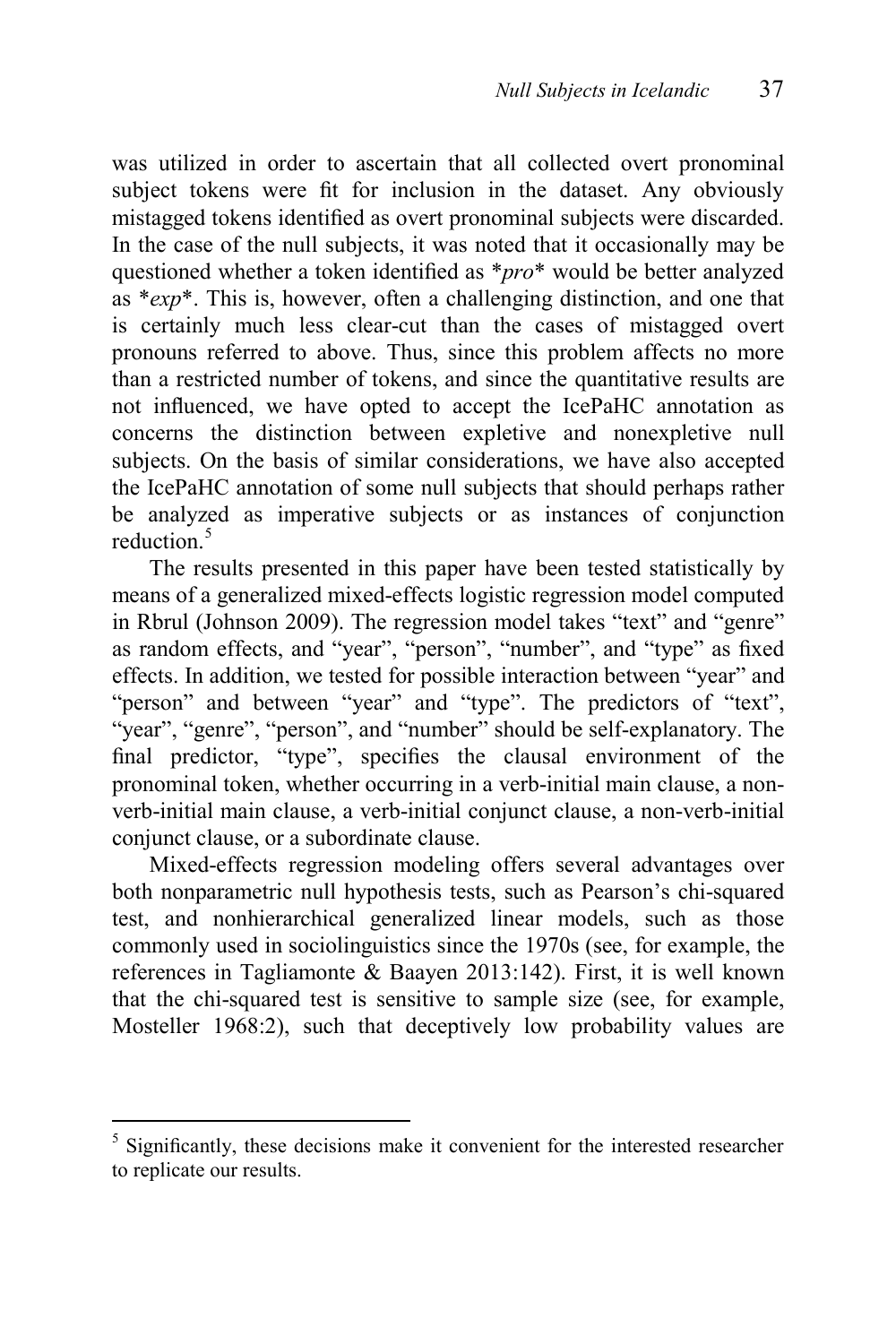was utilized in order to ascertain that all collected overt pronominal subject tokens were fit for inclusion in the dataset. Any obviously mistagged tokens identified as overt pronominal subjects were discarded. In the case of the null subjects, it was noted that it occasionally may be questioned whether a token identified as *\*pro\** would be better analyzed as *\*exp\**. This is, however, often a challenging distinction, and one that is certainly much less clear-cut than the cases of mistagged overt pronouns referred to above. Thus, since this problem affects no more than a restricted number of tokens, and since the quantitative results are not influenced, we have opted to accept the IcePaHC annotation as concerns the distinction between expletive and nonexpletive null subjects. On the basis of similar considerations, we have also accepted the IcePaHC annotation of some null subjects that should perhaps rather be analyzed as imperative subjects or as instances of conjunction reduction.[5]

The results presented in this paper have been tested statistically by means of a generalized mixed-effects logistic regression model computed in Rbrul (Johnson 2009). The regression model takes "text" and "genre" as random effects, and "year", "person", "number", and "type" as fixed effects. In addition, we tested for possible interaction between "year" and "person" and between "year" and "type". The predictors of "text", "year", "genre", "person", and "number" should be self-explanatory. The final predictor, "type", specifies the clausal environment of the pronominal token, whether occurring in a verb-initial main clause, a non-verb-initial main clause, a verb-initial conjunct clause, a non-verb-initial conjunct clause, or a subordinate clause.

Mixed-effects regression modeling offers several advantages over both nonparametric null hypothesis tests, such as Pearson's chi-squared test, and nonhierarchical generalized linear models, such as those commonly used in sociolinguistics since the 1970s (see, for example, the references in Tagliamonte & Baayen 2013:142). First, it is well known that the chi-squared test is sensitive to sample size (see, for example, Mosteller 1968:2), such that deceptively low probability values are

---

[5] Significantly, these decisions make it convenient for the interested researcher to replicate our results.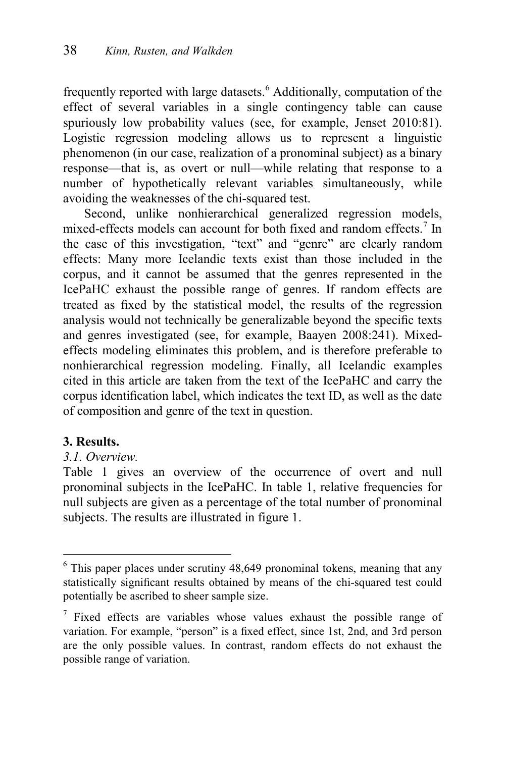frequently reported with large datasets.[6] Additionally, computation of the effect of several variables in a single contingency table can cause spuriously low probability values (see, for example, Jenset 2010:81). Logistic regression modeling allows us to represent a linguistic phenomenon (in our case, realization of a pronominal subject) as a binary response—that is, as overt or null—while relating that response to a number of hypothetically relevant variables simultaneously, while avoiding the weaknesses of the chi-squared test.

Second, unlike nonhierarchical generalized regression models, mixed-effects models can account for both fixed and random effects.[7] In the case of this investigation, "text" and "genre" are clearly random effects: Many more Icelandic texts exist than those included in the corpus, and it cannot be assumed that the genres represented in the IcePaHC exhaust the possible range of genres. If random effects are treated as fixed by the statistical model, the results of the regression analysis would not technically be generalizable beyond the specific texts and genres investigated (see, for example, Baayen 2008:241). Mixed-effects modeling eliminates this problem, and is therefore preferable to nonhierarchical regression modeling. Finally, all Icelandic examples cited in this article are taken from the text of the IcePaHC and carry the corpus identification label, which indicates the text ID, as well as the date of composition and genre of the text in question.

## 3. Results.

### *3.1. Overview.*

Table 1 gives an overview of the occurrence of overt and null pronominal subjects in the IcePaHC. In table 1, relative frequencies for null subjects are given as a percentage of the total number of pronominal subjects. The results are illustrated in figure 1.

---

[6] This paper places under scrutiny 48,649 pronominal tokens, meaning that any statistically significant results obtained by means of the chi-squared test could potentially be ascribed to sheer sample size.

[7] Fixed effects are variables whose values exhaust the possible range of variation. For example, "person" is a fixed effect, since 1st, 2nd, and 3rd person are the only possible values. In contrast, random effects do not exhaust the possible range of variation.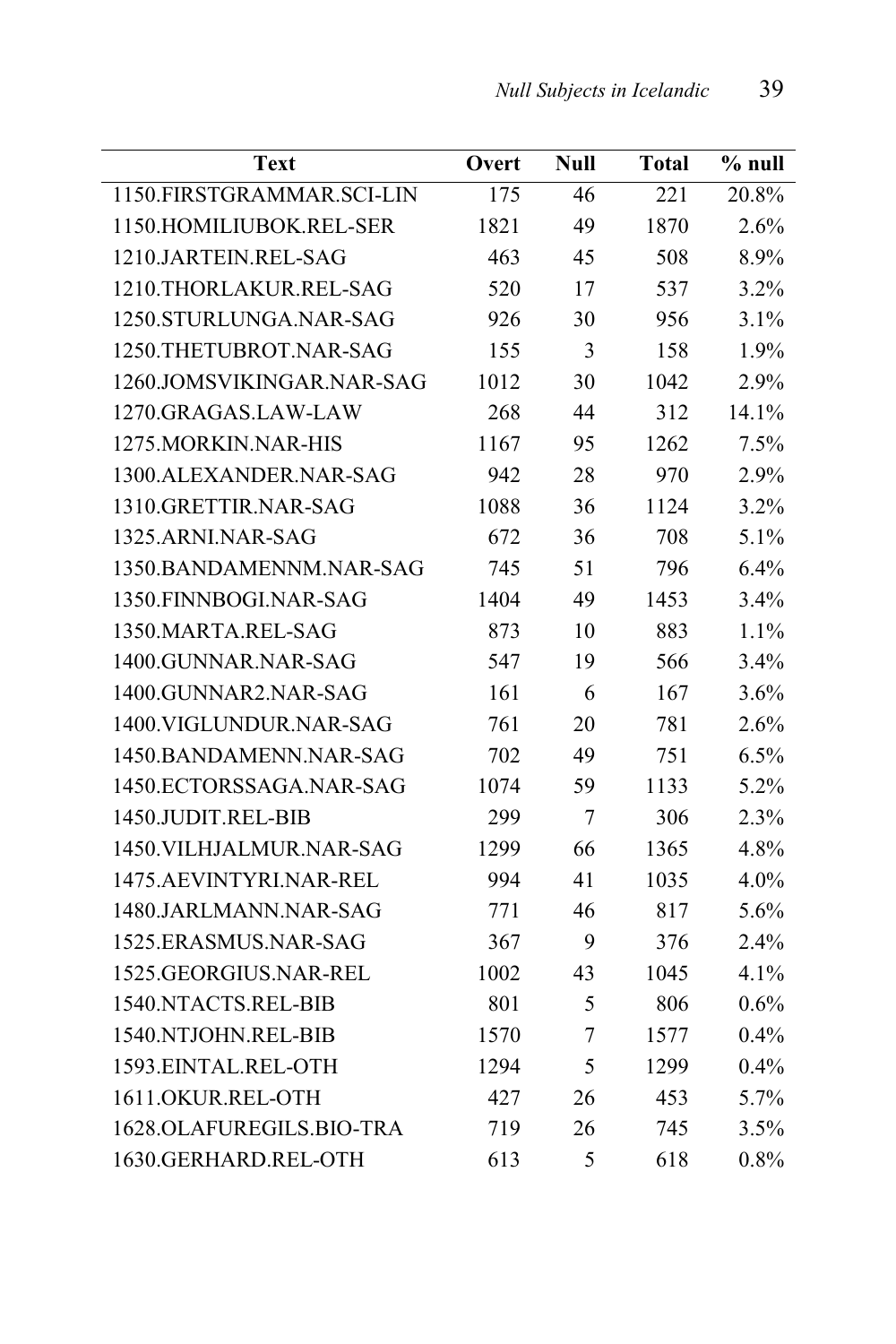| Text | Overt | Null | Total | % null |
|---|---|---|---|---|
| 1150.FIRSTGRAMMAR.SCI-LIN | 175 | 46 | 221 | 20.8% |
| 1150.HOMILIUBOK.REL-SER | 1821 | 49 | 1870 | 2.6% |
| 1210.JARTEIN.REL-SAG | 463 | 45 | 508 | 8.9% |
| 1210.THORLAKUR.REL-SAG | 520 | 17 | 537 | 3.2% |
| 1250.STURLUNGA.NAR-SAG | 926 | 30 | 956 | 3.1% |
| 1250.THETUBROT.NAR-SAG | 155 | 3 | 158 | 1.9% |
| 1260.JOMSVIKINGAR.NAR-SAG | 1012 | 30 | 1042 | 2.9% |
| 1270.GRAGAS.LAW-LAW | 268 | 44 | 312 | 14.1% |
| 1275.MORKIN.NAR-HIS | 1167 | 95 | 1262 | 7.5% |
| 1300.ALEXANDER.NAR-SAG | 942 | 28 | 970 | 2.9% |
| 1310.GRETTIR.NAR-SAG | 1088 | 36 | 1124 | 3.2% |
| 1325.ARNI.NAR-SAG | 672 | 36 | 708 | 5.1% |
| 1350.BANDAMENNM.NAR-SAG | 745 | 51 | 796 | 6.4% |
| 1350.FINNBOGI.NAR-SAG | 1404 | 49 | 1453 | 3.4% |
| 1350.MARTA.REL-SAG | 873 | 10 | 883 | 1.1% |
| 1400.GUNNAR.NAR-SAG | 547 | 19 | 566 | 3.4% |
| 1400.GUNNAR2.NAR-SAG | 161 | 6 | 167 | 3.6% |
| 1400.VIGLUNDUR.NAR-SAG | 761 | 20 | 781 | 2.6% |
| 1450.BANDAMENN.NAR-SAG | 702 | 49 | 751 | 6.5% |
| 1450.ECTORSSAGA.NAR-SAG | 1074 | 59 | 1133 | 5.2% |
| 1450.JUDIT.REL-BIB | 299 | 7 | 306 | 2.3% |
| 1450.VILHJALMUR.NAR-SAG | 1299 | 66 | 1365 | 4.8% |
| 1475.AEVINTYRI.NAR-REL | 994 | 41 | 1035 | 4.0% |
| 1480.JARLMANN.NAR-SAG | 771 | 46 | 817 | 5.6% |
| 1525.ERASMUS.NAR-SAG | 367 | 9 | 376 | 2.4% |
| 1525.GEORGIUS.NAR-REL | 1002 | 43 | 1045 | 4.1% |
| 1540.NTACTS.REL-BIB | 801 | 5 | 806 | 0.6% |
| 1540.NTJOHN.REL-BIB | 1570 | 7 | 1577 | 0.4% |
| 1593.EINTAL.REL-OTH | 1294 | 5 | 1299 | 0.4% |
| 1611.OKUR.REL-OTH | 427 | 26 | 453 | 5.7% |
| 1628.OLAFUREGILS.BIO-TRA | 719 | 26 | 745 | 3.5% |
| 1630.GERHARD.REL-OTH | 613 | 5 | 618 | 0.8% |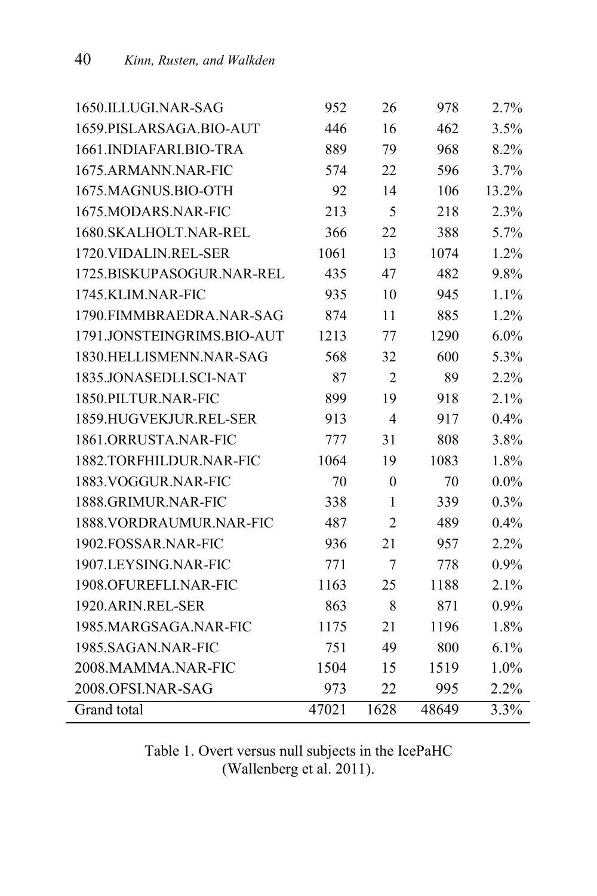| | | | | |
|---|---|---|---|---|
| 1650.ILLUGI.NAR-SAG | 952 | 26 | 978 | 2.7% |
| 1659.PISLARSAGA.BIO-AUT | 446 | 16 | 462 | 3.5% |
| 1661.INDIAFARI.BIO-TRA | 889 | 79 | 968 | 8.2% |
| 1675.ARMANN.NAR-FIC | 574 | 22 | 596 | 3.7% |
| 1675.MAGNUS.BIO-OTH | 92 | 14 | 106 | 13.2% |
| 1675.MODARS.NAR-FIC | 213 | 5 | 218 | 2.3% |
| 1680.SKALHOLT.NAR-REL | 366 | 22 | 388 | 5.7% |
| 1720.VIDALIN.REL-SER | 1061 | 13 | 1074 | 1.2% |
| 1725.BISKUPASOGUR.NAR-REL | 435 | 47 | 482 | 9.8% |
| 1745.KLIM.NAR-FIC | 935 | 10 | 945 | 1.1% |
| 1790.FIMMBRAEDRA.NAR-SAG | 874 | 11 | 885 | 1.2% |
| 1791.JONSTEINGRIMS.BIO-AUT | 1213 | 77 | 1290 | 6.0% |
| 1830.HELLISMENN.NAR-SAG | 568 | 32 | 600 | 5.3% |
| 1835.JONASEDLI.SCI-NAT | 87 | 2 | 89 | 2.2% |
| 1850.PILTUR.NAR-FIC | 899 | 19 | 918 | 2.1% |
| 1859.HUGVEKJUR.REL-SER | 913 | 4 | 917 | 0.4% |
| 1861.ORRUSTA.NAR-FIC | 777 | 31 | 808 | 3.8% |
| 1882.TORFHILDUR.NAR-FIC | 1064 | 19 | 1083 | 1.8% |
| 1883.VOGGUR.NAR-FIC | 70 | 0 | 70 | 0.0% |
| 1888.GRIMUR.NAR-FIC | 338 | 1 | 339 | 0.3% |
| 1888.VORDRAUMUR.NAR-FIC | 487 | 2 | 489 | 0.4% |
| 1902.FOSSAR.NAR-FIC | 936 | 21 | 957 | 2.2% |
| 1907.LEYSING.NAR-FIC | 771 | 7 | 778 | 0.9% |
| 1908.OFUREFLI.NAR-FIC | 1163 | 25 | 1188 | 2.1% |
| 1920.ARIN.REL-SER | 863 | 8 | 871 | 0.9% |
| 1985.MARGSAGA.NAR-FIC | 1175 | 21 | 1196 | 1.8% |
| 1985.SAGAN.NAR-FIC | 751 | 49 | 800 | 6.1% |
| 2008.MAMMA.NAR-FIC | 1504 | 15 | 1519 | 1.0% |
| 2008.OFSI.NAR-SAG | 973 | 22 | 995 | 2.2% |
| Grand total | 47021 | 1628 | 48649 | 3.3% |

Table 1. Overt versus null subjects in the IcePaHC (Wallenberg et al. 2011).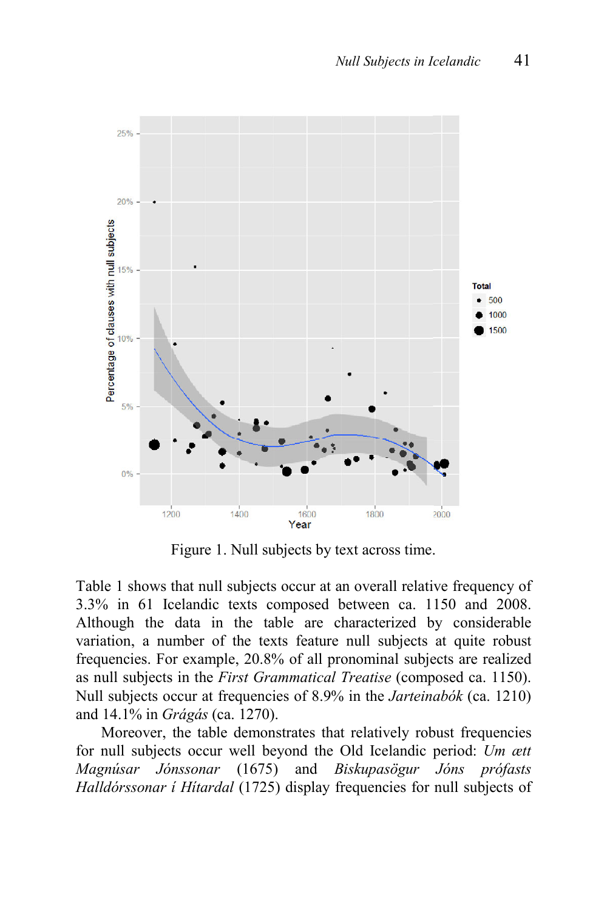Figure 1. Null subjects by text across time.

Table 1 shows that null subjects occur at an overall relative frequency of 3.3% in 61 Icelandic texts composed between ca. 1150 and 2008. Although the data in the table are characterized by considerable variation, a number of the texts feature null subjects at quite robust frequencies. For example, 20.8% of all pronominal subjects are realized as null subjects in the *First Grammatical Treatise* (composed ca. 1150). Null subjects occur at frequencies of 8.9% in the *Jarteinabók* (ca. 1210) and 14.1% in *Grágás* (ca. 1270).

Moreover, the table demonstrates that relatively robust frequencies for null subjects occur well beyond the Old Icelandic period: *Um ætt Magnúsar Jónssonar* (1675) and *Biskupasögur Jóns prófasts Halldórssonar í Hítardal* (1725) display frequencies for null subjects of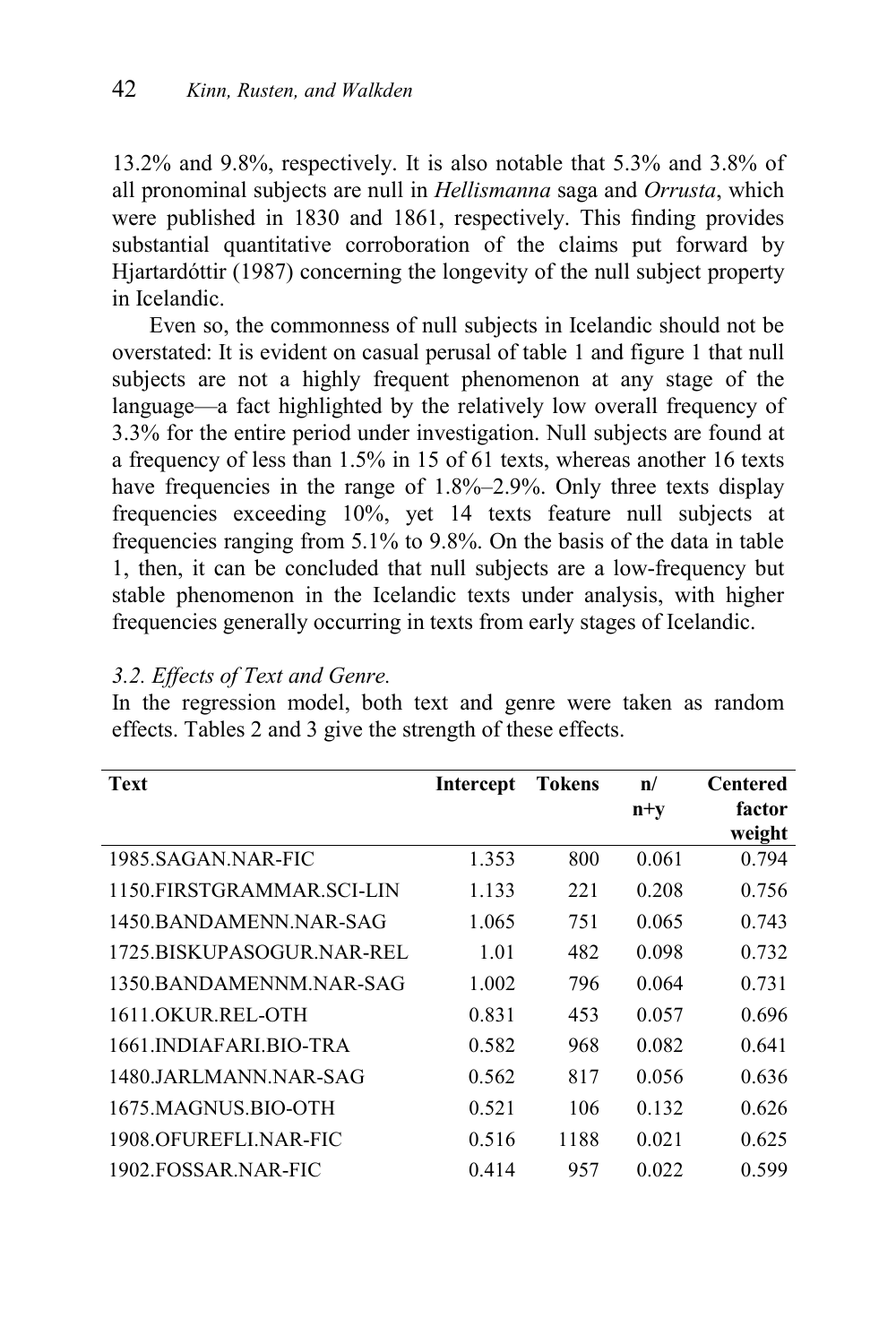13.2% and 9.8%, respectively. It is also notable that 5.3% and 3.8% of all pronominal subjects are null in *Hellismanna* saga and *Orrusta*, which were published in 1830 and 1861, respectively. This finding provides substantial quantitative corroboration of the claims put forward by Hjartardóttir (1987) concerning the longevity of the null subject property in Icelandic.

Even so, the commonness of null subjects in Icelandic should not be overstated: It is evident on casual perusal of table 1 and figure 1 that null subjects are not a highly frequent phenomenon at any stage of the language—a fact highlighted by the relatively low overall frequency of 3.3% for the entire period under investigation. Null subjects are found at a frequency of less than 1.5% in 15 of 61 texts, whereas another 16 texts have frequencies in the range of 1.8%–2.9%. Only three texts display frequencies exceeding 10%, yet 14 texts feature null subjects at frequencies ranging from 5.1% to 9.8%. On the basis of the data in table 1, then, it can be concluded that null subjects are a low-frequency but stable phenomenon in the Icelandic texts under analysis, with higher frequencies generally occurring in texts from early stages of Icelandic.

### *3.2. Effects of Text and Genre.*

In the regression model, both text and genre were taken as random effects. Tables 2 and 3 give the strength of these effects.

| Text | Intercept | Tokens | n/ n+y | Centered factor weight |
|---|---|---|---|---|
| 1985.SAGAN.NAR-FIC | 1.353 | 800 | 0.061 | 0.794 |
| 1150.FIRSTGRAMMAR.SCI-LIN | 1.133 | 221 | 0.208 | 0.756 |
| 1450.BANDAMENN.NAR-SAG | 1.065 | 751 | 0.065 | 0.743 |
| 1725.BISKUPASOGUR.NAR-REL | 1.01 | 482 | 0.098 | 0.732 |
| 1350.BANDAMENNM.NAR-SAG | 1.002 | 796 | 0.064 | 0.731 |
| 1611.OKUR.REL-OTH | 0.831 | 453 | 0.057 | 0.696 |
| 1661.INDIAFARI.BIO-TRA | 0.582 | 968 | 0.082 | 0.641 |
| 1480.JARLMANN.NAR-SAG | 0.562 | 817 | 0.056 | 0.636 |
| 1675.MAGNUS.BIO-OTH | 0.521 | 106 | 0.132 | 0.626 |
| 1908.OFUREFLI.NAR-FIC | 0.516 | 1188 | 0.021 | 0.625 |
| 1902.FOSSAR.NAR-FIC | 0.414 | 957 | 0.022 | 0.599 |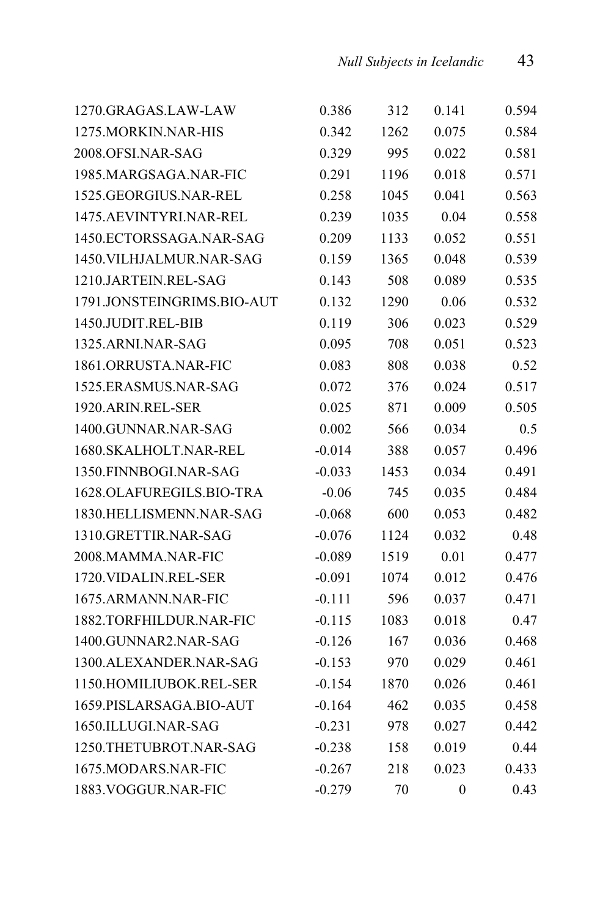| | | | | |
|---|---|---|---|---|
| 1270.GRAGAS.LAW-LAW | 0.386 | 312 | 0.141 | 0.594 |
| 1275.MORKIN.NAR-HIS | 0.342 | 1262 | 0.075 | 0.584 |
| 2008.OFSI.NAR-SAG | 0.329 | 995 | 0.022 | 0.581 |
| 1985.MARGSAGA.NAR-FIC | 0.291 | 1196 | 0.018 | 0.571 |
| 1525.GEORGIUS.NAR-REL | 0.258 | 1045 | 0.041 | 0.563 |
| 1475.AEVINTYRI.NAR-REL | 0.239 | 1035 | 0.04 | 0.558 |
| 1450.ECTORSSAGA.NAR-SAG | 0.209 | 1133 | 0.052 | 0.551 |
| 1450.VILHJALMUR.NAR-SAG | 0.159 | 1365 | 0.048 | 0.539 |
| 1210.JARTEIN.REL-SAG | 0.143 | 508 | 0.089 | 0.535 |
| 1791.JONSTEINGRIMS.BIO-AUT | 0.132 | 1290 | 0.06 | 0.532 |
| 1450.JUDIT.REL-BIB | 0.119 | 306 | 0.023 | 0.529 |
| 1325.ARNI.NAR-SAG | 0.095 | 708 | 0.051 | 0.523 |
| 1861.ORRUSTA.NAR-FIC | 0.083 | 808 | 0.038 | 0.52 |
| 1525.ERASMUS.NAR-SAG | 0.072 | 376 | 0.024 | 0.517 |
| 1920.ARIN.REL-SER | 0.025 | 871 | 0.009 | 0.505 |
| 1400.GUNNAR.NAR-SAG | 0.002 | 566 | 0.034 | 0.5 |
| 1680.SKALHOLT.NAR-REL | -0.014 | 388 | 0.057 | 0.496 |
| 1350.FINNBOGI.NAR-SAG | -0.033 | 1453 | 0.034 | 0.491 |
| 1628.OLAFUREGILS.BIO-TRA | -0.06 | 745 | 0.035 | 0.484 |
| 1830.HELLISMENN.NAR-SAG | -0.068 | 600 | 0.053 | 0.482 |
| 1310.GRETTIR.NAR-SAG | -0.076 | 1124 | 0.032 | 0.48 |
| 2008.MAMMA.NAR-FIC | -0.089 | 1519 | 0.01 | 0.477 |
| 1720.VIDALIN.REL-SER | -0.091 | 1074 | 0.012 | 0.476 |
| 1675.ARMANN.NAR-FIC | -0.111 | 596 | 0.037 | 0.471 |
| 1882.TORFHILDUR.NAR-FIC | -0.115 | 1083 | 0.018 | 0.47 |
| 1400.GUNNAR2.NAR-SAG | -0.126 | 167 | 0.036 | 0.468 |
| 1300.ALEXANDER.NAR-SAG | -0.153 | 970 | 0.029 | 0.461 |
| 1150.HOMILIUBOK.REL-SER | -0.154 | 1870 | 0.026 | 0.461 |
| 1659.PISLARSAGA.BIO-AUT | -0.164 | 462 | 0.035 | 0.458 |
| 1650.ILLUGI.NAR-SAG | -0.231 | 978 | 0.027 | 0.442 |
| 1250.THETUBROT.NAR-SAG | -0.238 | 158 | 0.019 | 0.44 |
| 1675.MODARS.NAR-FIC | -0.267 | 218 | 0.023 | 0.433 |
| 1883.VOGGUR.NAR-FIC | -0.279 | 70 | 0 | 0.43 |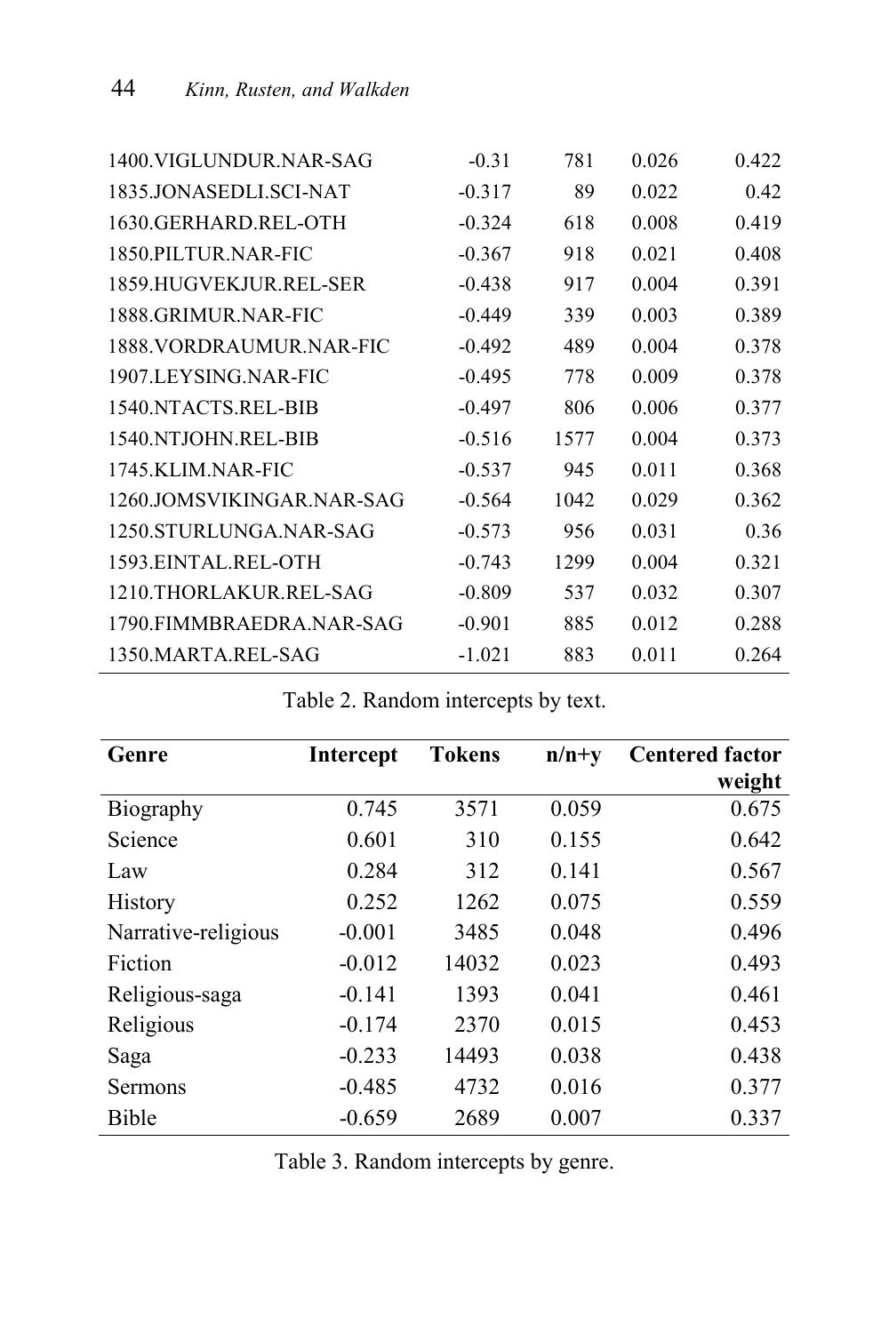| | | | | |
|---|---|---|---|---|
| 1400.VIGLUNDUR.NAR-SAG | -0.31 | 781 | 0.026 | 0.422 |
| 1835.JONASEDLI.SCI-NAT | -0.317 | 89 | 0.022 | 0.42 |
| 1630.GERHARD.REL-OTH | -0.324 | 618 | 0.008 | 0.419 |
| 1850.PILTUR.NAR-FIC | -0.367 | 918 | 0.021 | 0.408 |
| 1859.HUGVEKJUR.REL-SER | -0.438 | 917 | 0.004 | 0.391 |
| 1888.GRIMUR.NAR-FIC | -0.449 | 339 | 0.003 | 0.389 |
| 1888.VORDRAUMUR.NAR-FIC | -0.492 | 489 | 0.004 | 0.378 |
| 1907.LEYSING.NAR-FIC | -0.495 | 778 | 0.009 | 0.378 |
| 1540.NTACTS.REL-BIB | -0.497 | 806 | 0.006 | 0.377 |
| 1540.NTJOHN.REL-BIB | -0.516 | 1577 | 0.004 | 0.373 |
| 1745.KLIM.NAR-FIC | -0.537 | 945 | 0.011 | 0.368 |
| 1260.JOMSVIKINGAR.NAR-SAG | -0.564 | 1042 | 0.029 | 0.362 |
| 1250.STURLUNGA.NAR-SAG | -0.573 | 956 | 0.031 | 0.36 |
| 1593.EINTAL.REL-OTH | -0.743 | 1299 | 0.004 | 0.321 |
| 1210.THORLAKUR.REL-SAG | -0.809 | 537 | 0.032 | 0.307 |
| 1790.FIMMBRAEDRA.NAR-SAG | -0.901 | 885 | 0.012 | 0.288 |
| 1350.MARTA.REL-SAG | -1.021 | 883 | 0.011 | 0.264 |

Table 2. Random intercepts by text.

| Genre | Intercept | Tokens | n/n+y | Centered factor weight |
|---|---|---|---|---|
| Biography | 0.745 | 3571 | 0.059 | 0.675 |
| Science | 0.601 | 310 | 0.155 | 0.642 |
| Law | 0.284 | 312 | 0.141 | 0.567 |
| History | 0.252 | 1262 | 0.075 | 0.559 |
| Narrative-religious | -0.001 | 3485 | 0.048 | 0.496 |
| Fiction | -0.012 | 14032 | 0.023 | 0.493 |
| Religious-saga | -0.141 | 1393 | 0.041 | 0.461 |
| Religious | -0.174 | 2370 | 0.015 | 0.453 |
| Saga | -0.233 | 14493 | 0.038 | 0.438 |
| Sermons | -0.485 | 4732 | 0.016 | 0.377 |
| Bible | -0.659 | 2689 | 0.007 | 0.337 |

Table 3. Random intercepts by genre.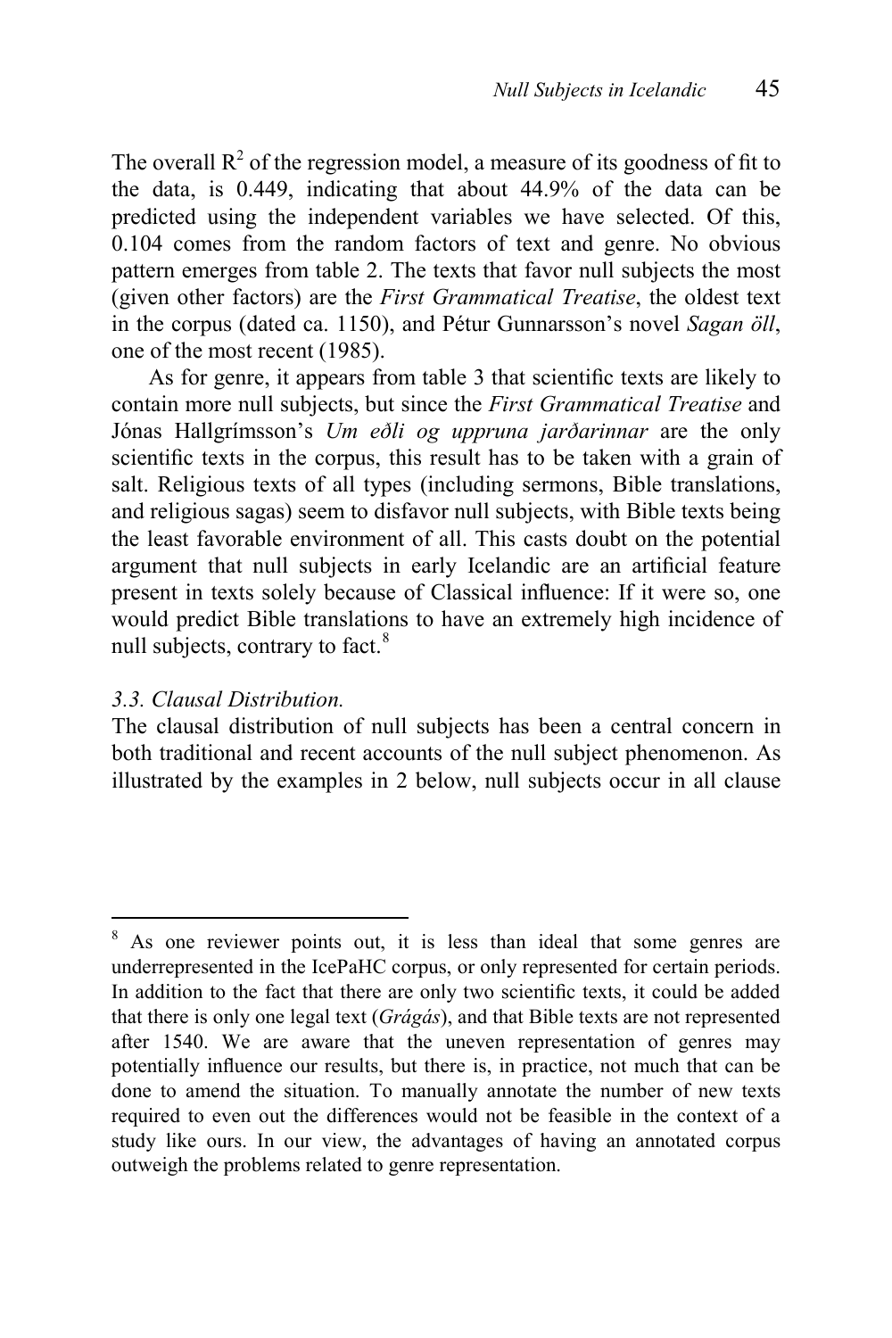The overall $R^2$ of the regression model, a measure of its goodness of fit to the data, is 0.449, indicating that about 44.9% of the data can be predicted using the independent variables we have selected. Of this, 0.104 comes from the random factors of text and genre. No obvious pattern emerges from table 2. The texts that favor null subjects the most (given other factors) are the *First Grammatical Treatise*, the oldest text in the corpus (dated ca. 1150), and Pétur Gunnarsson's novel *Sagan öll*, one of the most recent (1985).

As for genre, it appears from table 3 that scientific texts are likely to contain more null subjects, but since the *First Grammatical Treatise* and Jónas Hallgrímsson's *Um eðli og uppruna jarðarinnar* are the only scientific texts in the corpus, this result has to be taken with a grain of salt. Religious texts of all types (including sermons, Bible translations, and religious sagas) seem to disfavor null subjects, with Bible texts being the least favorable environment of all. This casts doubt on the potential argument that null subjects in early Icelandic are an artificial feature present in texts solely because of Classical influence: If it were so, one would predict Bible translations to have an extremely high incidence of null subjects, contrary to fact.[8]

### *3.3. Clausal Distribution.*

The clausal distribution of null subjects has been a central concern in both traditional and recent accounts of the null subject phenomenon. As illustrated by the examples in 2 below, null subjects occur in all clause

---

[8] As one reviewer points out, it is less than ideal that some genres are underrepresented in the IcePaHC corpus, or only represented for certain periods. In addition to the fact that there are only two scientific texts, it could be added that there is only one legal text (*Grágás*), and that Bible texts are not represented after 1540. We are aware that the uneven representation of genres may potentially influence our results, but there is, in practice, not much that can be done to amend the situation. To manually annotate the number of new texts required to even out the differences would not be feasible in the context of a study like ours. In our view, the advantages of having an annotated corpus outweigh the problems related to genre representation.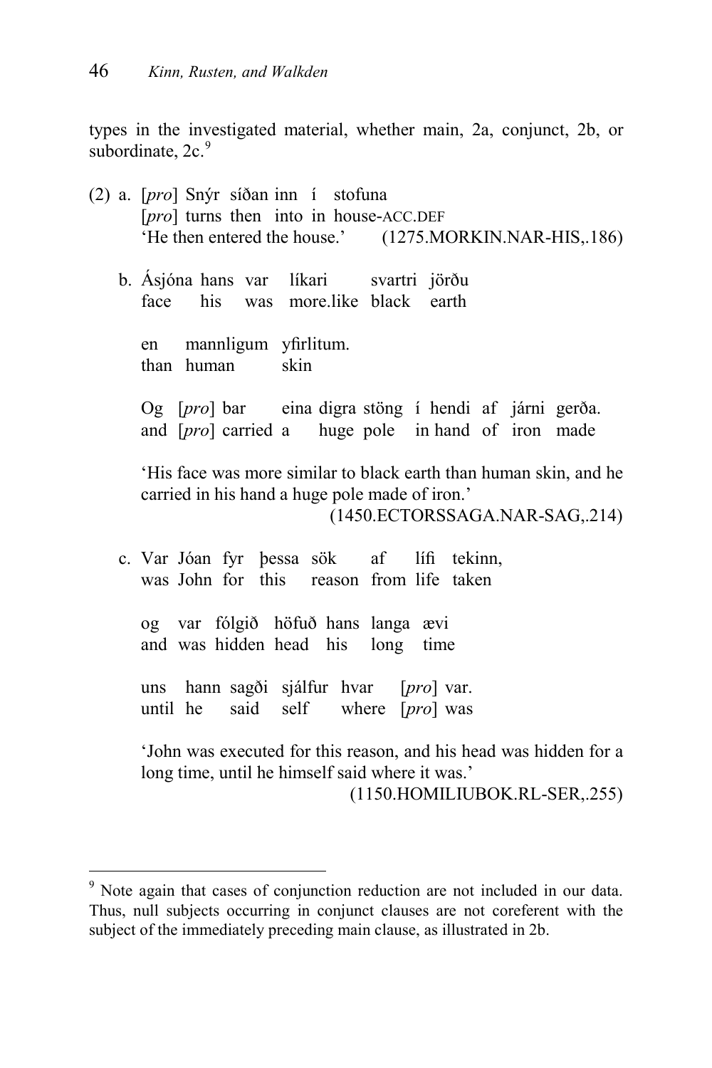types in the investigated material, whether main, 2a, conjunct, 2b, or subordinate, 2c.[9]

(2) a. [*pro*] Snýr síðan inn í stofuna  
[*pro*] turns then into in house-ACC.DEF  
'He then entered the house.' (1275.MORKIN.NAR-HIS,.186)

b. Ásjóna hans var líkari svartri jörðu  
face his was more.like black earth

en mannligum yfirlitum.  
than human skin

Og [*pro*] bar eina digra stöng í hendi af járni gerða.  
and [*pro*] carried a huge pole in hand of iron made

'His face was more similar to black earth than human skin, and he carried in his hand a huge pole made of iron.'  
(1450.ECTORSSAGA.NAR-SAG,.214)

c. Var Jóan fyr þessa sök af lífi tekinn,  
was John for this reason from life taken

og var fólgið höfuð hans langa ævi  
and was hidden head his long time

uns hann sagði sjálfur hvar [*pro*] var.  
until he said self where [*pro*] was

'John was executed for this reason, and his head was hidden for a long time, until he himself said where it was.'  
(1150.HOMILIUBOK.RL-SER,.255)

---

[9] Note again that cases of conjunction reduction are not included in our data. Thus, null subjects occurring in conjunct clauses are not coreferent with the subject of the immediately preceding main clause, as illustrated in 2b.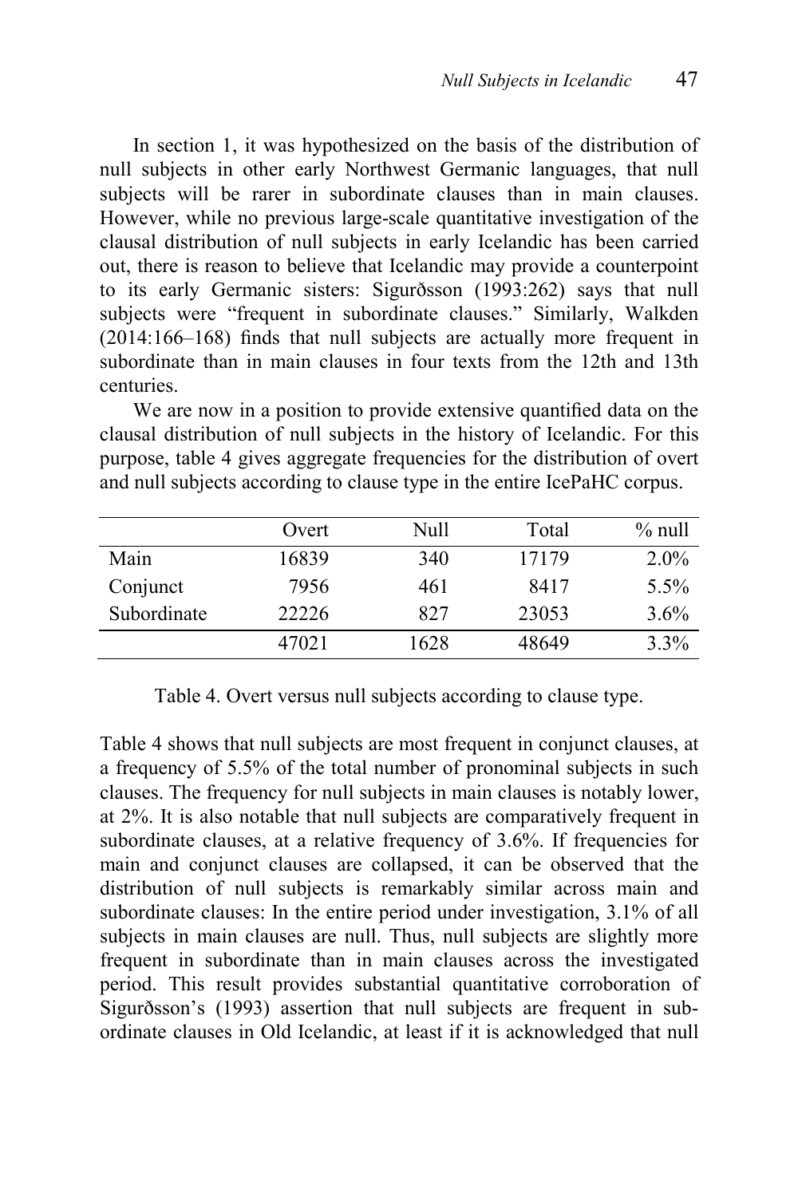In section 1, it was hypothesized on the basis of the distribution of null subjects in other early Northwest Germanic languages, that null subjects will be rarer in subordinate clauses than in main clauses. However, while no previous large-scale quantitative investigation of the clausal distribution of null subjects in early Icelandic has been carried out, there is reason to believe that Icelandic may provide a counterpoint to its early Germanic sisters: Sigurðsson (1993:262) says that null subjects were "frequent in subordinate clauses." Similarly, Walkden (2014:166–168) finds that null subjects are actually more frequent in subordinate than in main clauses in four texts from the 12th and 13th centuries.

We are now in a position to provide extensive quantified data on the clausal distribution of null subjects in the history of Icelandic. For this purpose, table 4 gives aggregate frequencies for the distribution of overt and null subjects according to clause type in the entire IcePaHC corpus.

| | Overt | Null | Total | % null |
|---|---|---|---|---|
| Main | 16839 | 340 | 17179 | 2.0% |
| Conjunct | 7956 | 461 | 8417 | 5.5% |
| Subordinate | 22226 | 827 | 23053 | 3.6% |
| | 47021 | 1628 | 48649 | 3.3% |

Table 4. Overt versus null subjects according to clause type.

Table 4 shows that null subjects are most frequent in conjunct clauses, at a frequency of 5.5% of the total number of pronominal subjects in such clauses. The frequency for null subjects in main clauses is notably lower, at 2%. It is also notable that null subjects are comparatively frequent in subordinate clauses, at a relative frequency of 3.6%. If frequencies for main and conjunct clauses are collapsed, it can be observed that the distribution of null subjects is remarkably similar across main and subordinate clauses: In the entire period under investigation, 3.1% of all subjects in main clauses are null. Thus, null subjects are slightly more frequent in subordinate than in main clauses across the investigated period. This result provides substantial quantitative corroboration of Sigurðsson's (1993) assertion that null subjects are frequent in subordinate clauses in Old Icelandic, at least if it is acknowledged that null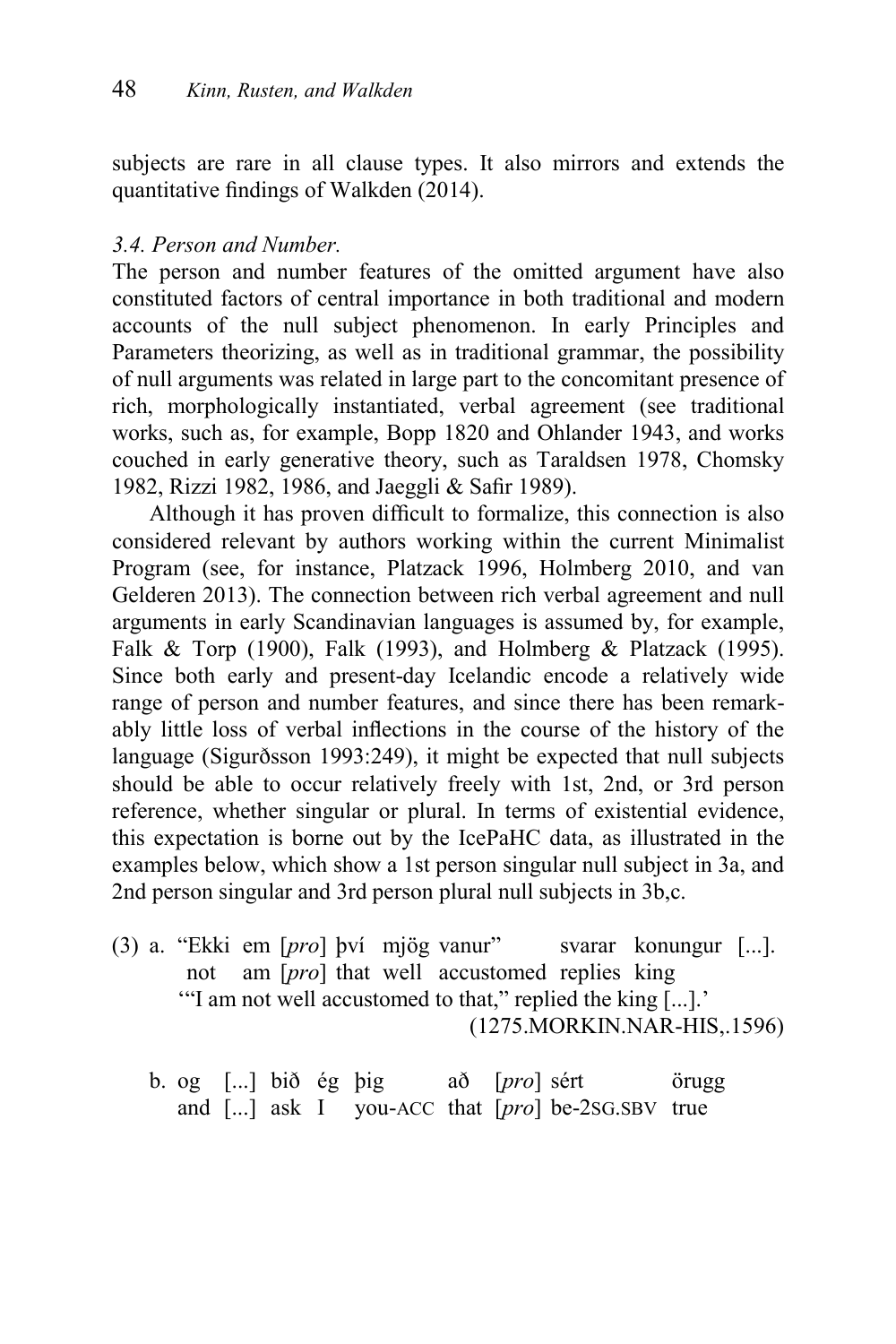subjects are rare in all clause types. It also mirrors and extends the quantitative findings of Walkden (2014).

*3.4. Person and Number.*

The person and number features of the omitted argument have also constituted factors of central importance in both traditional and modern accounts of the null subject phenomenon. In early Principles and Parameters theorizing, as well as in traditional grammar, the possibility of null arguments was related in large part to the concomitant presence of rich, morphologically instantiated, verbal agreement (see traditional works, such as, for example, Bopp 1820 and Ohlander 1943, and works couched in early generative theory, such as Taraldsen 1978, Chomsky 1982, Rizzi 1982, 1986, and Jaeggli & Safir 1989).

Although it has proven difficult to formalize, this connection is also considered relevant by authors working within the current Minimalist Program (see, for instance, Platzack 1996, Holmberg 2010, and van Gelderen 2013). The connection between rich verbal agreement and null arguments in early Scandinavian languages is assumed by, for example, Falk & Torp (1900), Falk (1993), and Holmberg & Platzack (1995). Since both early and present-day Icelandic encode a relatively wide range of person and number features, and since there has been remarkably little loss of verbal inflections in the course of the history of the language (Sigurðsson 1993:249), it might be expected that null subjects should be able to occur relatively freely with 1st, 2nd, or 3rd person reference, whether singular or plural. In terms of existential evidence, this expectation is borne out by the IcePaHC data, as illustrated in the examples below, which show a 1st person singular null subject in 3a, and 2nd person singular and 3rd person plural null subjects in 3b,c.

(3) a. "Ekki em [*pro*] því mjög vanur" svarar konungur [...].
 not am [*pro*] that well accustomed replies king
 '"I am not well accustomed to that," replied the king [...].'
 (1275.MORKIN.NAR-HIS,.1596)

 b. og [...] bið ég þig að [*pro*] sért örugg
 and [...] ask I you-ACC that [*pro*] be-2SG.SBV true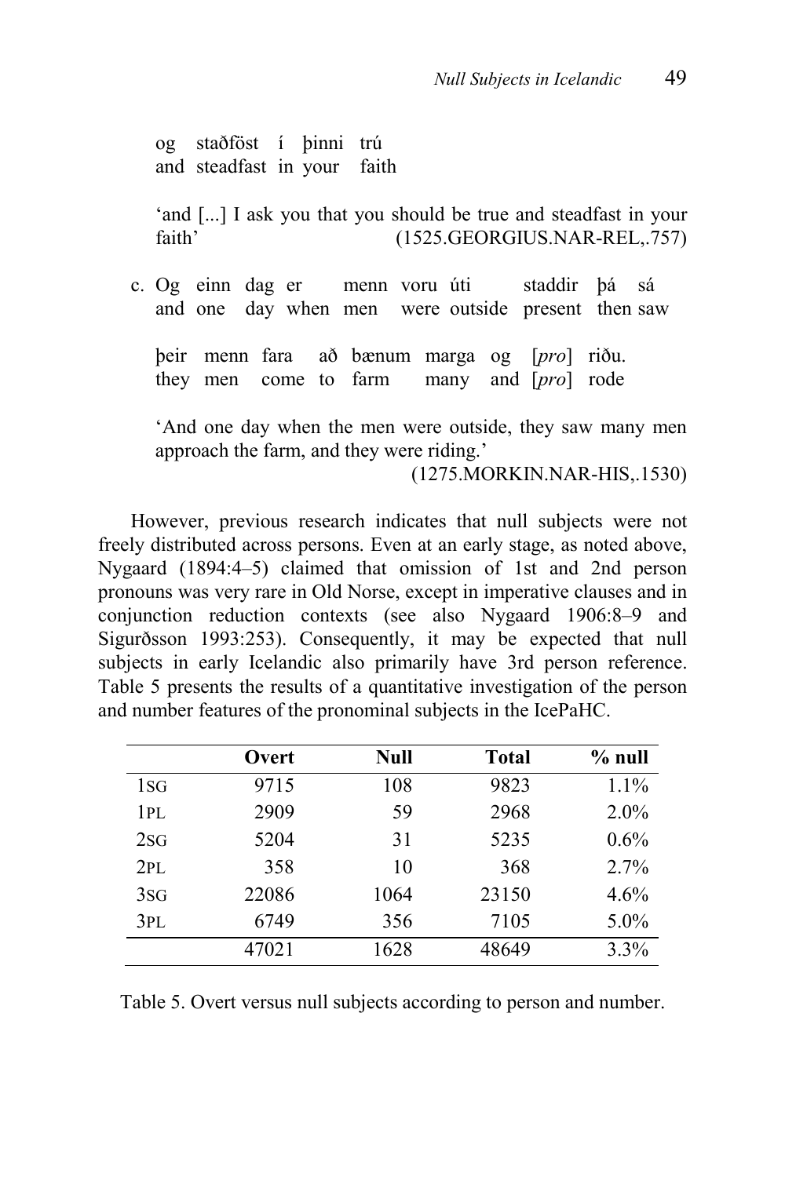og staðföst í þinni trú
and steadfast in your faith

'and [...] I ask you that you should be true and steadfast in your faith' (1525.GEORGIUS.NAR-REL,.757)

c. Og einn dag er menn voru úti staddir þá sá
and one day when men were outside present then saw

þeir menn fara að bænum marga og [*pro*] riðu.
they men come to farm many and [*pro*] rode

'And one day when the men were outside, they saw many men approach the farm, and they were riding.'
(1275.MORKIN.NAR-HIS,.1530)

However, previous research indicates that null subjects were not freely distributed across persons. Even at an early stage, as noted above, Nygaard (1894:4–5) claimed that omission of 1st and 2nd person pronouns was very rare in Old Norse, except in imperative clauses and in conjunction reduction contexts (see also Nygaard 1906:8–9 and Sigurðsson 1993:253). Consequently, it may be expected that null subjects in early Icelandic also primarily have 3rd person reference. Table 5 presents the results of a quantitative investigation of the person and number features of the pronominal subjects in the IcePaHC.

| | **Overt** | **Null** | **Total** | **% null** |
|---|---|---|---|---|
| 1SG | 9715 | 108 | 9823 | 1.1% |
| 1PL | 2909 | 59 | 2968 | 2.0% |
| 2SG | 5204 | 31 | 5235 | 0.6% |
| 2PL | 358 | 10 | 368 | 2.7% |
| 3SG | 22086 | 1064 | 23150 | 4.6% |
| 3PL | 6749 | 356 | 7105 | 5.0% |
| | 47021 | 1628 | 48649 | 3.3% |

Table 5. Overt versus null subjects according to person and number.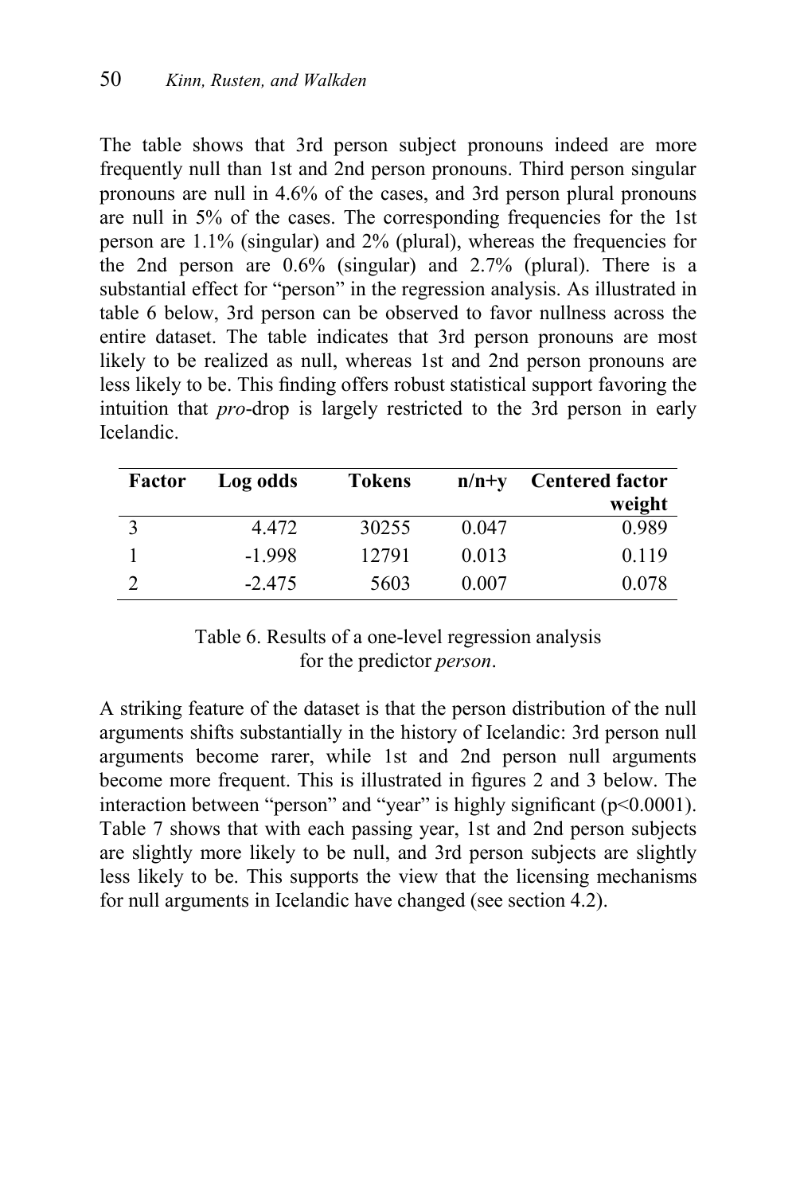The table shows that 3rd person subject pronouns indeed are more frequently null than 1st and 2nd person pronouns. Third person singular pronouns are null in 4.6% of the cases, and 3rd person plural pronouns are null in 5% of the cases. The corresponding frequencies for the 1st person are 1.1% (singular) and 2% (plural), whereas the frequencies for the 2nd person are 0.6% (singular) and 2.7% (plural). There is a substantial effect for "person" in the regression analysis. As illustrated in table 6 below, 3rd person can be observed to favor nullness across the entire dataset. The table indicates that 3rd person pronouns are most likely to be realized as null, whereas 1st and 2nd person pronouns are less likely to be. This finding offers robust statistical support favoring the intuition that *pro*-drop is largely restricted to the 3rd person in early Icelandic.

| Factor | Log odds | Tokens | n/n+y | Centered factor weight |
|---|---|---|---|---|
| 3 | 4.472 | 30255 | 0.047 | 0.989 |
| 1 | -1.998 | 12791 | 0.013 | 0.119 |
| 2 | -2.475 | 5603 | 0.007 | 0.078 |

Table 6. Results of a one-level regression analysis for the predictor *person*.

A striking feature of the dataset is that the person distribution of the null arguments shifts substantially in the history of Icelandic: 3rd person null arguments become rarer, while 1st and 2nd person null arguments become more frequent. This is illustrated in figures 2 and 3 below. The interaction between "person" and "year" is highly significant ($p<0.0001$). Table 7 shows that with each passing year, 1st and 2nd person subjects are slightly more likely to be null, and 3rd person subjects are slightly less likely to be. This supports the view that the licensing mechanisms for null arguments in Icelandic have changed (see section 4.2).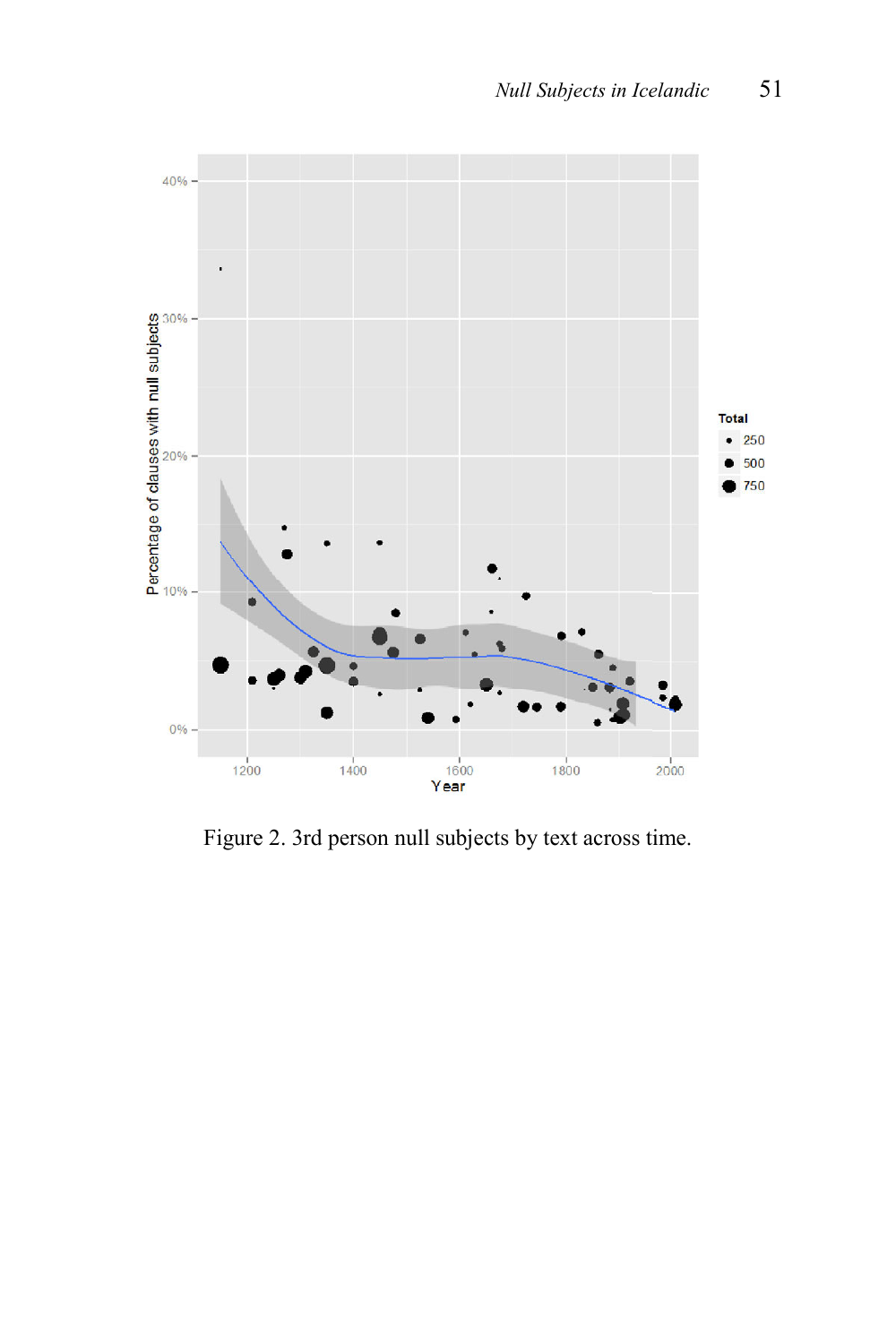Figure 2. 3rd person null subjects by text across time.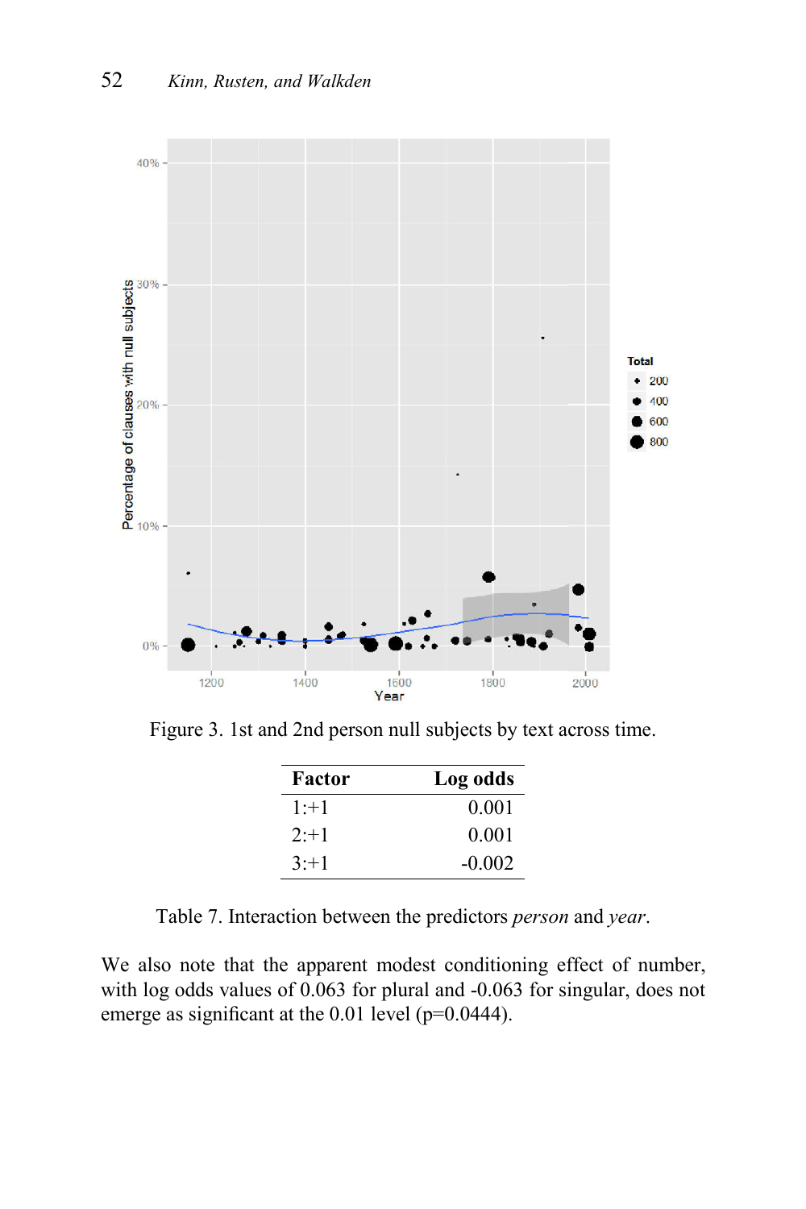Figure 3. 1st and 2nd person null subjects by text across time.

| Factor | Log odds |
|---|---|
| 1:+1 | 0.001 |
| 2:+1 | 0.001 |
| 3:+1 | -0.002 |

Table 7. Interaction between the predictors *person* and *year*.

We also note that the apparent modest conditioning effect of number, with log odds values of 0.063 for plural and -0.063 for singular, does not emerge as significant at the 0.01 level (p=0.0444).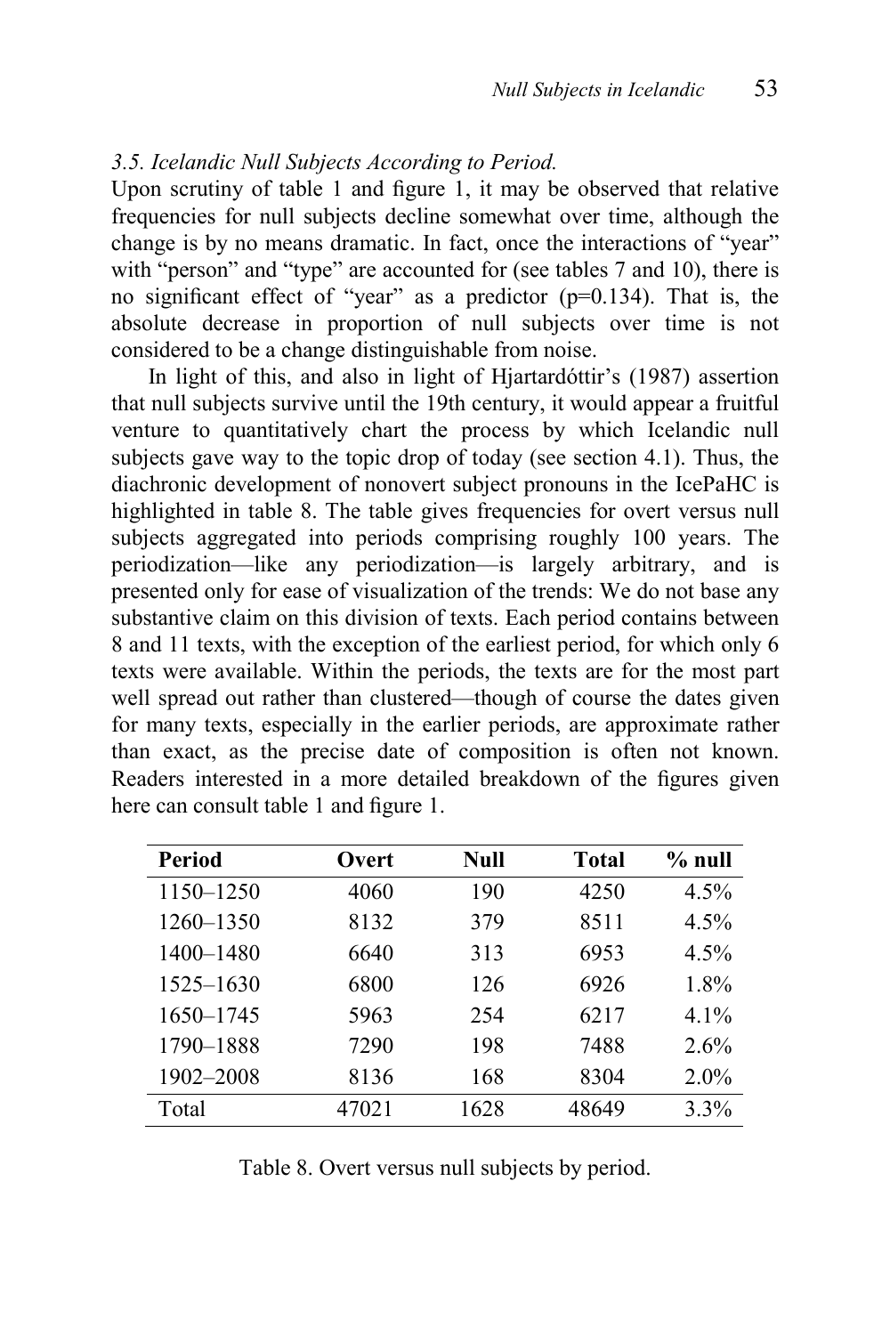### *3.5. Icelandic Null Subjects According to Period.*

Upon scrutiny of table 1 and figure 1, it may be observed that relative frequencies for null subjects decline somewhat over time, although the change is by no means dramatic. In fact, once the interactions of "year" with "person" and "type" are accounted for (see tables 7 and 10), there is no significant effect of "year" as a predictor ($p=0.134$). That is, the absolute decrease in proportion of null subjects over time is not considered to be a change distinguishable from noise.

In light of this, and also in light of Hjartardóttir's (1987) assertion that null subjects survive until the 19th century, it would appear a fruitful venture to quantitatively chart the process by which Icelandic null subjects gave way to the topic drop of today (see section 4.1). Thus, the diachronic development of nonovert subject pronouns in the IcePaHC is highlighted in table 8. The table gives frequencies for overt versus null subjects aggregated into periods comprising roughly 100 years. The periodization—like any periodization—is largely arbitrary, and is presented only for ease of visualization of the trends: We do not base any substantive claim on this division of texts. Each period contains between 8 and 11 texts, with the exception of the earliest period, for which only 6 texts were available. Within the periods, the texts are for the most part well spread out rather than clustered—though of course the dates given for many texts, especially in the earlier periods, are approximate rather than exact, as the precise date of composition is often not known. Readers interested in a more detailed breakdown of the figures given here can consult table 1 and figure 1.

| **Period** | **Overt** | **Null** | **Total** | **% null** |
|---|---|---|---|---|
| 1150–1250 | 4060 | 190 | 4250 | 4.5% |
| 1260–1350 | 8132 | 379 | 8511 | 4.5% |
| 1400–1480 | 6640 | 313 | 6953 | 4.5% |
| 1525–1630 | 6800 | 126 | 6926 | 1.8% |
| 1650–1745 | 5963 | 254 | 6217 | 4.1% |
| 1790–1888 | 7290 | 198 | 7488 | 2.6% |
| 1902–2008 | 8136 | 168 | 8304 | 2.0% |
| Total | 47021 | 1628 | 48649 | 3.3% |

Table 8. Overt versus null subjects by period.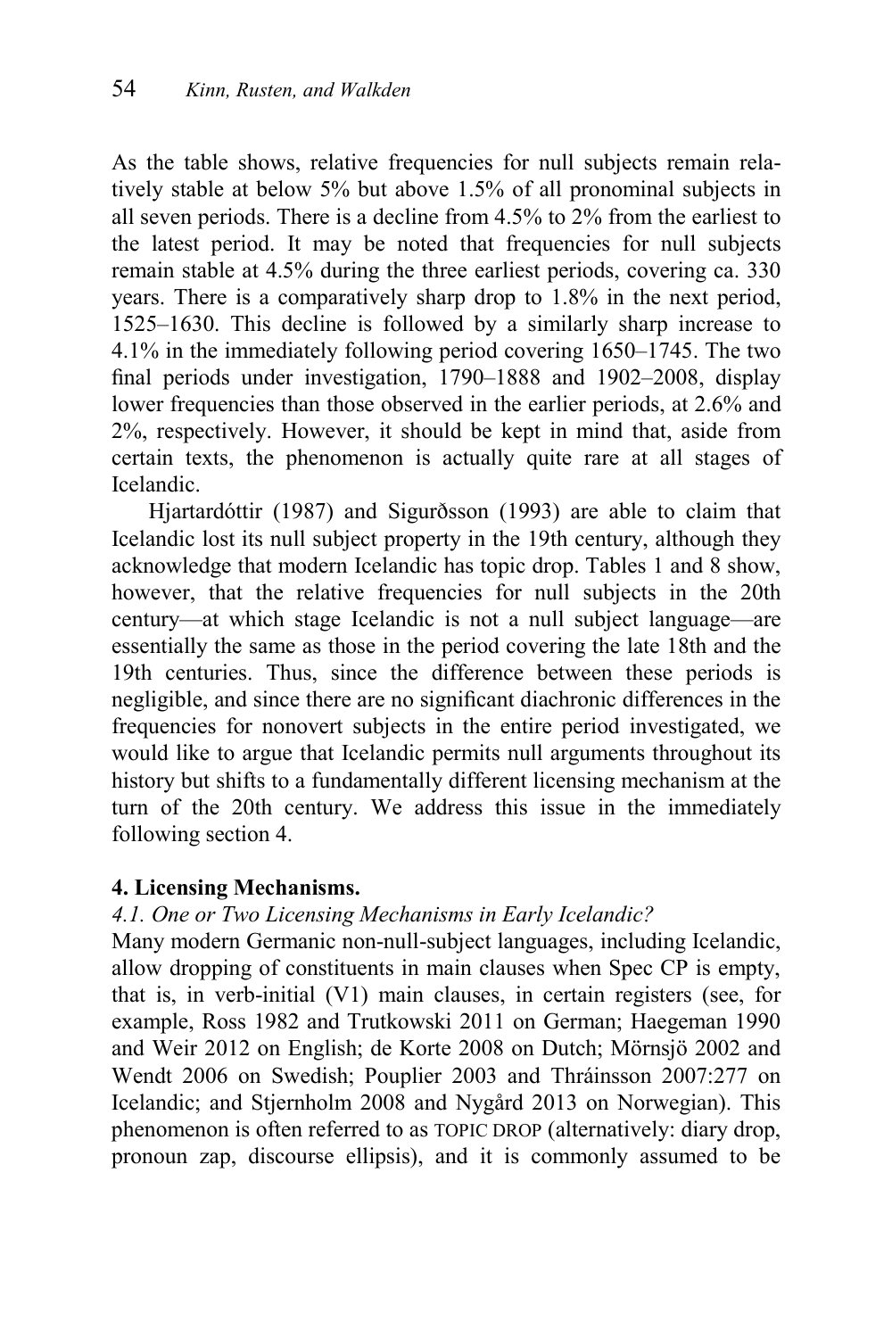As the table shows, relative frequencies for null subjects remain relatively stable at below 5% but above 1.5% of all pronominal subjects in all seven periods. There is a decline from 4.5% to 2% from the earliest to the latest period. It may be noted that frequencies for null subjects remain stable at 4.5% during the three earliest periods, covering ca. 330 years. There is a comparatively sharp drop to 1.8% in the next period, 1525–1630. This decline is followed by a similarly sharp increase to 4.1% in the immediately following period covering 1650–1745. The two final periods under investigation, 1790–1888 and 1902–2008, display lower frequencies than those observed in the earlier periods, at 2.6% and 2%, respectively. However, it should be kept in mind that, aside from certain texts, the phenomenon is actually quite rare at all stages of Icelandic.

Hjartardóttir (1987) and Sigurðsson (1993) are able to claim that Icelandic lost its null subject property in the 19th century, although they acknowledge that modern Icelandic has topic drop. Tables 1 and 8 show, however, that the relative frequencies for null subjects in the 20th century—at which stage Icelandic is not a null subject language—are essentially the same as those in the period covering the late 18th and the 19th centuries. Thus, since the difference between these periods is negligible, and since there are no significant diachronic differences in the frequencies for nonovert subjects in the entire period investigated, we would like to argue that Icelandic permits null arguments throughout its history but shifts to a fundamentally different licensing mechanism at the turn of the 20th century. We address this issue in the immediately following section 4.

## 4. Licensing Mechanisms.

### *4.1. One or Two Licensing Mechanisms in Early Icelandic?*

Many modern Germanic non-null-subject languages, including Icelandic, allow dropping of constituents in main clauses when Spec CP is empty, that is, in verb-initial (V1) main clauses, in certain registers (see, for example, Ross 1982 and Trutkowski 2011 on German; Haegeman 1990 and Weir 2012 on English; de Korte 2008 on Dutch; Mörnsjö 2002 and Wendt 2006 on Swedish; Pouplier 2003 and Thráinsson 2007:277 on Icelandic; and Stjernholm 2008 and Nygård 2013 on Norwegian). This phenomenon is often referred to as TOPIC DROP (alternatively: diary drop, pronoun zap, discourse ellipsis), and it is commonly assumed to be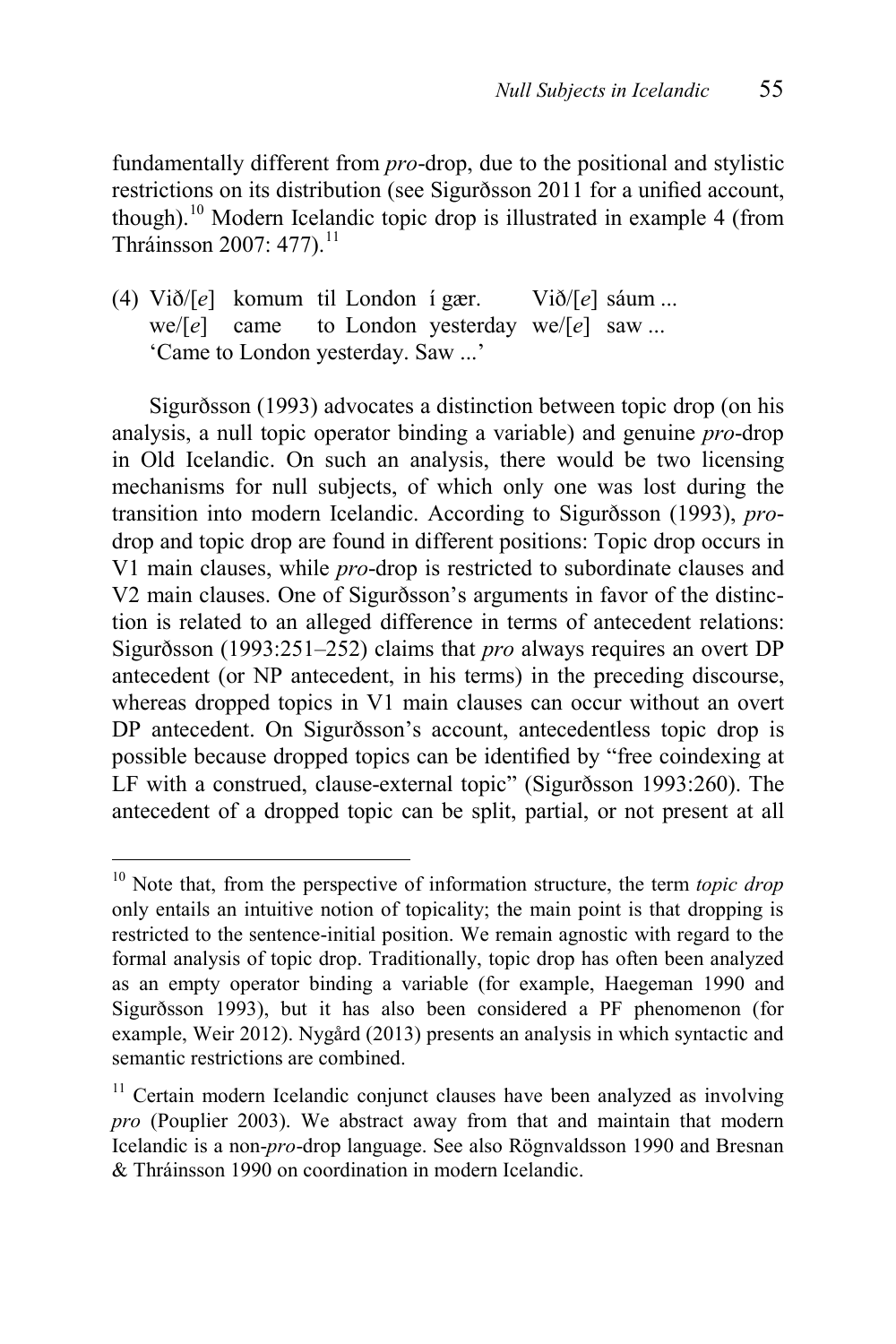fundamentally different from *pro*-drop, due to the positional and stylistic restrictions on its distribution (see Sigurðsson 2011 for a unified account, though).[10] Modern Icelandic topic drop is illustrated in example 4 (from Thráinsson 2007: 477).[11]

(4) Við/[*e*] komum til London í gær. Við/[*e*] sáum ...
 we/[*e*] came to London yesterday we/[*e*] saw ...
 'Came to London yesterday. Saw ...'

Sigurðsson (1993) advocates a distinction between topic drop (on his analysis, a null topic operator binding a variable) and genuine *pro*-drop in Old Icelandic. On such an analysis, there would be two licensing mechanisms for null subjects, of which only one was lost during the transition into modern Icelandic. According to Sigurðsson (1993), *pro*-drop and topic drop are found in different positions: Topic drop occurs in V1 main clauses, while *pro*-drop is restricted to subordinate clauses and V2 main clauses. One of Sigurðsson's arguments in favor of the distinction is related to an alleged difference in terms of antecedent relations: Sigurðsson (1993:251–252) claims that *pro* always requires an overt DP antecedent (or NP antecedent, in his terms) in the preceding discourse, whereas dropped topics in V1 main clauses can occur without an overt DP antecedent. On Sigurðsson's account, antecedentless topic drop is possible because dropped topics can be identified by "free coindexing at LF with a construed, clause-external topic" (Sigurðsson 1993:260). The antecedent of a dropped topic can be split, partial, or not present at all

[10] Note that, from the perspective of information structure, the term *topic drop* only entails an intuitive notion of topicality; the main point is that dropping is restricted to the sentence-initial position. We remain agnostic with regard to the formal analysis of topic drop. Traditionally, topic drop has often been analyzed as an empty operator binding a variable (for example, Haegeman 1990 and Sigurðsson 1993), but it has also been considered a PF phenomenon (for example, Weir 2012). Nygård (2013) presents an analysis in which syntactic and semantic restrictions are combined.

[11] Certain modern Icelandic conjunct clauses have been analyzed as involving *pro* (Pouplier 2003). We abstract away from that and maintain that modern Icelandic is a non-*pro*-drop language. See also Rögnvaldsson 1990 and Bresnan & Thráinsson 1990 on coordination in modern Icelandic.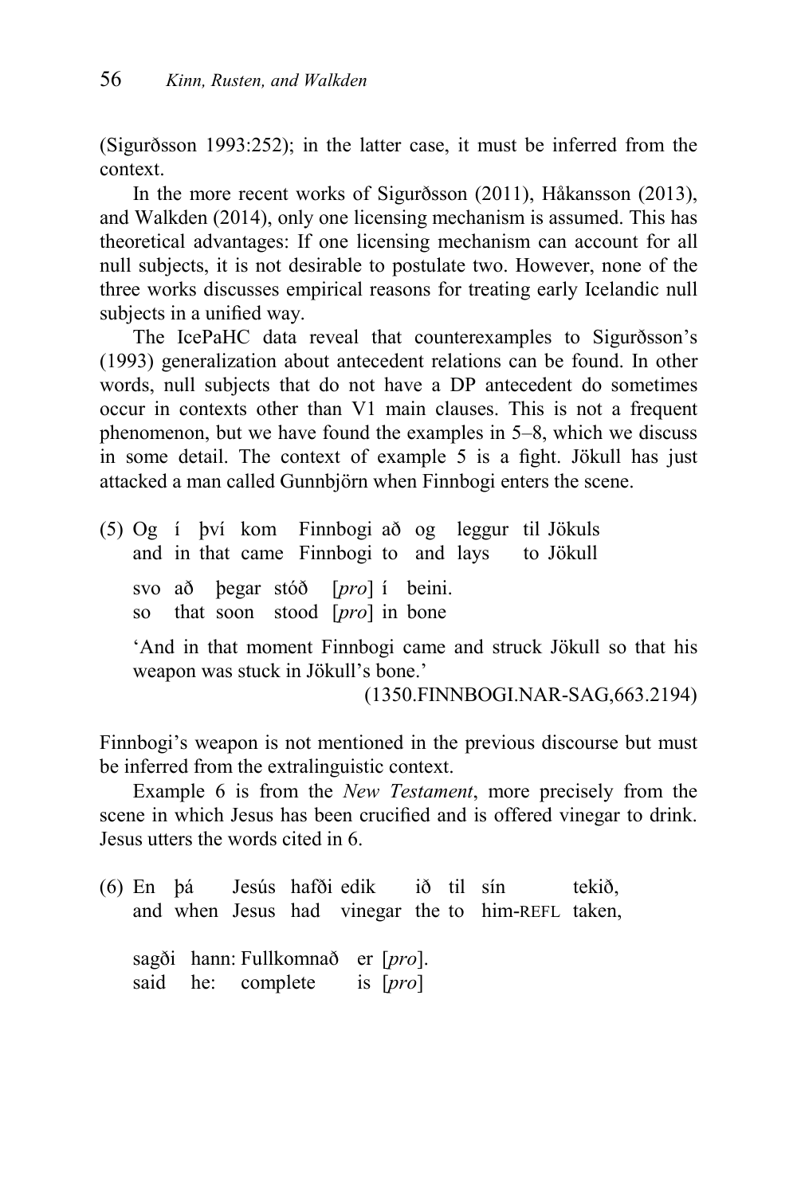(Sigurðsson 1993:252); in the latter case, it must be inferred from the context.

In the more recent works of Sigurðsson (2011), Håkansson (2013), and Walkden (2014), only one licensing mechanism is assumed. This has theoretical advantages: If one licensing mechanism can account for all null subjects, it is not desirable to postulate two. However, none of the three works discusses empirical reasons for treating early Icelandic null subjects in a unified way.

The IcePaHC data reveal that counterexamples to Sigurðsson's (1993) generalization about antecedent relations can be found. In other words, null subjects that do not have a DP antecedent do sometimes occur in contexts other than V1 main clauses. This is not a frequent phenomenon, but we have found the examples in 5–8, which we discuss in some detail. The context of example 5 is a fight. Jökull has just attacked a man called Gunnbjörn when Finnbogi enters the scene.

(5) Og í því kom Finnbogi að og leggur til Jökuls
and in that came Finnbogi to and lays to Jökull

svo að þegar stóð [*pro*] í beini.
so that soon stood [*pro*] in bone

'And in that moment Finnbogi came and struck Jökull so that his weapon was stuck in Jökull's bone.'
(1350.FINNBOGI.NAR-SAG,663.2194)

Finnbogi's weapon is not mentioned in the previous discourse but must be inferred from the extralinguistic context.

Example 6 is from the *New Testament*, more precisely from the scene in which Jesus has been crucified and is offered vinegar to drink. Jesus utters the words cited in 6.

(6) En þá Jesús hafði edik ið til sín tekið,
and when Jesus had vinegar the to him-REFL taken,

sagði hann: Fullkomnað er [*pro*].
said he: complete is [*pro*]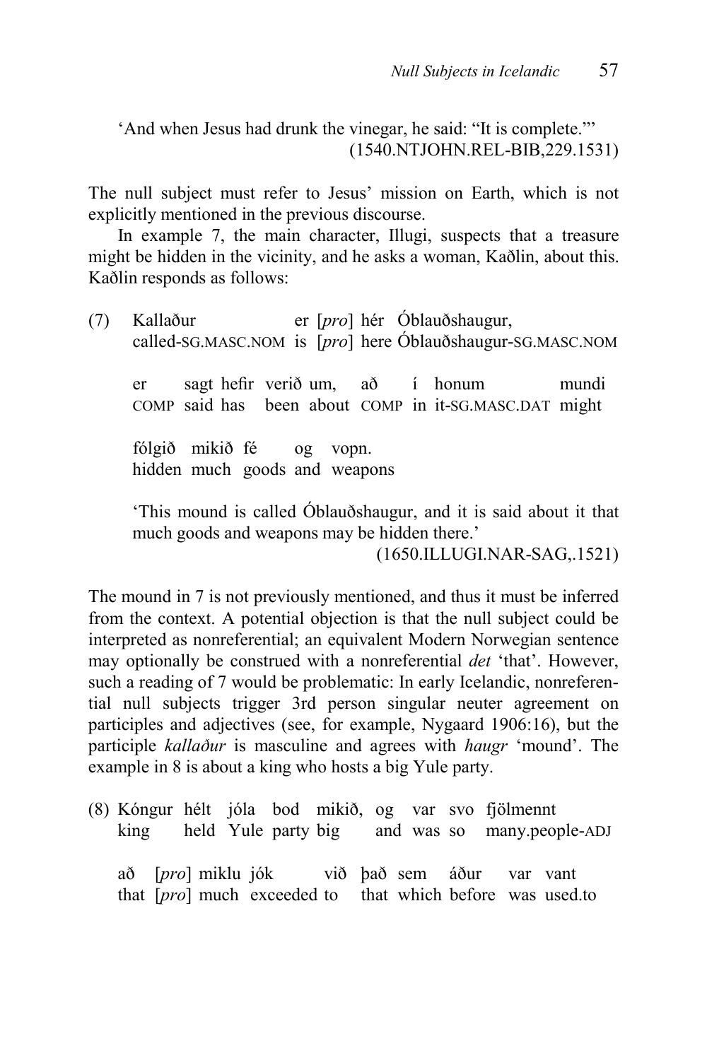'And when Jesus had drunk the vinegar, he said: "It is complete."'
(1540.NTJOHN.REL-BIB,229.1531)

The null subject must refer to Jesus' mission on Earth, which is not explicitly mentioned in the previous discourse.

In example 7, the main character, Illugi, suspects that a treasure might be hidden in the vicinity, and he asks a woman, Kaðlin, about this. Kaðlin responds as follows:

(7) Kallaður er [*pro*] hér Óblauðshaugur,
called-SG.MASC.NOM is [*pro*] here Óblauðshaugur-SG.MASC.NOM

er sagt hefir verið um, að í honum mundi
COMP said has been about COMP in it-SG.MASC.DAT might

fólgið mikið fé og vopn.
hidden much goods and weapons

'This mound is called Óblauðshaugur, and it is said about it that much goods and weapons may be hidden there.'
(1650.ILLUGI.NAR-SAG,.1521)

The mound in 7 is not previously mentioned, and thus it must be inferred from the context. A potential objection is that the null subject could be interpreted as nonreferential; an equivalent Modern Norwegian sentence may optionally be construed with a nonreferential *det* 'that'. However, such a reading of 7 would be problematic: In early Icelandic, nonreferential null subjects trigger 3rd person singular neuter agreement on participles and adjectives (see, for example, Nygaard 1906:16), but the participle *kallaður* is masculine and agrees with *haugr* 'mound'. The example in 8 is about a king who hosts a big Yule party.

(8) Kóngur hélt jóla bod mikið, og var svo fjölmennt
king held Yule party big and was so many.people-ADJ

að [*pro*] miklu jók við það sem áður var vant
that [*pro*] much exceeded to that which before was used.to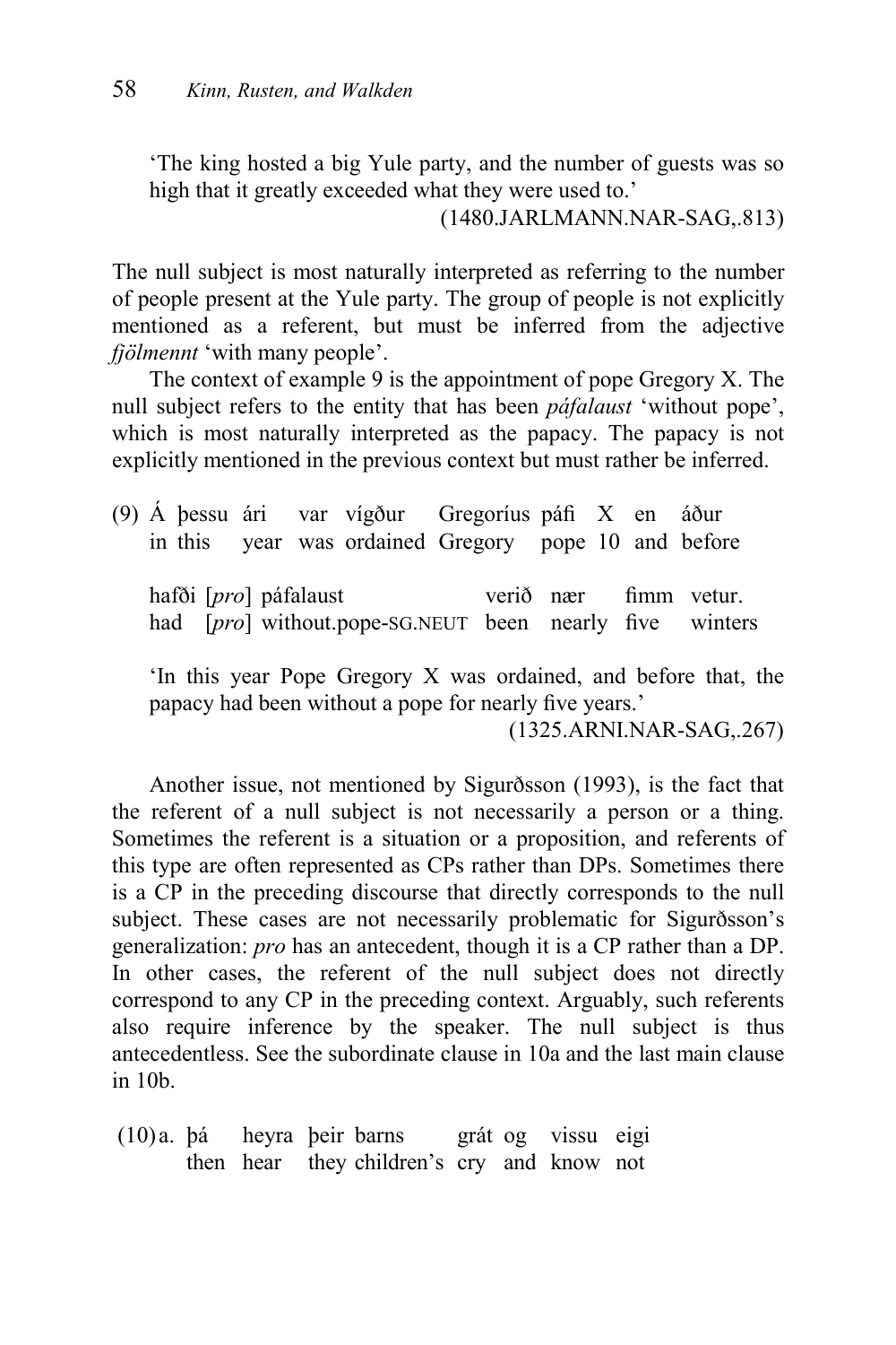'The king hosted a big Yule party, and the number of guests was so high that it greatly exceeded what they were used to.'
(1480.JARLMANN.NAR-SAG,.813)

The null subject is most naturally interpreted as referring to the number of people present at the Yule party. The group of people is not explicitly mentioned as a referent, but must be inferred from the adjective *fjölmennt* 'with many people'.

The context of example 9 is the appointment of pope Gregory X. The null subject refers to the entity that has been *páfalaust* 'without pope', which is most naturally interpreted as the papacy. The papacy is not explicitly mentioned in the previous context but must rather be inferred.

(9) Á þessu ári var vígður Gregoríus páfi X en áður
in this year was ordained Gregory pope 10 and before

hafði [*pro*] páfalaust verið nær fimm vetur.
had [*pro*] without.pope-SG.NEUT been nearly five winters

'In this year Pope Gregory X was ordained, and before that, the papacy had been without a pope for nearly five years.'
(1325.ARNI.NAR-SAG,.267)

Another issue, not mentioned by Sigurðsson (1993), is the fact that the referent of a null subject is not necessarily a person or a thing. Sometimes the referent is a situation or a proposition, and referents of this type are often represented as CPs rather than DPs. Sometimes there is a CP in the preceding discourse that directly corresponds to the null subject. These cases are not necessarily problematic for Sigurðsson's generalization: *pro* has an antecedent, though it is a CP rather than a DP. In other cases, the referent of the null subject does not directly correspond to any CP in the preceding context. Arguably, such referents also require inference by the speaker. The null subject is thus antecedentless. See the subordinate clause in 10a and the last main clause in 10b.

(10) a. þá heyra þeir barns grát og vissu eigi
then hear they children's cry and know not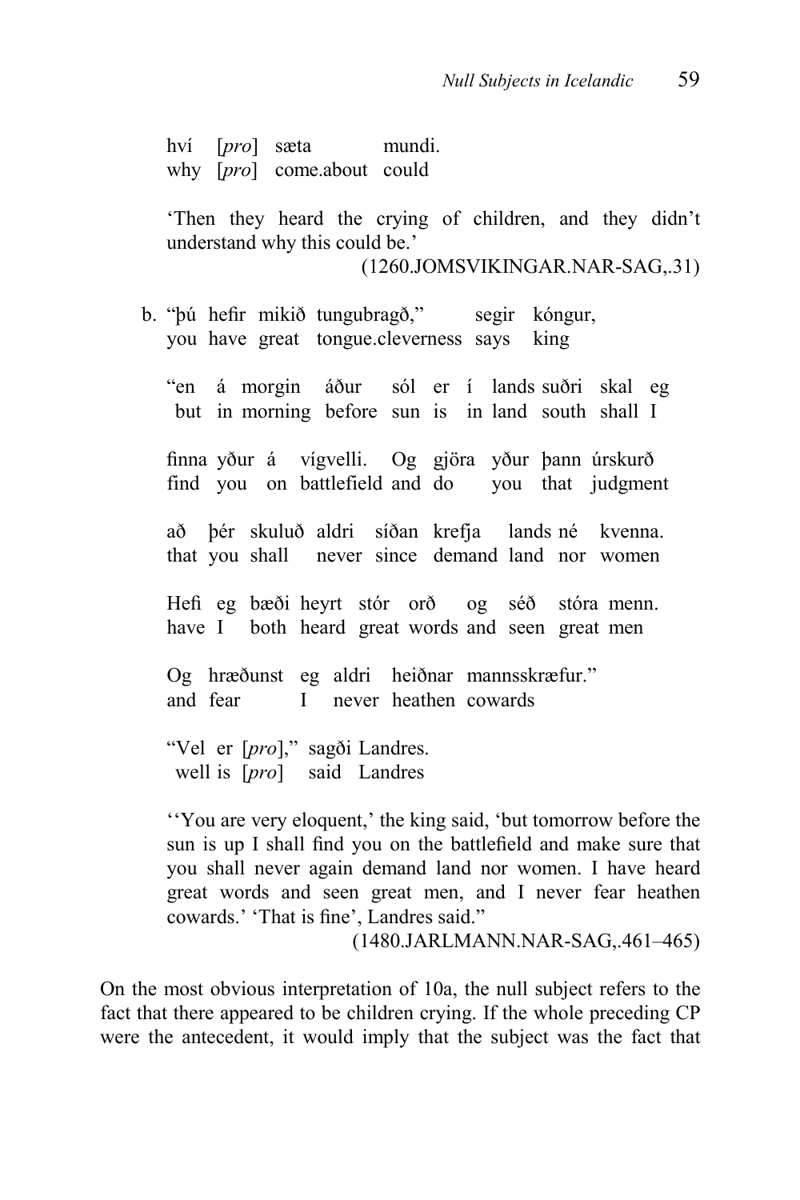hví [*pro*] sæta mundi.
why [*pro*] come.about could

'Then they heard the crying of children, and they didn't understand why this could be.'

(1260.JOMSVIKINGAR.NAR-SAG,.31)

b. "þú hefir mikið tungubragð," segir kóngur,
you have great tongue.cleverness says king

"en á morgin áður sól er í lands suðri skal eg
but in morning before sun is in land south shall I

finna yður á vígvelli. Og gjöra yður þann úrskurð
find you on battlefield and do you that judgment

að þér skuluð aldri síðan krefja lands né kvenna.
that you shall never since demand land nor women

Hefi eg bæði heyrt stór orð og séð stóra menn.
have I both heard great words and seen great men

Og hræðunst eg aldri heiðnar mannsskræfur."
and fear I never heathen cowards

"Vel er [*pro*]," sagði Landres.
well is [*pro*] said Landres

''You are very eloquent,' the king said, 'but tomorrow before the sun is up I shall find you on the battlefield and make sure that you shall never again demand land nor women. I have heard great words and seen great men, and I never fear heathen cowards.' 'That is fine', Landres said."

(1480.JARLMANN.NAR-SAG,.461–465)

On the most obvious interpretation of 10a, the null subject refers to the fact that there appeared to be children crying. If the whole preceding CP were the antecedent, it would imply that the subject was the fact that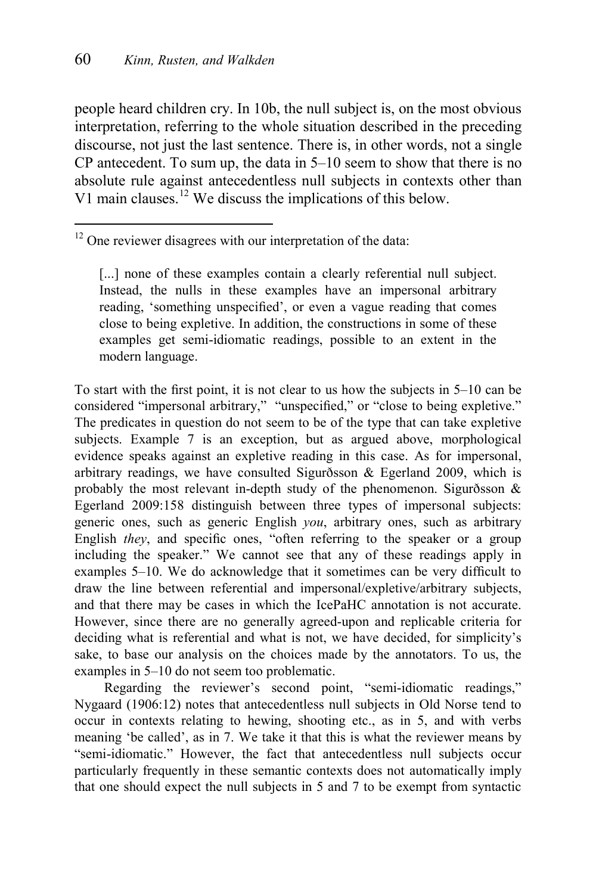people heard children cry. In 10b, the null subject is, on the most obvious interpretation, referring to the whole situation described in the preceding discourse, not just the last sentence. There is, in other words, not a single CP antecedent. To sum up, the data in 5–10 seem to show that there is no absolute rule against antecedentless null subjects in contexts other than V1 main clauses.[12] We discuss the implications of this below.

---

[12] One reviewer disagrees with our interpretation of the data:

> [...] none of these examples contain a clearly referential null subject. Instead, the nulls in these examples have an impersonal arbitrary reading, 'something unspecified', or even a vague reading that comes close to being expletive. In addition, the constructions in some of these examples get semi-idiomatic readings, possible to an extent in the modern language.

To start with the first point, it is not clear to us how the subjects in 5–10 can be considered "impersonal arbitrary," "unspecified," or "close to being expletive." The predicates in question do not seem to be of the type that can take expletive subjects. Example 7 is an exception, but as argued above, morphological evidence speaks against an expletive reading in this case. As for impersonal, arbitrary readings, we have consulted Sigurðsson & Egerland 2009, which is probably the most relevant in-depth study of the phenomenon. Sigurðsson & Egerland 2009:158 distinguish between three types of impersonal subjects: generic ones, such as generic English *you*, arbitrary ones, such as arbitrary English *they*, and specific ones, "often referring to the speaker or a group including the speaker." We cannot see that any of these readings apply in examples 5–10. We do acknowledge that it sometimes can be very difficult to draw the line between referential and impersonal/expletive/arbitrary subjects, and that there may be cases in which the IcePaHC annotation is not accurate. However, since there are no generally agreed-upon and replicable criteria for deciding what is referential and what is not, we have decided, for simplicity's sake, to base our analysis on the choices made by the annotators. To us, the examples in 5–10 do not seem too problematic.

Regarding the reviewer's second point, "semi-idiomatic readings," Nygaard (1906:12) notes that antecedentless null subjects in Old Norse tend to occur in contexts relating to hewing, shooting etc., as in 5, and with verbs meaning 'be called', as in 7. We take it that this is what the reviewer means by "semi-idiomatic." However, the fact that antecedentless null subjects occur particularly frequently in these semantic contexts does not automatically imply that one should expect the null subjects in 5 and 7 to be exempt from syntactic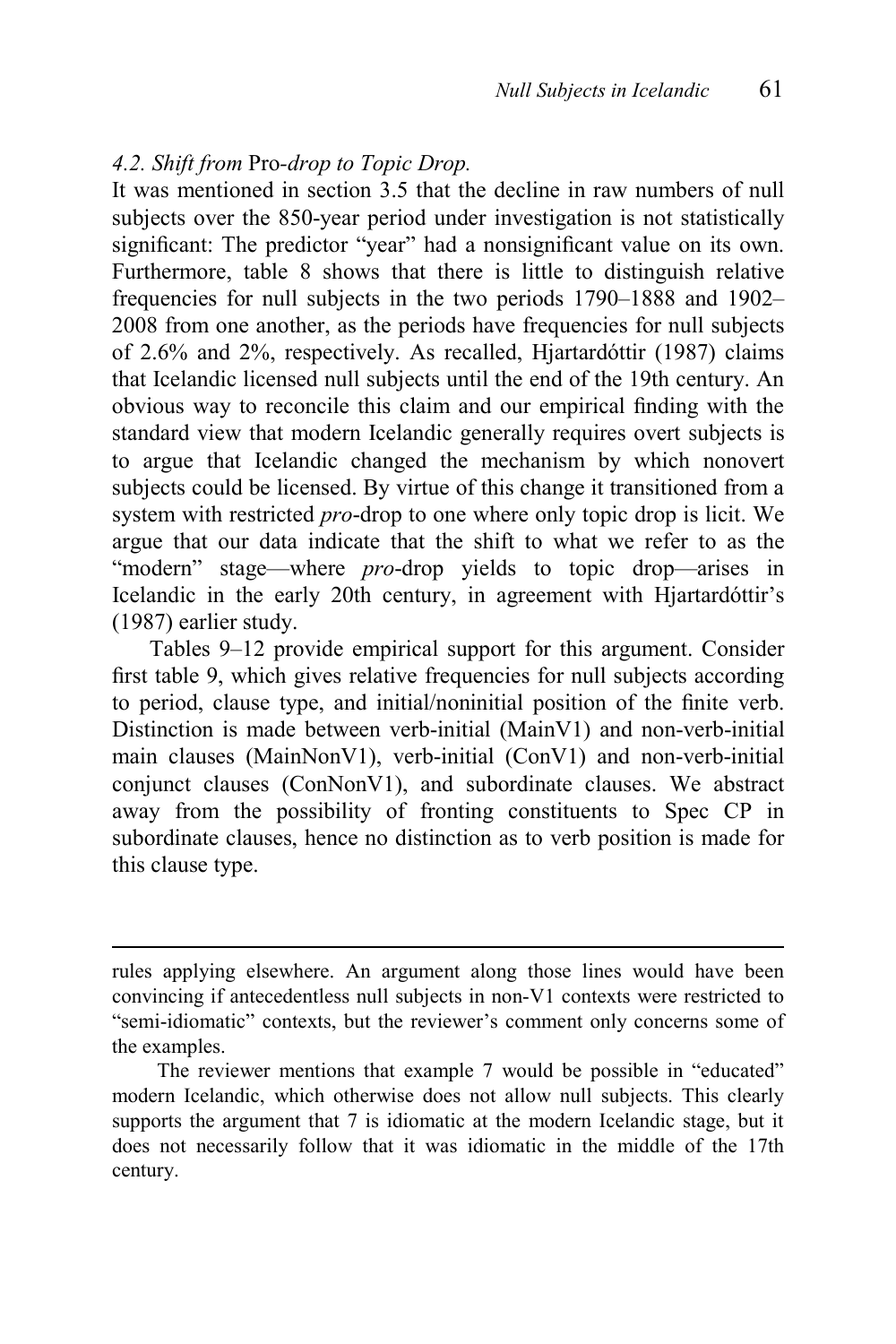### *4.2. Shift from* Pro*-drop to Topic Drop.*

It was mentioned in section 3.5 that the decline in raw numbers of null subjects over the 850-year period under investigation is not statistically significant: The predictor "year" had a nonsignificant value on its own. Furthermore, table 8 shows that there is little to distinguish relative frequencies for null subjects in the two periods 1790–1888 and 1902–2008 from one another, as the periods have frequencies for null subjects of 2.6% and 2%, respectively. As recalled, Hjartardóttir (1987) claims that Icelandic licensed null subjects until the end of the 19th century. An obvious way to reconcile this claim and our empirical finding with the standard view that modern Icelandic generally requires overt subjects is to argue that Icelandic changed the mechanism by which nonovert subjects could be licensed. By virtue of this change it transitioned from a system with restricted *pro*-drop to one where only topic drop is licit. We argue that our data indicate that the shift to what we refer to as the "modern" stage—where *pro*-drop yields to topic drop—arises in Icelandic in the early 20th century, in agreement with Hjartardóttir's (1987) earlier study.

Tables 9–12 provide empirical support for this argument. Consider first table 9, which gives relative frequencies for null subjects according to period, clause type, and initial/noninitial position of the finite verb. Distinction is made between verb-initial (MainV1) and non-verb-initial main clauses (MainNonV1), verb-initial (ConV1) and non-verb-initial conjunct clauses (ConNonV1), and subordinate clauses. We abstract away from the possibility of fronting constituents to Spec CP in subordinate clauses, hence no distinction as to verb position is made for this clause type.

---

rules applying elsewhere. An argument along those lines would have been convincing if antecedentless null subjects in non-V1 contexts were restricted to "semi-idiomatic" contexts, but the reviewer's comment only concerns some of the examples.

The reviewer mentions that example 7 would be possible in "educated" modern Icelandic, which otherwise does not allow null subjects. This clearly supports the argument that 7 is idiomatic at the modern Icelandic stage, but it does not necessarily follow that it was idiomatic in the middle of the 17th century.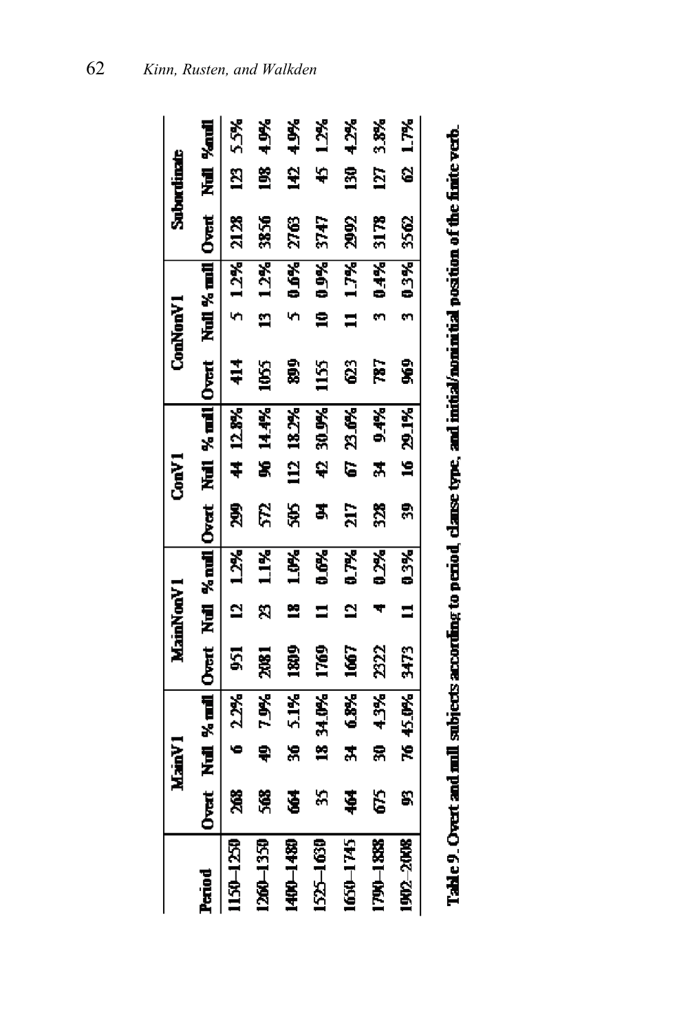| Period | MainV1 | | | MainNonV1 | | | ConV1 | | | ConNonV1 | | | Subordinate | | |
|---|---|---|---|---|---|---|---|---|---|---|---|---|---|---|---|
| | Overt | Null | % null | Overt | Null | % null | Overt | Null | % null | Overt | Null | % null | Overt | Null | %null |
| 1150–1250 | 268 | 6 | 2.2% | 951 | 12 | 1.2% | 299 | 44 | 12.8% | 414 | 5 | 1.2% | 2128 | 123 | 5.5% |
| 1260–1350 | 568 | 49 | 7.9% | 2081 | 23 | 1.1% | 572 | 96 | 14.4% | 1055 | 13 | 1.2% | 3856 | 198 | 4.9% |
| 1400–1480 | 664 | 36 | 5.1% | 1809 | 18 | 1.0% | 505 | 112 | 18.2% | 899 | 5 | 0.6% | 2763 | 142 | 4.9% |
| 1525–1630 | 35 | 18 | 34.0% | 1769 | 11 | 0.6% | 94 | 42 | 30.9% | 1155 | 10 | 0.9% | 3747 | 45 | 1.2% |
| 1650–1745 | 464 | 34 | 6.8% | 1667 | 12 | 0.7% | 217 | 67 | 23.6% | 623 | 11 | 1.7% | 2992 | 130 | 4.2% |
| 1790–1888 | 675 | 30 | 4.3% | 2322 | 4 | 0.2% | 328 | 34 | 9.4% | 787 | 3 | 0.4% | 3178 | 127 | 3.8% |
| 1902–2008 | 93 | 76 | 45.0% | 3473 | 11 | 0.3% | 39 | 16 | 29.1% | 969 | 3 | 0.3% | 3562 | 62 | 1.7% |

Table 9. Overt and null subjects according to period, clause type, and initial/noninitial position of the finite verb.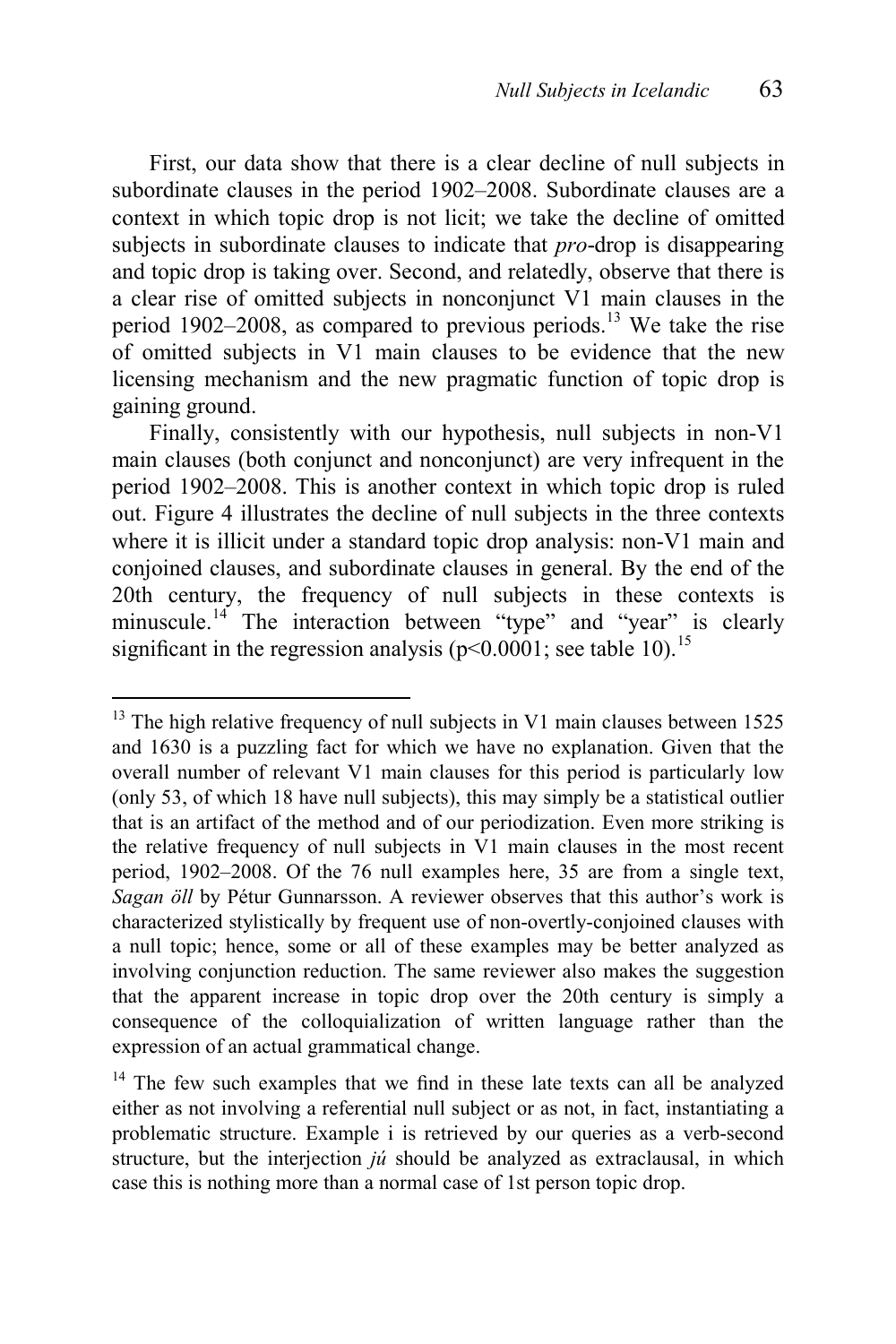First, our data show that there is a clear decline of null subjects in subordinate clauses in the period 1902–2008. Subordinate clauses are a context in which topic drop is not licit; we take the decline of omitted subjects in subordinate clauses to indicate that *pro*-drop is disappearing and topic drop is taking over. Second, and relatedly, observe that there is a clear rise of omitted subjects in nonconjunct V1 main clauses in the period 1902–2008, as compared to previous periods.[13] We take the rise of omitted subjects in V1 main clauses to be evidence that the new licensing mechanism and the new pragmatic function of topic drop is gaining ground.

Finally, consistently with our hypothesis, null subjects in non-V1 main clauses (both conjunct and nonconjunct) are very infrequent in the period 1902–2008. This is another context in which topic drop is ruled out. Figure 4 illustrates the decline of null subjects in the three contexts where it is illicit under a standard topic drop analysis: non-V1 main and conjoined clauses, and subordinate clauses in general. By the end of the 20th century, the frequency of null subjects in these contexts is minuscule.[14] The interaction between "type" and "year" is clearly significant in the regression analysis ($p<0.0001$; see table 10).[15]

---

[13] The high relative frequency of null subjects in V1 main clauses between 1525 and 1630 is a puzzling fact for which we have no explanation. Given that the overall number of relevant V1 main clauses for this period is particularly low (only 53, of which 18 have null subjects), this may simply be a statistical outlier that is an artifact of the method and of our periodization. Even more striking is the relative frequency of null subjects in V1 main clauses in the most recent period, 1902–2008. Of the 76 null examples here, 35 are from a single text, *Sagan öll* by Pétur Gunnarsson. A reviewer observes that this author's work is characterized stylistically by frequent use of non-overtly-conjoined clauses with a null topic; hence, some or all of these examples may be better analyzed as involving conjunction reduction. The same reviewer also makes the suggestion that the apparent increase in topic drop over the 20th century is simply a consequence of the colloquialization of written language rather than the expression of an actual grammatical change.

[14] The few such examples that we find in these late texts can all be analyzed either as not involving a referential null subject or as not, in fact, instantiating a problematic structure. Example i is retrieved by our queries as a verb-second structure, but the interjection *jú* should be analyzed as extraclausal, in which case this is nothing more than a normal case of 1st person topic drop.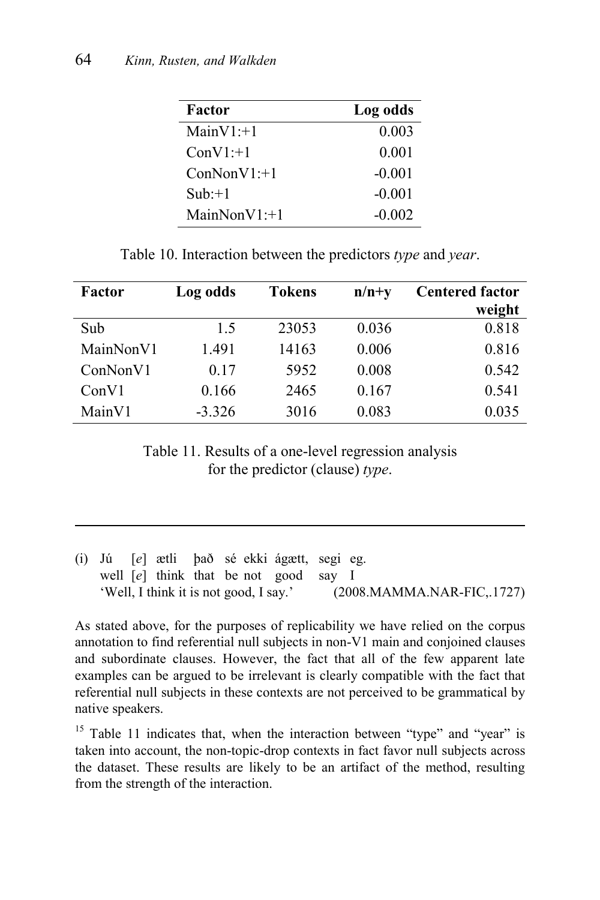| Factor | Log odds |
|---|---|
| MainV1:+1 | 0.003 |
| ConV1:+1 | 0.001 |
| ConNonV1:+1 | -0.001 |
| Sub:+1 | -0.001 |
| MainNonV1:+1 | -0.002 |

Table 10. Interaction between the predictors *type* and *year*.

| Factor | Log odds | Tokens | n/n+y | Centered factor weight |
|---|---|---|---|---|
| Sub | 1.5 | 23053 | 0.036 | 0.818 |
| MainNonV1 | 1.491 | 14163 | 0.006 | 0.816 |
| ConNonV1 | 0.17 | 5952 | 0.008 | 0.542 |
| ConV1 | 0.166 | 2465 | 0.167 | 0.541 |
| MainV1 | -3.326 | 3016 | 0.083 | 0.035 |

Table 11. Results of a one-level regression analysis for the predictor (clause) *type*.

---

(i) Jú [*e*] ætli það sé ekki ágætt, segi eg.
well [*e*] think that be not good say I
'Well, I think it is not good, I say.' (2008.MAMMA.NAR-FIC,.1727)

As stated above, for the purposes of replicability we have relied on the corpus annotation to find referential null subjects in non-V1 main and conjoined clauses and subordinate clauses. However, the fact that all of the few apparent late examples can be argued to be irrelevant is clearly compatible with the fact that referential null subjects in these contexts are not perceived to be grammatical by native speakers.

[15] Table 11 indicates that, when the interaction between "type" and "year" is taken into account, the non-topic-drop contexts in fact favor null subjects across the dataset. These results are likely to be an artifact of the method, resulting from the strength of the interaction.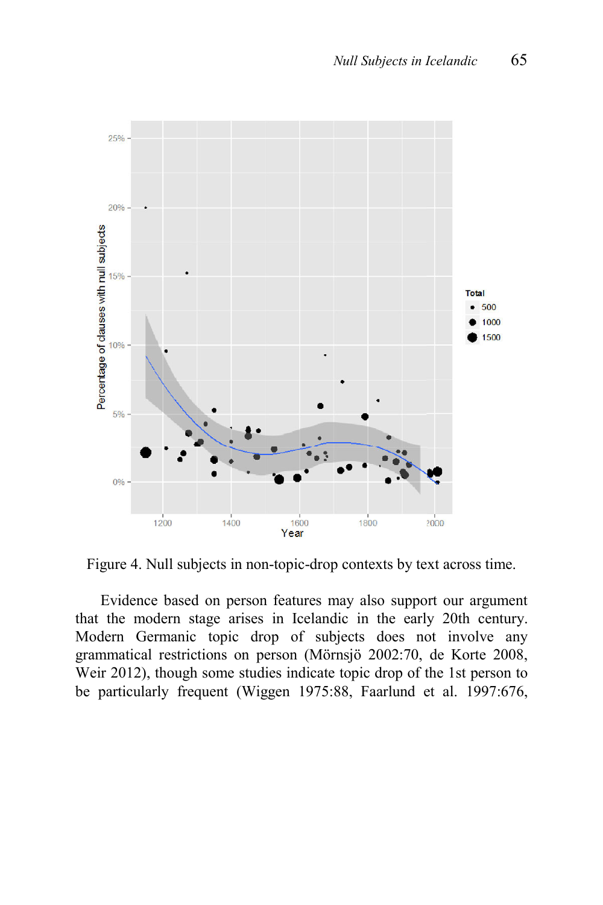Figure 4. Null subjects in non-topic-drop contexts by text across time.

Evidence based on person features may also support our argument that the modern stage arises in Icelandic in the early 20th century. Modern Germanic topic drop of subjects does not involve any grammatical restrictions on person (Mörnsjö 2002:70, de Korte 2008, Weir 2012), though some studies indicate topic drop of the 1st person to be particularly frequent (Wiggen 1975:88, Faarlund et al. 1997:676,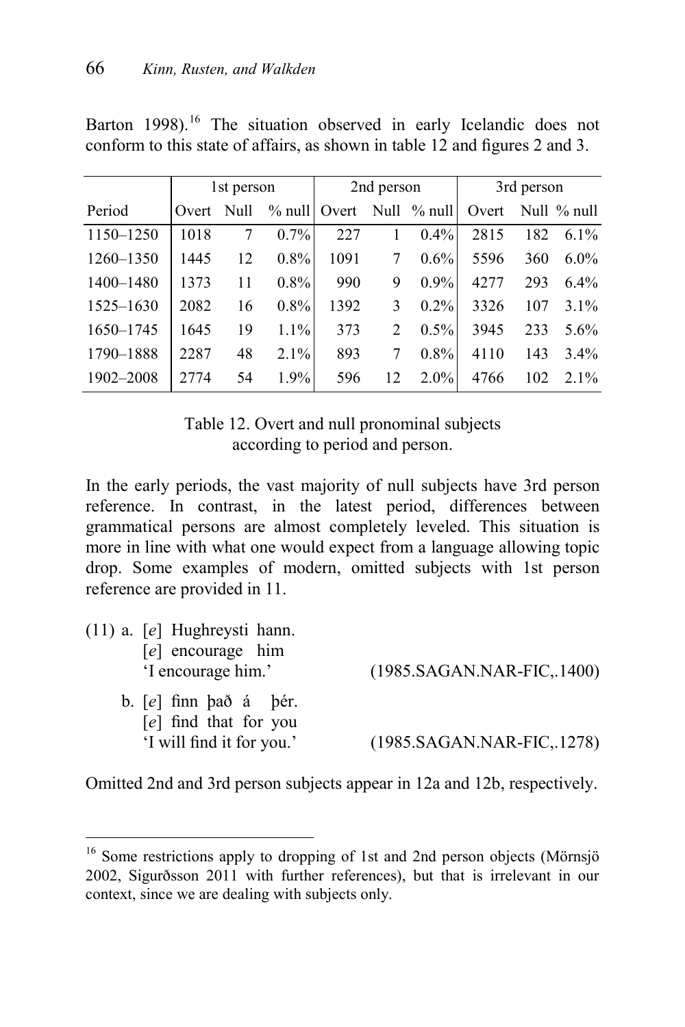Barton 1998).[16] The situation observed in early Icelandic does not conform to this state of affairs, as shown in table 12 and figures 2 and 3.

| | 1st person | | | 2nd person | | | 3rd person | | |
|---|---|---|---|---|---|---|---|---|---|
| Period | Overt | Null | % null | Overt | Null | % null | Overt | Null | % null |
| 1150–1250 | 1018 | 7 | 0.7% | 227 | 1 | 0.4% | 2815 | 182 | 6.1% |
| 1260–1350 | 1445 | 12 | 0.8% | 1091 | 7 | 0.6% | 5596 | 360 | 6.0% |
| 1400–1480 | 1373 | 11 | 0.8% | 990 | 9 | 0.9% | 4277 | 293 | 6.4% |
| 1525–1630 | 2082 | 16 | 0.8% | 1392 | 3 | 0.2% | 3326 | 107 | 3.1% |
| 1650–1745 | 1645 | 19 | 1.1% | 373 | 2 | 0.5% | 3945 | 233 | 5.6% |
| 1790–1888 | 2287 | 48 | 2.1% | 893 | 7 | 0.8% | 4110 | 143 | 3.4% |
| 1902–2008 | 2774 | 54 | 1.9% | 596 | 12 | 2.0% | 4766 | 102 | 2.1% |

Table 12. Overt and null pronominal subjects according to period and person.

In the early periods, the vast majority of null subjects have 3rd person reference. In contrast, in the latest period, differences between grammatical persons are almost completely leveled. This situation is more in line with what one would expect from a language allowing topic drop. Some examples of modern, omitted subjects with 1st person reference are provided in 11.

(11) a. [*e*] Hughreysti hann.
[*e*] encourage him
'I encourage him.' (1985.SAGAN.NAR-FIC,.1400)

b. [*e*] finn það á þér.
[*e*] find that for you
'I will find it for you.' (1985.SAGAN.NAR-FIC,.1278)

Omitted 2nd and 3rd person subjects appear in 12a and 12b, respectively.

[16] Some restrictions apply to dropping of 1st and 2nd person objects (Mörnsjö 2002, Sigurðsson 2011 with further references), but that is irrelevant in our context, since we are dealing with subjects only.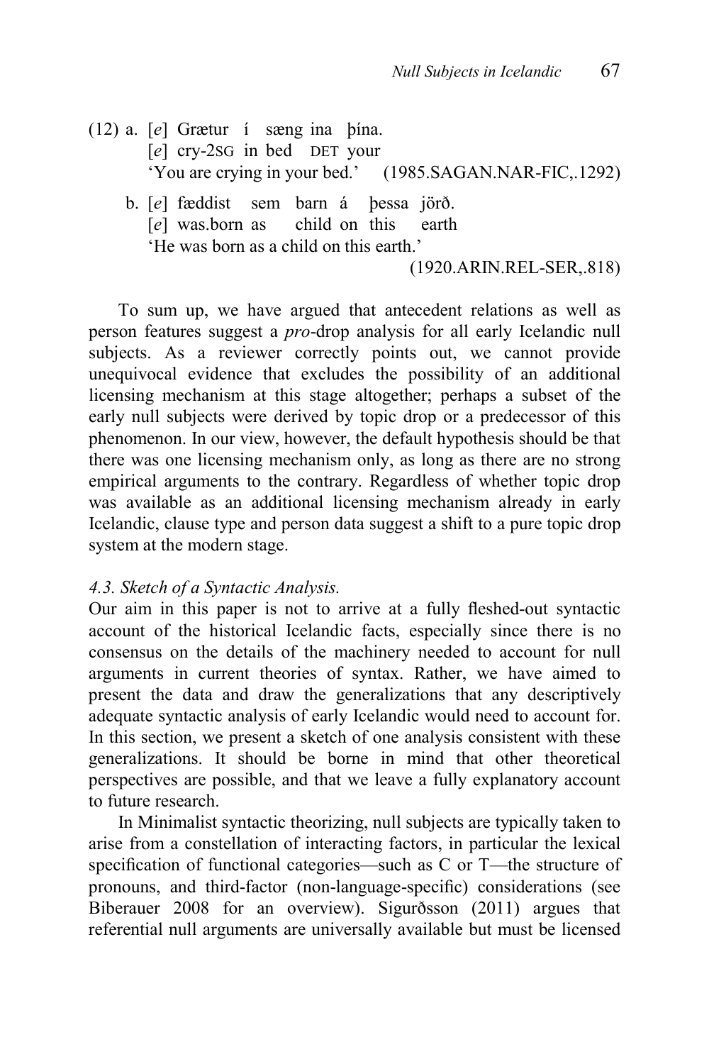(12) a. [*e*] Grætur í sæng ina þína.
        [*e*] cry-2SG in bed DET your
        'You are crying in your bed.' (1985.SAGAN.NAR-FIC,.1292)

    b. [*e*] fæddist sem barn á þessa jörð.
        [*e*] was.born as child on this earth
        'He was born as a child on this earth.'
        (1920.ARIN.REL-SER,.818)

To sum up, we have argued that antecedent relations as well as person features suggest a *pro*-drop analysis for all early Icelandic null subjects. As a reviewer correctly points out, we cannot provide unequivocal evidence that excludes the possibility of an additional licensing mechanism at this stage altogether; perhaps a subset of the early null subjects were derived by topic drop or a predecessor of this phenomenon. In our view, however, the default hypothesis should be that there was one licensing mechanism only, as long as there are no strong empirical arguments to the contrary. Regardless of whether topic drop was available as an additional licensing mechanism already in early Icelandic, clause type and person data suggest a shift to a pure topic drop system at the modern stage.

*4.3. Sketch of a Syntactic Analysis.*

Our aim in this paper is not to arrive at a fully fleshed-out syntactic account of the historical Icelandic facts, especially since there is no consensus on the details of the machinery needed to account for null arguments in current theories of syntax. Rather, we have aimed to present the data and draw the generalizations that any descriptively adequate syntactic analysis of early Icelandic would need to account for. In this section, we present a sketch of one analysis consistent with these generalizations. It should be borne in mind that other theoretical perspectives are possible, and that we leave a fully explanatory account to future research.

In Minimalist syntactic theorizing, null subjects are typically taken to arise from a constellation of interacting factors, in particular the lexical specification of functional categories—such as C or T—the structure of pronouns, and third-factor (non-language-specific) considerations (see Biberauer 2008 for an overview). Sigurðsson (2011) argues that referential null arguments are universally available but must be licensed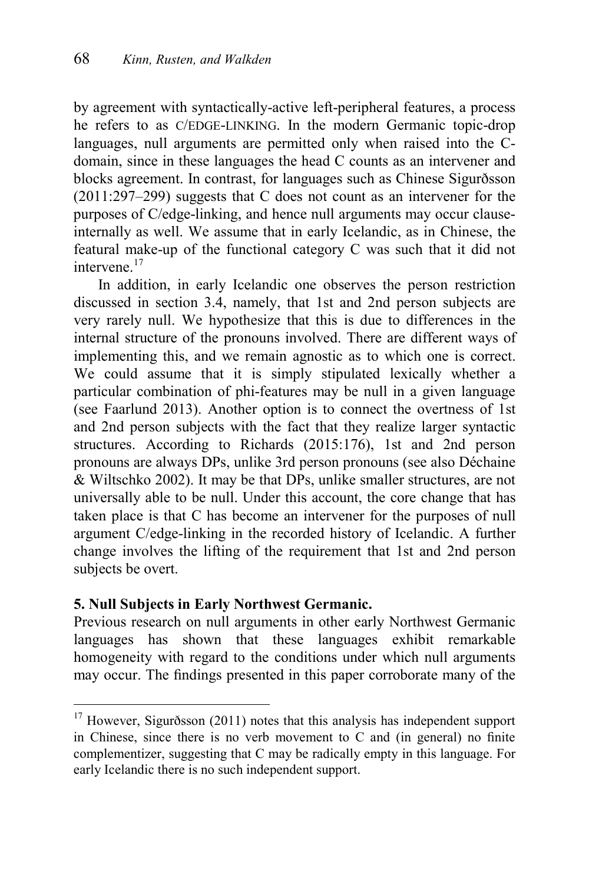by agreement with syntactically-active left-peripheral features, a process he refers to as C/EDGE-LINKING. In the modern Germanic topic-drop languages, null arguments are permitted only when raised into the C-domain, since in these languages the head C counts as an intervener and blocks agreement. In contrast, for languages such as Chinese Sigurðsson (2011:297–299) suggests that C does not count as an intervener for the purposes of C/edge-linking, and hence null arguments may occur clause-internally as well. We assume that in early Icelandic, as in Chinese, the featural make-up of the functional category C was such that it did not intervene.[17]

In addition, in early Icelandic one observes the person restriction discussed in section 3.4, namely, that 1st and 2nd person subjects are very rarely null. We hypothesize that this is due to differences in the internal structure of the pronouns involved. There are different ways of implementing this, and we remain agnostic as to which one is correct. We could assume that it is simply stipulated lexically whether a particular combination of phi-features may be null in a given language (see Faarlund 2013). Another option is to connect the overtness of 1st and 2nd person subjects with the fact that they realize larger syntactic structures. According to Richards (2015:176), 1st and 2nd person pronouns are always DPs, unlike 3rd person pronouns (see also Déchaine & Wiltschko 2002). It may be that DPs, unlike smaller structures, are not universally able to be null. Under this account, the core change that has taken place is that C has become an intervener for the purposes of null argument C/edge-linking in the recorded history of Icelandic. A further change involves the lifting of the requirement that 1st and 2nd person subjects be overt.

## 5. Null Subjects in Early Northwest Germanic.

Previous research on null arguments in other early Northwest Germanic languages has shown that these languages exhibit remarkable homogeneity with regard to the conditions under which null arguments may occur. The findings presented in this paper corroborate many of the

---

[17] However, Sigurðsson (2011) notes that this analysis has independent support in Chinese, since there is no verb movement to C and (in general) no finite complementizer, suggesting that C may be radically empty in this language. For early Icelandic there is no such independent support.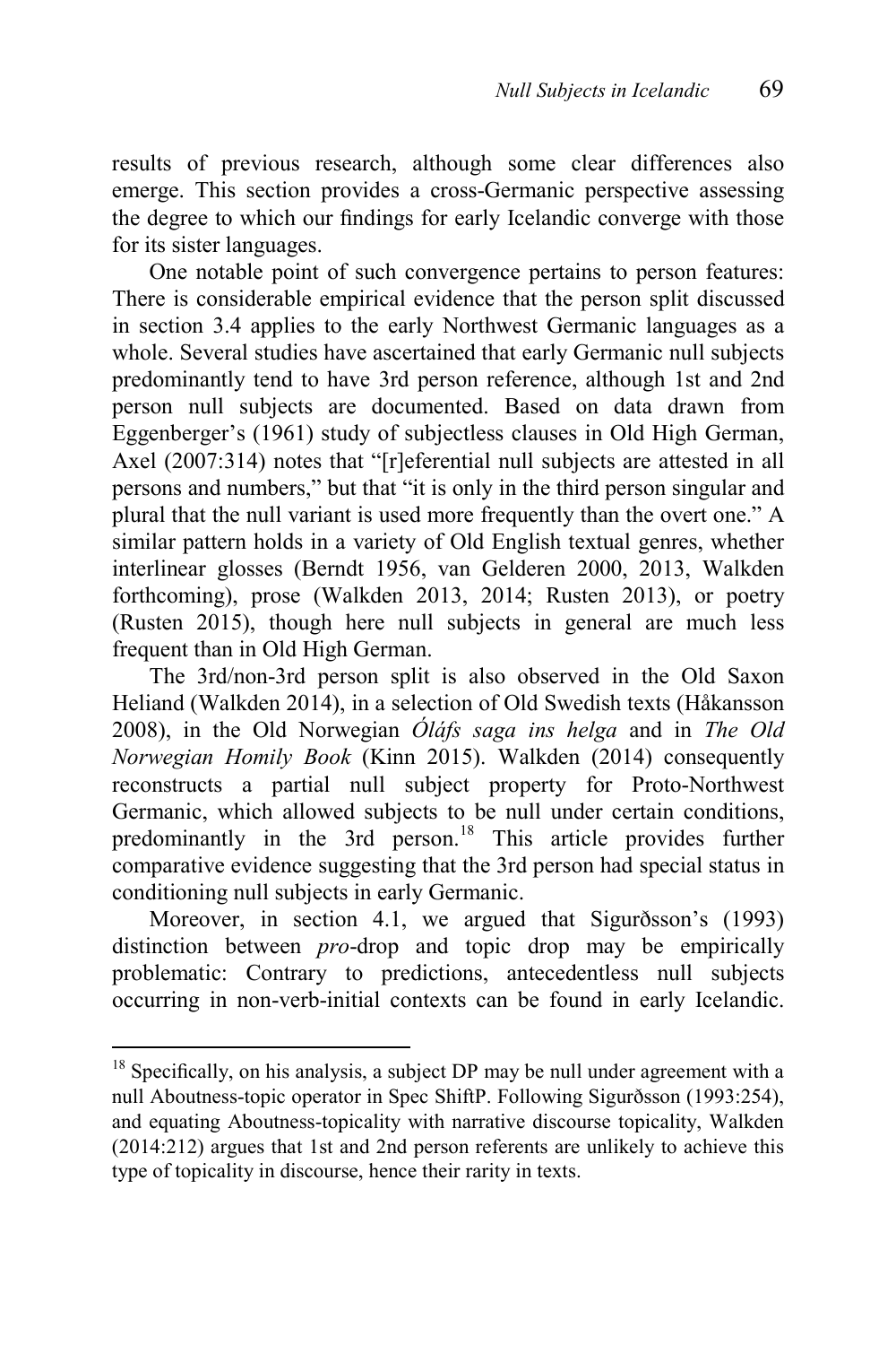results of previous research, although some clear differences also emerge. This section provides a cross-Germanic perspective assessing the degree to which our findings for early Icelandic converge with those for its sister languages.

One notable point of such convergence pertains to person features: There is considerable empirical evidence that the person split discussed in section 3.4 applies to the early Northwest Germanic languages as a whole. Several studies have ascertained that early Germanic null subjects predominantly tend to have 3rd person reference, although 1st and 2nd person null subjects are documented. Based on data drawn from Eggenberger's (1961) study of subjectless clauses in Old High German, Axel (2007:314) notes that "[r]eferential null subjects are attested in all persons and numbers," but that "it is only in the third person singular and plural that the null variant is used more frequently than the overt one." A similar pattern holds in a variety of Old English textual genres, whether interlinear glosses (Berndt 1956, van Gelderen 2000, 2013, Walkden forthcoming), prose (Walkden 2013, 2014; Rusten 2013), or poetry (Rusten 2015), though here null subjects in general are much less frequent than in Old High German.

The 3rd/non-3rd person split is also observed in the Old Saxon Heliand (Walkden 2014), in a selection of Old Swedish texts (Håkansson 2008), in the Old Norwegian *Óláfs saga ins helga* and in *The Old Norwegian Homily Book* (Kinn 2015). Walkden (2014) consequently reconstructs a partial null subject property for Proto-Northwest Germanic, which allowed subjects to be null under certain conditions, predominantly in the 3rd person.[18] This article provides further comparative evidence suggesting that the 3rd person had special status in conditioning null subjects in early Germanic.

Moreover, in section 4.1, we argued that Sigurðsson's (1993) distinction between *pro*-drop and topic drop may be empirically problematic: Contrary to predictions, antecedentless null subjects occurring in non-verb-initial contexts can be found in early Icelandic.

[18] Specifically, on his analysis, a subject DP may be null under agreement with a null Aboutness-topic operator in Spec ShiftP. Following Sigurðsson (1993:254), and equating Aboutness-topicality with narrative discourse topicality, Walkden (2014:212) argues that 1st and 2nd person referents are unlikely to achieve this type of topicality in discourse, hence their rarity in texts.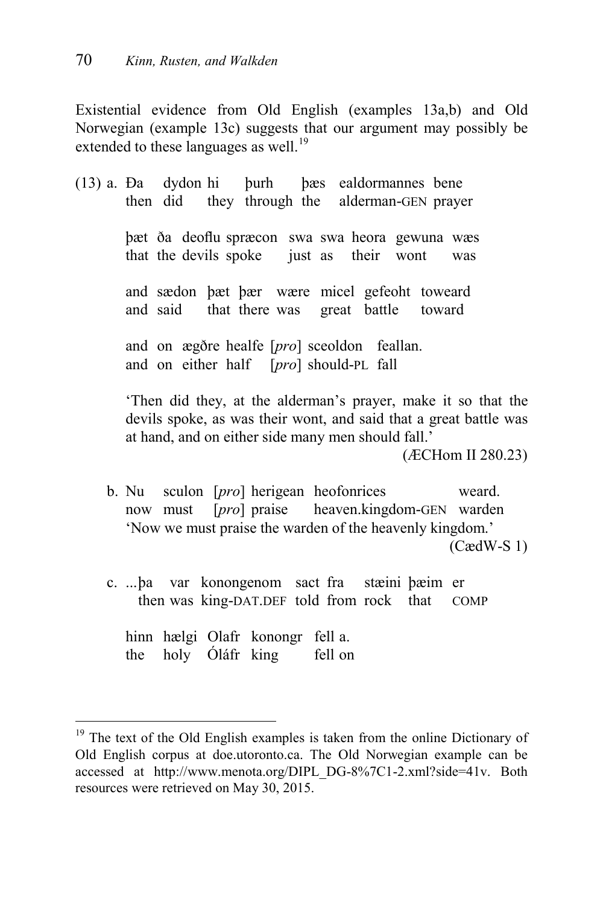Existential evidence from Old English (examples 13a,b) and Old Norwegian (example 13c) suggests that our argument may possibly be extended to these languages as well.[19]

(13) a. Ða dydon hi þurh þæs ealdormannes bene
then did they through the alderman-GEN prayer

þæt ða deoflu spræcon swa swa heora gewuna wæs
that the devils spoke just as their wont was

and sædon þæt þær wære micel gefeoht toweard
and said that there was great battle toward

and on ægðre healfe [*pro*] sceoldon feallan.
and on either half [*pro*] should-PL fall

'Then did they, at the alderman's prayer, make it so that the devils spoke, as was their wont, and said that a great battle was at hand, and on either side many men should fall.'
(ÆCHom II 280.23)

b. Nu sculon [*pro*] herigean heofonrices weard.
now must [*pro*] praise heaven.kingdom-GEN warden
'Now we must praise the warden of the heavenly kingdom.'
(CædW-S 1)

c. ...þa var konongenom sact fra stæini þæim er
then was king-DAT.DEF told from rock that COMP

hinn hælgi Olafr konongr fell a.
the holy Óláfr king fell on

---

[19] The text of the Old English examples is taken from the online Dictionary of Old English corpus at doe.utoronto.ca. The Old Norwegian example can be accessed at http://www.menota.org/DIPL_DG-8%7C1-2.xml?side=41v. Both resources were retrieved on May 30, 2015.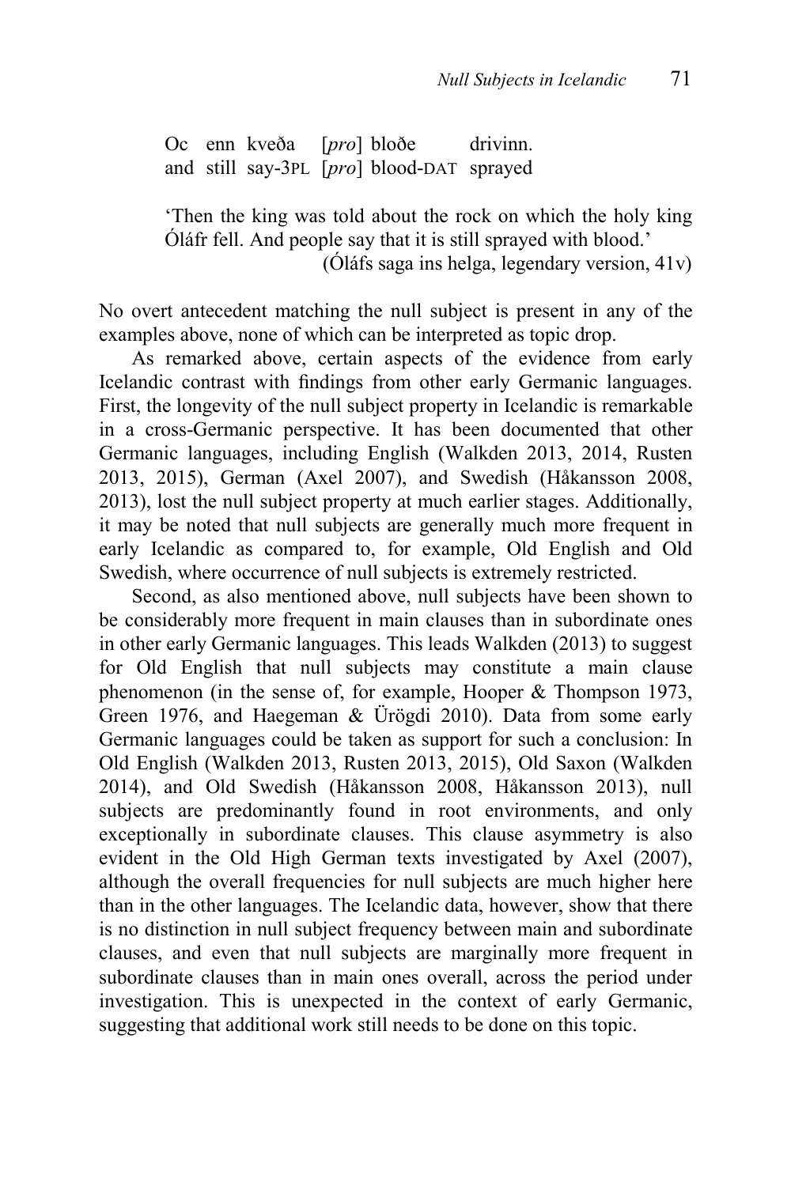| Oc | enn | kveða | [*pro*] | bloðe | drivinn. |
|---|---|---|---|---|---|
| and | still | say-3PL | [*pro*] | blood-DAT | sprayed |

'Then the king was told about the rock on which the holy king Óláfr fell. And people say that it is still sprayed with blood.'
(Óláfs saga ins helga, legendary version, 41v)

No overt antecedent matching the null subject is present in any of the examples above, none of which can be interpreted as topic drop.

As remarked above, certain aspects of the evidence from early Icelandic contrast with findings from other early Germanic languages. First, the longevity of the null subject property in Icelandic is remarkable in a cross-Germanic perspective. It has been documented that other Germanic languages, including English (Walkden 2013, 2014, Rusten 2013, 2015), German (Axel 2007), and Swedish (Håkansson 2008, 2013), lost the null subject property at much earlier stages. Additionally, it may be noted that null subjects are generally much more frequent in early Icelandic as compared to, for example, Old English and Old Swedish, where occurrence of null subjects is extremely restricted.

Second, as also mentioned above, null subjects have been shown to be considerably more frequent in main clauses than in subordinate ones in other early Germanic languages. This leads Walkden (2013) to suggest for Old English that null subjects may constitute a main clause phenomenon (in the sense of, for example, Hooper & Thompson 1973, Green 1976, and Haegeman & Ürögdi 2010). Data from some early Germanic languages could be taken as support for such a conclusion: In Old English (Walkden 2013, Rusten 2013, 2015), Old Saxon (Walkden 2014), and Old Swedish (Håkansson 2008, Håkansson 2013), null subjects are predominantly found in root environments, and only exceptionally in subordinate clauses. This clause asymmetry is also evident in the Old High German texts investigated by Axel (2007), although the overall frequencies for null subjects are much higher here than in the other languages. The Icelandic data, however, show that there is no distinction in null subject frequency between main and subordinate clauses, and even that null subjects are marginally more frequent in subordinate clauses than in main ones overall, across the period under investigation. This is unexpected in the context of early Germanic, suggesting that additional work still needs to be done on this topic.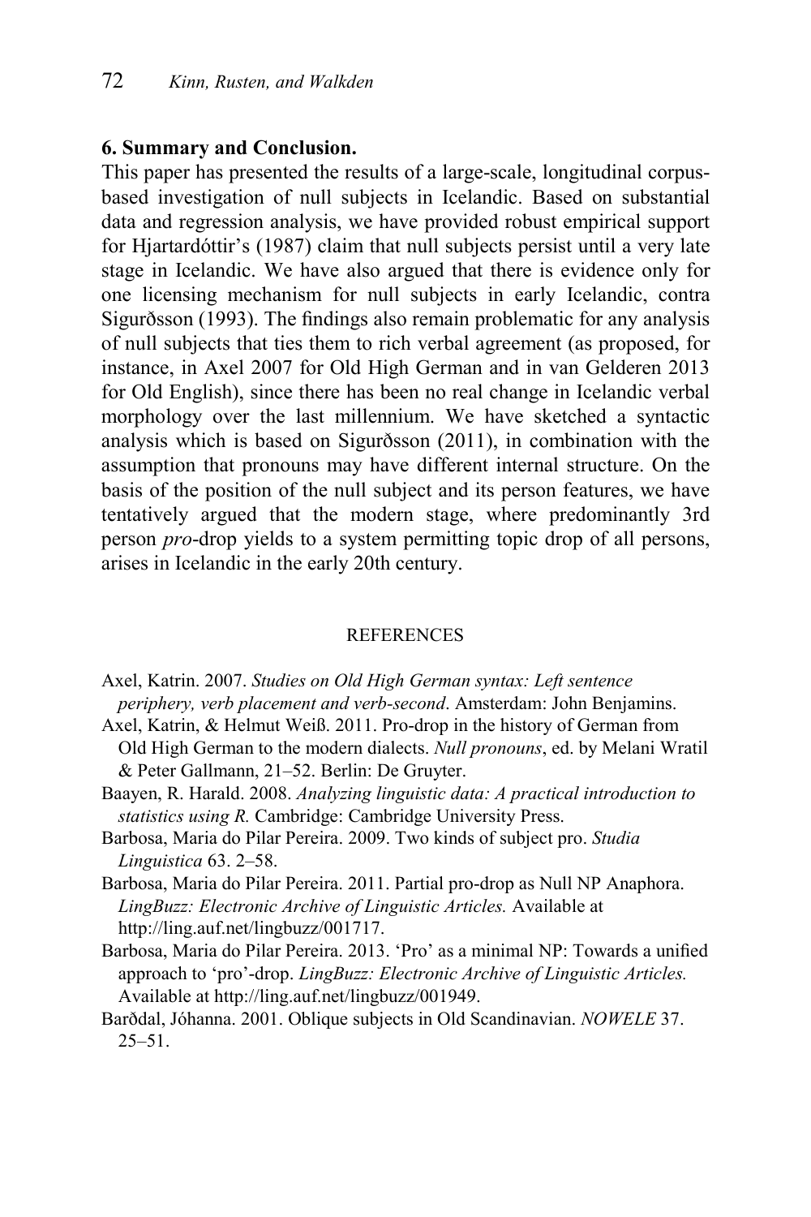## 6. Summary and Conclusion.

This paper has presented the results of a large-scale, longitudinal corpus-based investigation of null subjects in Icelandic. Based on substantial data and regression analysis, we have provided robust empirical support for Hjartardóttir's (1987) claim that null subjects persist until a very late stage in Icelandic. We have also argued that there is evidence only for one licensing mechanism for null subjects in early Icelandic, contra Sigurðsson (1993). The findings also remain problematic for any analysis of null subjects that ties them to rich verbal agreement (as proposed, for instance, in Axel 2007 for Old High German and in van Gelderen 2013 for Old English), since there has been no real change in Icelandic verbal morphology over the last millennium. We have sketched a syntactic analysis which is based on Sigurðsson (2011), in combination with the assumption that pronouns may have different internal structure. On the basis of the position of the null subject and its person features, we have tentatively argued that the modern stage, where predominantly 3rd person *pro*-drop yields to a system permitting topic drop of all persons, arises in Icelandic in the early 20th century.

### REFERENCES

Axel, Katrin. 2007. *Studies on Old High German syntax: Left sentence periphery, verb placement and verb-second*. Amsterdam: John Benjamins.

Axel, Katrin, & Helmut Weiß. 2011. Pro-drop in the history of German from Old High German to the modern dialects. *Null pronouns*, ed. by Melani Wratil & Peter Gallmann, 21–52. Berlin: De Gruyter.

Baayen, R. Harald. 2008. *Analyzing linguistic data: A practical introduction to statistics using R.* Cambridge: Cambridge University Press.

Barbosa, Maria do Pilar Pereira. 2009. Two kinds of subject pro. *Studia Linguistica* 63. 2–58.

Barbosa, Maria do Pilar Pereira. 2011. Partial pro-drop as Null NP Anaphora. *LingBuzz: Electronic Archive of Linguistic Articles.* Available at http://ling.auf.net/lingbuzz/001717.

Barbosa, Maria do Pilar Pereira. 2013. 'Pro' as a minimal NP: Towards a unified approach to 'pro'-drop. *LingBuzz: Electronic Archive of Linguistic Articles.* Available at http://ling.auf.net/lingbuzz/001949.

Barðdal, Jóhanna. 2001. Oblique subjects in Old Scandinavian. *NOWELE* 37. 25–51.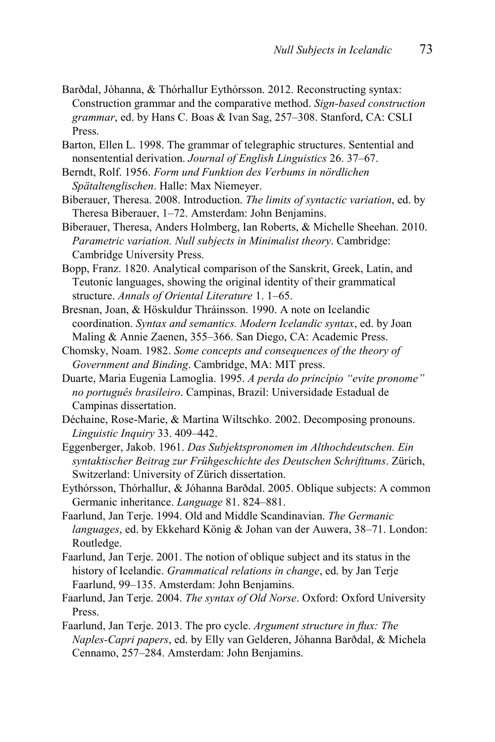Barðdal, Jóhanna, & Thórhallur Eythórsson. 2012. Reconstructing syntax: Construction grammar and the comparative method. *Sign-based construction grammar*, ed. by Hans C. Boas & Ivan Sag, 257–308. Stanford, CA: CSLI Press.

Barton, Ellen L. 1998. The grammar of telegraphic structures. Sentential and nonsentential derivation. *Journal of English Linguistics* 26. 37–67.

Berndt, Rolf. 1956. *Form und Funktion des Verbums in nördlichen Spätaltenglischen*. Halle: Max Niemeyer.

Biberauer, Theresa. 2008. Introduction. *The limits of syntactic variation*, ed. by Theresa Biberauer, 1–72. Amsterdam: John Benjamins.

Biberauer, Theresa, Anders Holmberg, Ian Roberts, & Michelle Sheehan. 2010. *Parametric variation. Null subjects in Minimalist theory*. Cambridge: Cambridge University Press.

Bopp, Franz. 1820. Analytical comparison of the Sanskrit, Greek, Latin, and Teutonic languages, showing the original identity of their grammatical structure. *Annals of Oriental Literature* 1. 1–65.

Bresnan, Joan, & Höskuldur Thráinsson. 1990. A note on Icelandic coordination. *Syntax and semantics. Modern Icelandic syntax*, ed. by Joan Maling & Annie Zaenen, 355–366. San Diego, CA: Academic Press.

Chomsky, Noam. 1982. *Some concepts and consequences of the theory of Government and Binding*. Cambridge, MA: MIT press.

Duarte, Maria Eugenia Lamoglia. 1995. *A perda do princípio "evite pronome" no português brasileiro*. Campinas, Brazil: Universidade Estadual de Campinas dissertation.

Déchaine, Rose-Marie, & Martina Wiltschko. 2002. Decomposing pronouns. *Linguistic Inquiry* 33. 409–442.

Eggenberger, Jakob. 1961. *Das Subjektspronomen im Althochdeutschen. Ein syntaktischer Beitrag zur Frühgeschichte des Deutschen Schrifttums*. Zürich, Switzerland: University of Zürich dissertation.

Eythórsson, Thórhallur, & Jóhanna Barðdal. 2005. Oblique subjects: A common Germanic inheritance. *Language* 81. 824–881.

Faarlund, Jan Terje. 1994. Old and Middle Scandinavian. *The Germanic languages*, ed. by Ekkehard König & Johan van der Auwera, 38–71. London: Routledge.

Faarlund, Jan Terje. 2001. The notion of oblique subject and its status in the history of Icelandic. *Grammatical relations in change*, ed. by Jan Terje Faarlund, 99–135. Amsterdam: John Benjamins.

Faarlund, Jan Terje. 2004. *The syntax of Old Norse*. Oxford: Oxford University Press.

Faarlund, Jan Terje. 2013. The pro cycle. *Argument structure in flux: The Naples-Capri papers*, ed. by Elly van Gelderen, Jóhanna Barðdal, & Michela Cennamo, 257–284. Amsterdam: John Benjamins.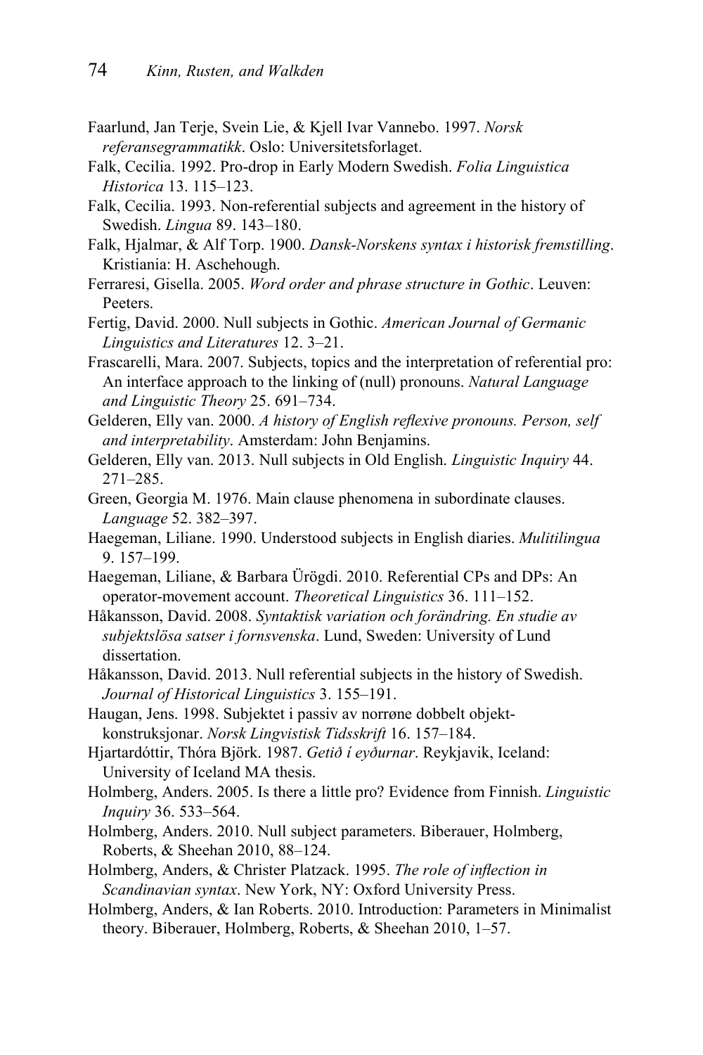Faarlund, Jan Terje, Svein Lie, & Kjell Ivar Vannebo. 1997. *Norsk referansegrammatikk*. Oslo: Universitetsforlaget.

Falk, Cecilia. 1992. Pro-drop in Early Modern Swedish. *Folia Linguistica Historica* 13. 115–123.

Falk, Cecilia. 1993. Non-referential subjects and agreement in the history of Swedish. *Lingua* 89. 143–180.

Falk, Hjalmar, & Alf Torp. 1900. *Dansk-Norskens syntax i historisk fremstilling*. Kristiania: H. Aschehough.

Ferraresi, Gisella. 2005. *Word order and phrase structure in Gothic*. Leuven: Peeters.

Fertig, David. 2000. Null subjects in Gothic. *American Journal of Germanic Linguistics and Literatures* 12. 3–21.

Frascarelli, Mara. 2007. Subjects, topics and the interpretation of referential pro: An interface approach to the linking of (null) pronouns. *Natural Language and Linguistic Theory* 25. 691–734.

Gelderen, Elly van. 2000. *A history of English reflexive pronouns. Person, self and interpretability*. Amsterdam: John Benjamins.

Gelderen, Elly van. 2013. Null subjects in Old English. *Linguistic Inquiry* 44. 271–285.

Green, Georgia M. 1976. Main clause phenomena in subordinate clauses. *Language* 52. 382–397.

Haegeman, Liliane. 1990. Understood subjects in English diaries. *Mulitilingua* 9. 157–199.

Haegeman, Liliane, & Barbara Ürögdi. 2010. Referential CPs and DPs: An operator-movement account. *Theoretical Linguistics* 36. 111–152.

Håkansson, David. 2008. *Syntaktisk variation och förändring. En studie av subjektslösa satser i fornsvenska*. Lund, Sweden: University of Lund dissertation.

Håkansson, David. 2013. Null referential subjects in the history of Swedish. *Journal of Historical Linguistics* 3. 155–191.

Haugan, Jens. 1998. Subjektet i passiv av norrøne dobbelt objekt-konstruksjonar. *Norsk Lingvistisk Tidsskrift* 16. 157–184.

Hjartardóttir, Thóra Björk. 1987. *Getið í eyðurnar*. Reykjavik, Iceland: University of Iceland MA thesis.

Holmberg, Anders. 2005. Is there a little pro? Evidence from Finnish. *Linguistic Inquiry* 36. 533–564.

Holmberg, Anders. 2010. Null subject parameters. Biberauer, Holmberg, Roberts, & Sheehan 2010, 88–124.

Holmberg, Anders, & Christer Platzack. 1995. *The role of inflection in Scandinavian syntax*. New York, NY: Oxford University Press.

Holmberg, Anders, & Ian Roberts. 2010. Introduction: Parameters in Minimalist theory. Biberauer, Holmberg, Roberts, & Sheehan 2010, 1–57.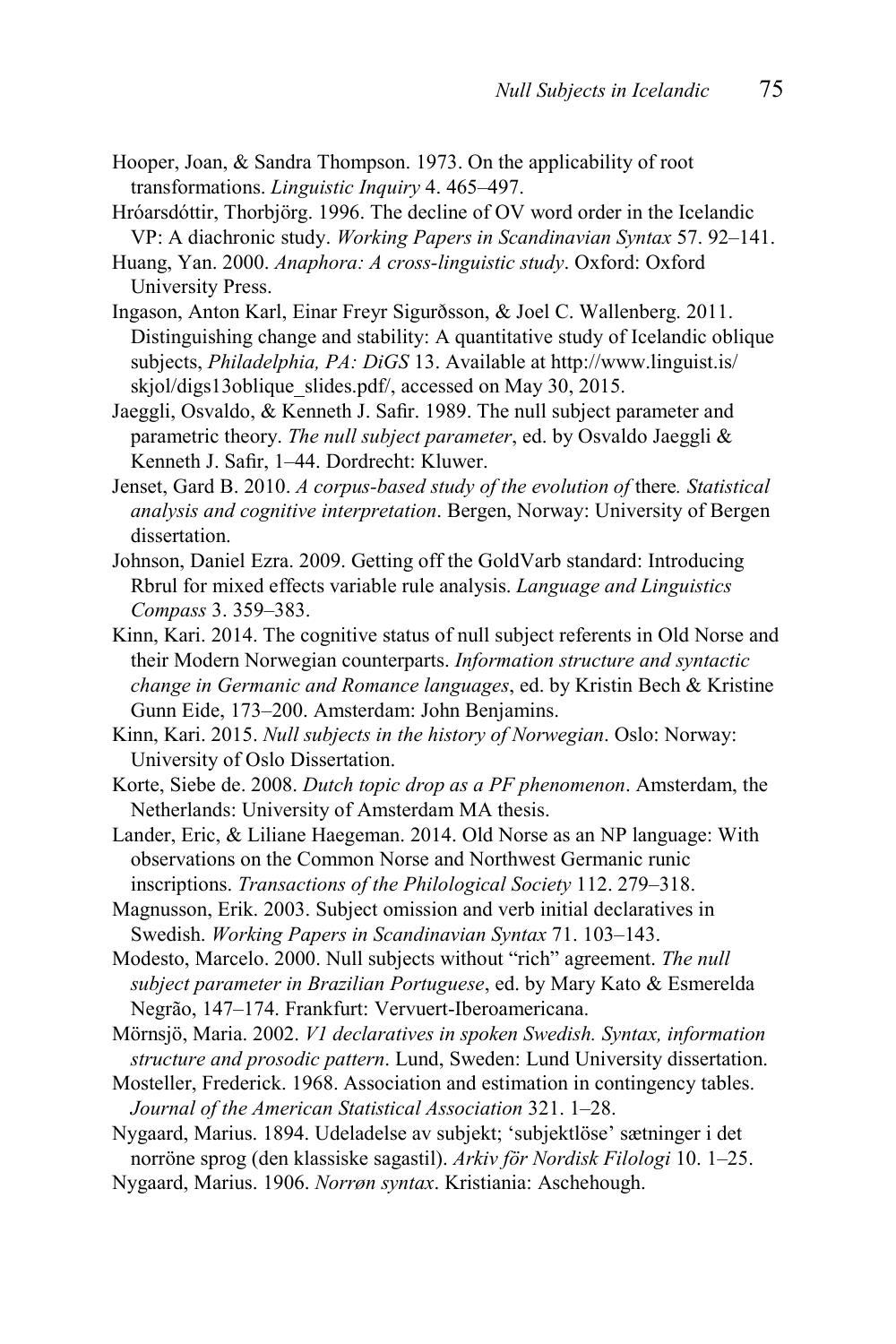Hooper, Joan, & Sandra Thompson. 1973. On the applicability of root transformations. *Linguistic Inquiry* 4. 465–497.

Hróarsdóttir, Thorbjörg. 1996. The decline of OV word order in the Icelandic VP: A diachronic study. *Working Papers in Scandinavian Syntax* 57. 92–141.

Huang, Yan. 2000. *Anaphora: A cross-linguistic study*. Oxford: Oxford University Press.

Ingason, Anton Karl, Einar Freyr Sigurðsson, & Joel C. Wallenberg. 2011. Distinguishing change and stability: A quantitative study of Icelandic oblique subjects, *Philadelphia, PA: DiGS* 13. Available at http://www.linguist.is/skjol/digs13oblique_slides.pdf/, accessed on May 30, 2015.

Jaeggli, Osvaldo, & Kenneth J. Safir. 1989. The null subject parameter and parametric theory. *The null subject parameter*, ed. by Osvaldo Jaeggli & Kenneth J. Safir, 1–44. Dordrecht: Kluwer.

Jenset, Gard B. 2010. *A corpus-based study of the evolution of* there*. Statistical analysis and cognitive interpretation*. Bergen, Norway: University of Bergen dissertation.

Johnson, Daniel Ezra. 2009. Getting off the GoldVarb standard: Introducing Rbrul for mixed effects variable rule analysis. *Language and Linguistics Compass* 3. 359–383.

Kinn, Kari. 2014. The cognitive status of null subject referents in Old Norse and their Modern Norwegian counterparts. *Information structure and syntactic change in Germanic and Romance languages*, ed. by Kristin Bech & Kristine Gunn Eide, 173–200. Amsterdam: John Benjamins.

Kinn, Kari. 2015. *Null subjects in the history of Norwegian*. Oslo: Norway: University of Oslo Dissertation.

Korte, Siebe de. 2008. *Dutch topic drop as a PF phenomenon*. Amsterdam, the Netherlands: University of Amsterdam MA thesis.

Lander, Eric, & Liliane Haegeman. 2014. Old Norse as an NP language: With observations on the Common Norse and Northwest Germanic runic inscriptions. *Transactions of the Philological Society* 112. 279–318.

Magnusson, Erik. 2003. Subject omission and verb initial declaratives in Swedish. *Working Papers in Scandinavian Syntax* 71. 103–143.

Modesto, Marcelo. 2000. Null subjects without "rich" agreement. *The null subject parameter in Brazilian Portuguese*, ed. by Mary Kato & Esmerelda Negrão, 147–174. Frankfurt: Vervuert-Iberoamericana.

Mörnsjö, Maria. 2002. *V1 declaratives in spoken Swedish. Syntax, information structure and prosodic pattern*. Lund, Sweden: Lund University dissertation.

Mosteller, Frederick. 1968. Association and estimation in contingency tables. *Journal of the American Statistical Association* 321. 1–28.

Nygaard, Marius. 1894. Udeladelse av subjekt; 'subjektlöse' sætninger i det norröne sprog (den klassiske sagastil). *Arkiv för Nordisk Filologi* 10. 1–25.

Nygaard, Marius. 1906. *Norrøn syntax*. Kristiania: Aschehough.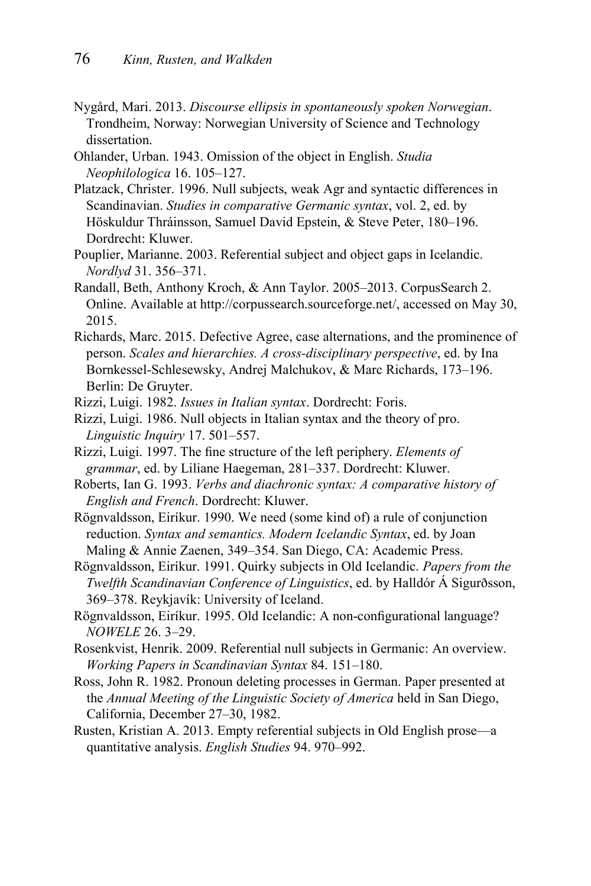Nygård, Mari. 2013. *Discourse ellipsis in spontaneously spoken Norwegian*. Trondheim, Norway: Norwegian University of Science and Technology dissertation.

Ohlander, Urban. 1943. Omission of the object in English. *Studia Neophilologica* 16. 105–127.

Platzack, Christer. 1996. Null subjects, weak Agr and syntactic differences in Scandinavian. *Studies in comparative Germanic syntax*, vol. 2, ed. by Höskuldur Thráinsson, Samuel David Epstein, & Steve Peter, 180–196. Dordrecht: Kluwer.

Pouplier, Marianne. 2003. Referential subject and object gaps in Icelandic. *Nordlyd* 31. 356–371.

Randall, Beth, Anthony Kroch, & Ann Taylor. 2005–2013. CorpusSearch 2. Online. Available at http://corpussearch.sourceforge.net/, accessed on May 30, 2015.

Richards, Marc. 2015. Defective Agree, case alternations, and the prominence of person. *Scales and hierarchies. A cross-disciplinary perspective*, ed. by Ina Bornkessel-Schlesewsky, Andrej Malchukov, & Marc Richards, 173–196. Berlin: De Gruyter.

Rizzi, Luigi. 1982. *Issues in Italian syntax*. Dordrecht: Foris.

Rizzi, Luigi. 1986. Null objects in Italian syntax and the theory of pro. *Linguistic Inquiry* 17. 501–557.

Rizzi, Luigi. 1997. The fine structure of the left periphery. *Elements of grammar*, ed. by Liliane Haegeman, 281–337. Dordrecht: Kluwer.

Roberts, Ian G. 1993. *Verbs and diachronic syntax: A comparative history of English and French*. Dordrecht: Kluwer.

Rögnvaldsson, Eiríkur. 1990. We need (some kind of) a rule of conjunction reduction. *Syntax and semantics. Modern Icelandic Syntax*, ed. by Joan Maling & Annie Zaenen, 349–354. San Diego, CA: Academic Press.

Rögnvaldsson, Eiríkur. 1991. Quirky subjects in Old Icelandic. *Papers from the Twelfth Scandinavian Conference of Linguistics*, ed. by Halldór Á Sigurðsson, 369–378. Reykjavík: University of Iceland.

Rögnvaldsson, Eiríkur. 1995. Old Icelandic: A non-configurational language? *NOWELE* 26. 3–29.

Rosenkvist, Henrik. 2009. Referential null subjects in Germanic: An overview. *Working Papers in Scandinavian Syntax* 84. 151–180.

Ross, John R. 1982. Pronoun deleting processes in German. Paper presented at the *Annual Meeting of the Linguistic Society of America* held in San Diego, California, December 27–30, 1982.

Rusten, Kristian A. 2013. Empty referential subjects in Old English prose—a quantitative analysis. *English Studies* 94. 970–992.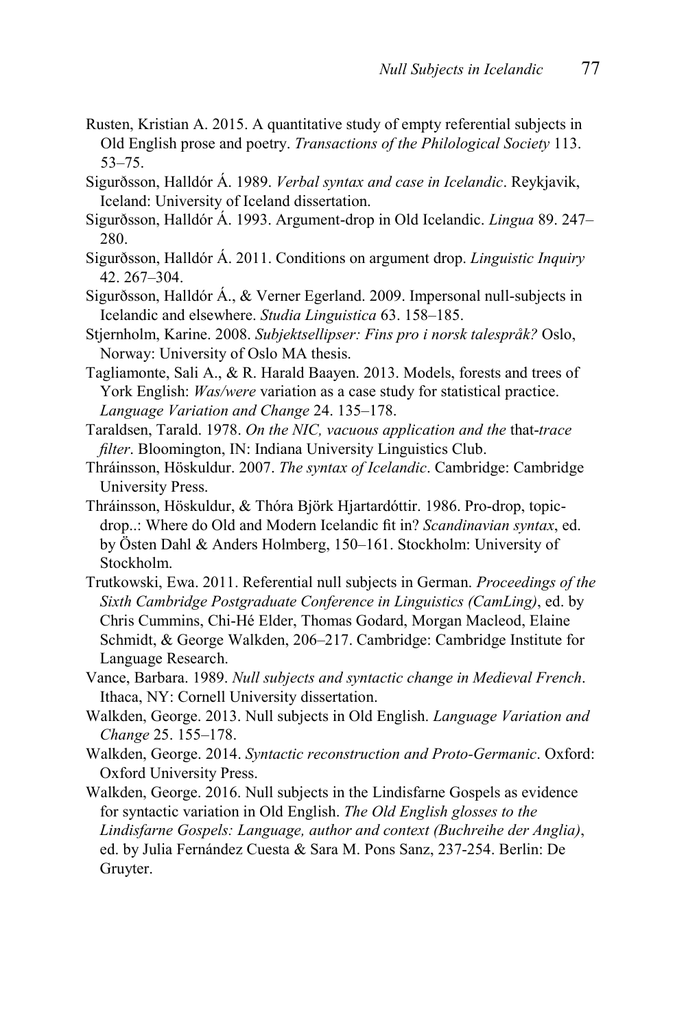Rusten, Kristian A. 2015. A quantitative study of empty referential subjects in Old English prose and poetry. *Transactions of the Philological Society* 113. 53–75.

Sigurðsson, Halldór Á. 1989. *Verbal syntax and case in Icelandic*. Reykjavik, Iceland: University of Iceland dissertation.

Sigurðsson, Halldór Á. 1993. Argument-drop in Old Icelandic. *Lingua* 89. 247–280.

Sigurðsson, Halldór Á. 2011. Conditions on argument drop. *Linguistic Inquiry* 42. 267–304.

Sigurðsson, Halldór Á., & Verner Egerland. 2009. Impersonal null-subjects in Icelandic and elsewhere. *Studia Linguistica* 63. 158–185.

Stjernholm, Karine. 2008. *Subjektsellipser: Fins pro i norsk talespråk?* Oslo, Norway: University of Oslo MA thesis.

Tagliamonte, Sali A., & R. Harald Baayen. 2013. Models, forests and trees of York English: *Was/were* variation as a case study for statistical practice. *Language Variation and Change* 24. 135–178.

Taraldsen, Tarald. 1978. *On the NIC, vacuous application and the* that-*trace filter*. Bloomington, IN: Indiana University Linguistics Club.

Thráinsson, Höskuldur. 2007. *The syntax of Icelandic*. Cambridge: Cambridge University Press.

Thráinsson, Höskuldur, & Thóra Björk Hjartardóttir. 1986. Pro-drop, topic-drop..: Where do Old and Modern Icelandic fit in? *Scandinavian syntax*, ed. by Östen Dahl & Anders Holmberg, 150–161. Stockholm: University of Stockholm.

Trutkowski, Ewa. 2011. Referential null subjects in German. *Proceedings of the Sixth Cambridge Postgraduate Conference in Linguistics (CamLing)*, ed. by Chris Cummins, Chi-Hé Elder, Thomas Godard, Morgan Macleod, Elaine Schmidt, & George Walkden, 206–217. Cambridge: Cambridge Institute for Language Research.

Vance, Barbara. 1989. *Null subjects and syntactic change in Medieval French*. Ithaca, NY: Cornell University dissertation.

Walkden, George. 2013. Null subjects in Old English. *Language Variation and Change* 25. 155–178.

Walkden, George. 2014. *Syntactic reconstruction and Proto-Germanic*. Oxford: Oxford University Press.

Walkden, George. 2016. Null subjects in the Lindisfarne Gospels as evidence for syntactic variation in Old English. *The Old English glosses to the Lindisfarne Gospels: Language, author and context (Buchreihe der Anglia)*, ed. by Julia Fernández Cuesta & Sara M. Pons Sanz, 237-254. Berlin: De Gruyter.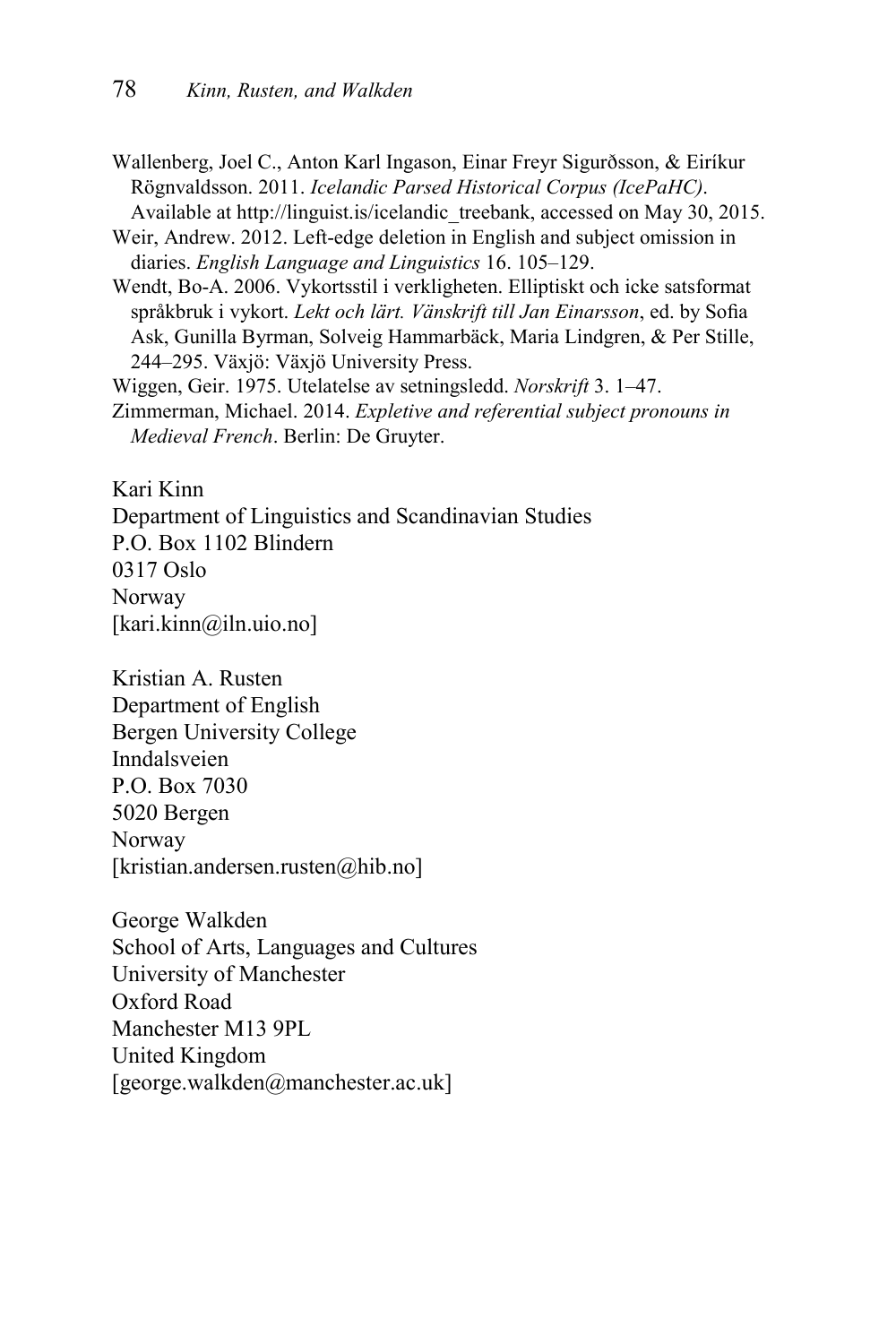Wallenberg, Joel C., Anton Karl Ingason, Einar Freyr Sigurðsson, & Eiríkur Rögnvaldsson. 2011. *Icelandic Parsed Historical Corpus (IcePaHC)*. Available at http://linguist.is/icelandic_treebank, accessed on May 30, 2015.

Weir, Andrew. 2012. Left-edge deletion in English and subject omission in diaries. *English Language and Linguistics* 16. 105–129.

Wendt, Bo-A. 2006. Vykortsstil i verkligheten. Elliptiskt och icke satsformat språkbruk i vykort. *Lekt och lärt. Vänskrift till Jan Einarsson*, ed. by Sofia Ask, Gunilla Byrman, Solveig Hammarbäck, Maria Lindgren, & Per Stille, 244–295. Växjö: Växjö University Press.

Wiggen, Geir. 1975. Utelatelse av setningsledd. *Norskrift* 3. 1–47.

Zimmerman, Michael. 2014. *Expletive and referential subject pronouns in Medieval French*. Berlin: De Gruyter.

Kari Kinn
Department of Linguistics and Scandinavian Studies
P.O. Box 1102 Blindern
0317 Oslo
Norway
[kari.kinn@iln.uio.no]

Kristian A. Rusten
Department of English
Bergen University College
Inndalsveien
P.O. Box 7030
5020 Bergen
Norway
[kristian.andersen.rusten@hib.no]

George Walkden
School of Arts, Languages and Cultures
University of Manchester
Oxford Road
Manchester M13 9PL
United Kingdom
[george.walkden@manchester.ac.uk]